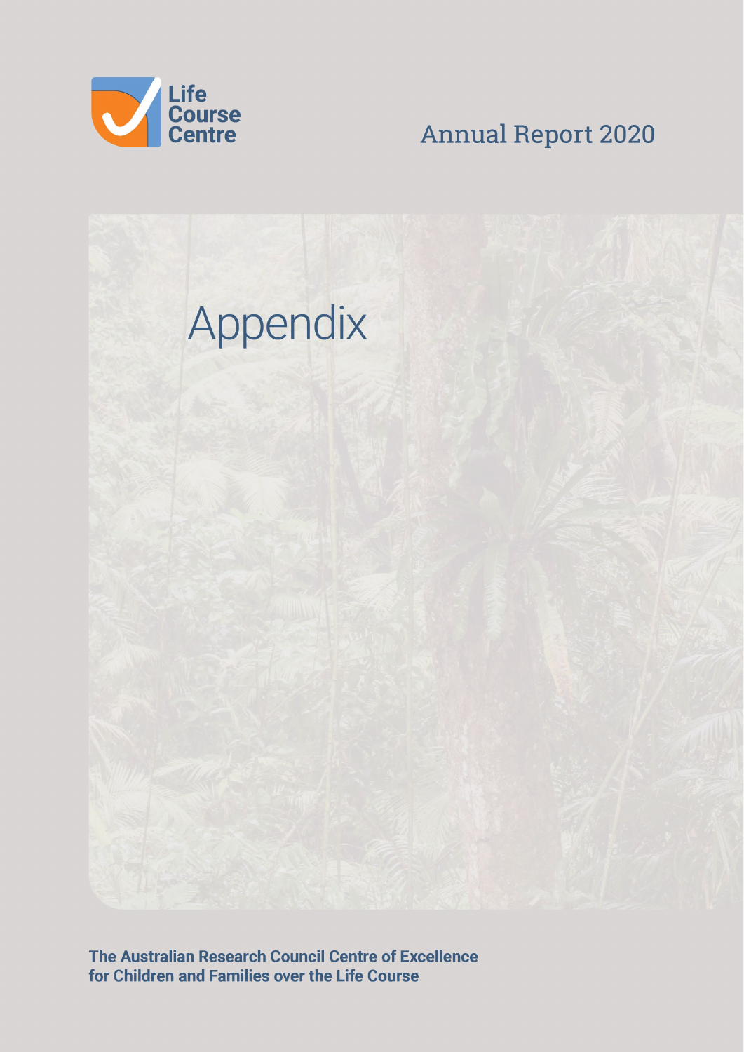Life Course Centre

Annual Report 2020

# Appendix

**The Australian Research Council Centre of Excellence for Children and Families over the Life Course**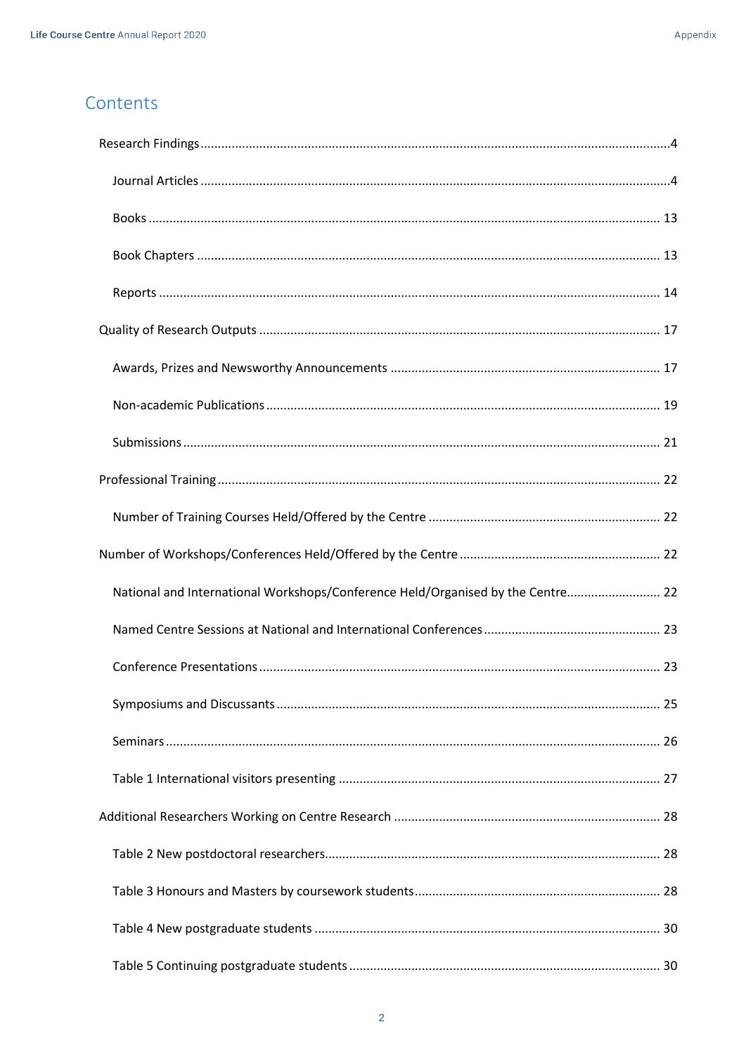# Contents

- Research Findings ....4
  - Journal Articles ....4
  - Books .... 13
  - Book Chapters .... 13
  - Reports .... 14
- Quality of Research Outputs .... 17
  - Awards, Prizes and Newsworthy Announcements .... 17
  - Non-academic Publications .... 19
  - Submissions .... 21
- Professional Training .... 22
  - Number of Training Courses Held/Offered by the Centre .... 22
- Number of Workshops/Conferences Held/Offered by the Centre .... 22
  - National and International Workshops/Conference Held/Organised by the Centre.... 22
  - Named Centre Sessions at National and International Conferences .... 23
  - Conference Presentations .... 23
  - Symposiums and Discussants .... 25
  - Seminars .... 26
  - Table 1 International visitors presenting .... 27
- Additional Researchers Working on Centre Research .... 28
  - Table 2 New postdoctoral researchers.... 28
  - Table 3 Honours and Masters by coursework students.... 28
  - Table 4 New postgraduate students .... 30
  - Table 5 Continuing postgraduate students .... 30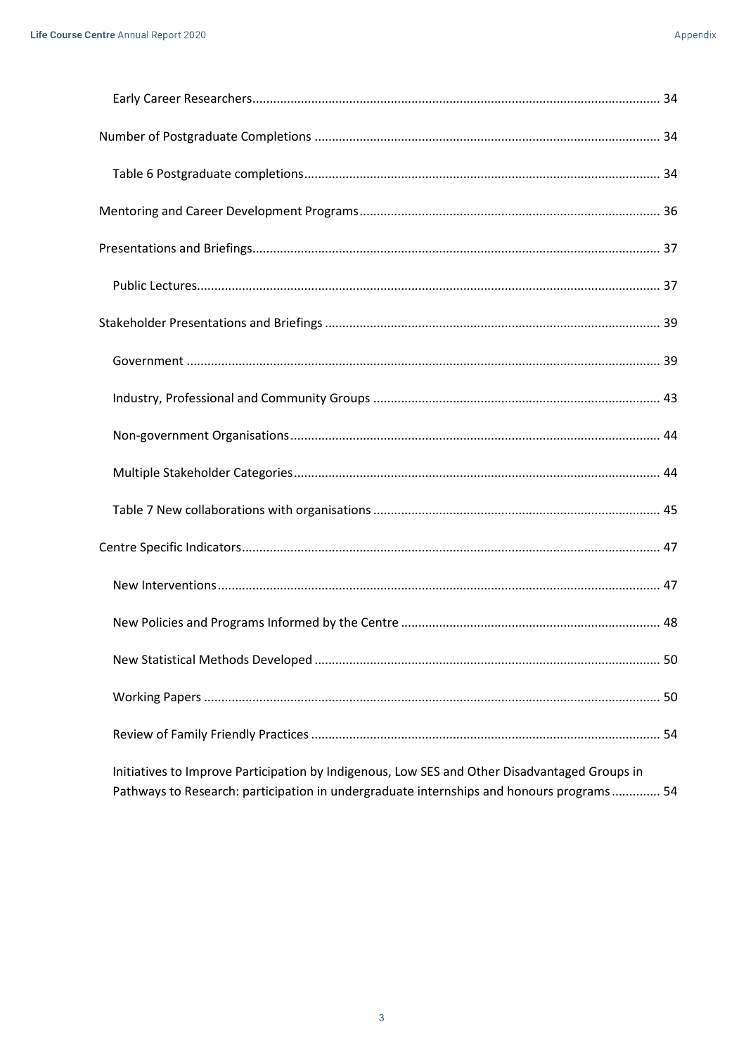- Early Career Researchers ........................................................................................................ 34
- Number of Postgraduate Completions ........................................................................................ 34
  - Table 6 Postgraduate completions ........................................................................................ 34
- Mentoring and Career Development Programs ........................................................................... 36
- Presentations and Briefings ...................................................................................................... 37
  - Public Lectures ..................................................................................................................... 37
- Stakeholder Presentations and Briefings .................................................................................... 39
  - Government ......................................................................................................................... 39
  - Industry, Professional and Community Groups ...................................................................... 43
  - Non-government Organisations ............................................................................................ 44
  - Multiple Stakeholder Categories ........................................................................................... 44
  - Table 7 New collaborations with organisations ...................................................................... 45
- Centre Specific Indicators ......................................................................................................... 47
  - New Interventions ................................................................................................................ 47
  - New Policies and Programs Informed by the Centre .............................................................. 48
  - New Statistical Methods Developed ...................................................................................... 50
  - Working Papers .................................................................................................................... 50
  - Review of Family Friendly Practices ...................................................................................... 54
  - Initiatives to Improve Participation by Indigenous, Low SES and Other Disadvantaged Groups in Pathways to Research: participation in undergraduate internships and honours programs ............. 54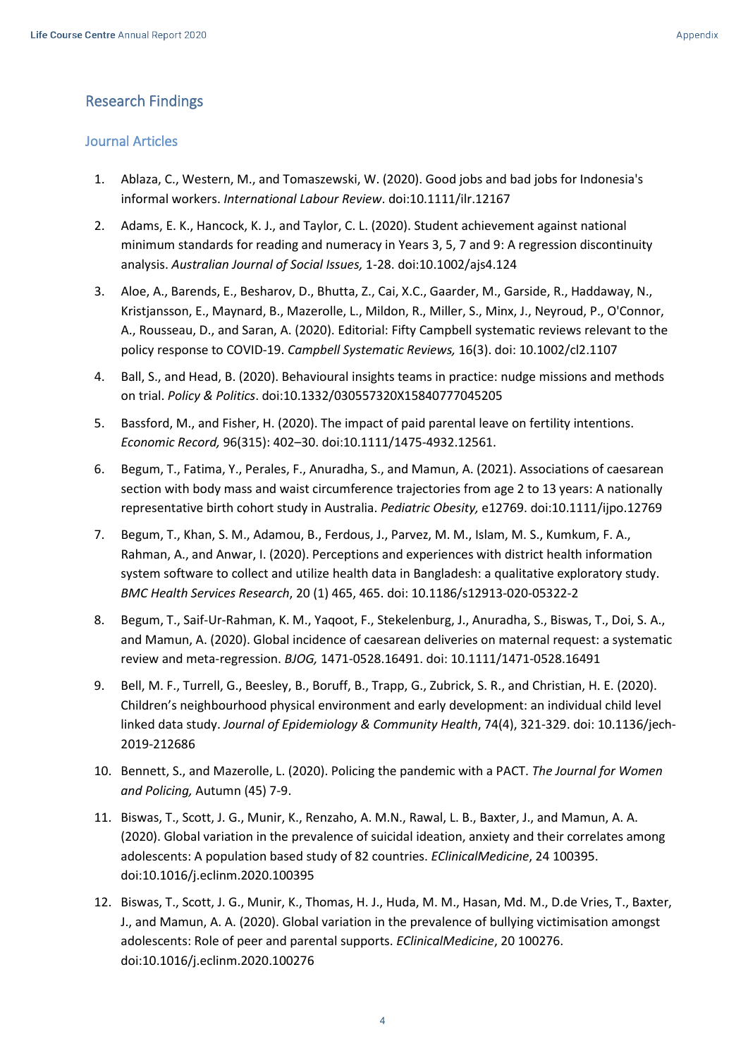## Research Findings

### Journal Articles

1. Ablaza, C., Western, M., and Tomaszewski, W. (2020). Good jobs and bad jobs for Indonesia's informal workers. *International Labour Review*. doi:10.1111/ilr.12167
2. Adams, E. K., Hancock, K. J., and Taylor, C. L. (2020). Student achievement against national minimum standards for reading and numeracy in Years 3, 5, 7 and 9: A regression discontinuity analysis. *Australian Journal of Social Issues,* 1-28. doi:10.1002/ajs4.124
3. Aloe, A., Barends, E., Besharov, D., Bhutta, Z., Cai, X.C., Gaarder, M., Garside, R., Haddaway, N., Kristjansson, E., Maynard, B., Mazerolle, L., Mildon, R., Miller, S., Minx, J., Neyroud, P., O'Connor, A., Rousseau, D., and Saran, A. (2020). Editorial: Fifty Campbell systematic reviews relevant to the policy response to COVID-19. *Campbell Systematic Reviews,* 16(3). doi: 10.1002/cl2.1107
4. Ball, S., and Head, B. (2020). Behavioural insights teams in practice: nudge missions and methods on trial. *Policy & Politics*. doi:10.1332/030557320X15840777045205
5. Bassford, M., and Fisher, H. (2020). The impact of paid parental leave on fertility intentions. *Economic Record,* 96(315): 402–30. doi:10.1111/1475-4932.12561.
6. Begum, T., Fatima, Y., Perales, F., Anuradha, S., and Mamun, A. (2021). Associations of caesarean section with body mass and waist circumference trajectories from age 2 to 13 years: A nationally representative birth cohort study in Australia. *Pediatric Obesity,* e12769. doi:10.1111/ijpo.12769
7. Begum, T., Khan, S. M., Adamou, B., Ferdous, J., Parvez, M. M., Islam, M. S., Kumkum, F. A., Rahman, A., and Anwar, I. (2020). Perceptions and experiences with district health information system software to collect and utilize health data in Bangladesh: a qualitative exploratory study. *BMC Health Services Research*, 20 (1) 465, 465. doi: 10.1186/s12913-020-05322-2
8. Begum, T., Saif-Ur-Rahman, K. M., Yaqoot, F., Stekelenburg, J., Anuradha, S., Biswas, T., Doi, S. A., and Mamun, A. (2020). Global incidence of caesarean deliveries on maternal request: a systematic review and meta-regression. *BJOG,* 1471-0528.16491. doi: 10.1111/1471-0528.16491
9. Bell, M. F., Turrell, G., Beesley, B., Boruff, B., Trapp, G., Zubrick, S. R., and Christian, H. E. (2020). Children's neighbourhood physical environment and early development: an individual child level linked data study. *Journal of Epidemiology & Community Health*, 74(4), 321-329. doi: 10.1136/jech-2019-212686
10. Bennett, S., and Mazerolle, L. (2020). Policing the pandemic with a PACT. *The Journal for Women and Policing,* Autumn (45) 7-9.
11. Biswas, T., Scott, J. G., Munir, K., Renzaho, A. M.N., Rawal, L. B., Baxter, J., and Mamun, A. A. (2020). Global variation in the prevalence of suicidal ideation, anxiety and their correlates among adolescents: A population based study of 82 countries. *EClinicalMedicine*, 24 100395. doi:10.1016/j.eclinm.2020.100395
12. Biswas, T., Scott, J. G., Munir, K., Thomas, H. J., Huda, M. M., Hasan, Md. M., D.de Vries, T., Baxter, J., and Mamun, A. A. (2020). Global variation in the prevalence of bullying victimisation amongst adolescents: Role of peer and parental supports. *EClinicalMedicine*, 20 100276. doi:10.1016/j.eclinm.2020.100276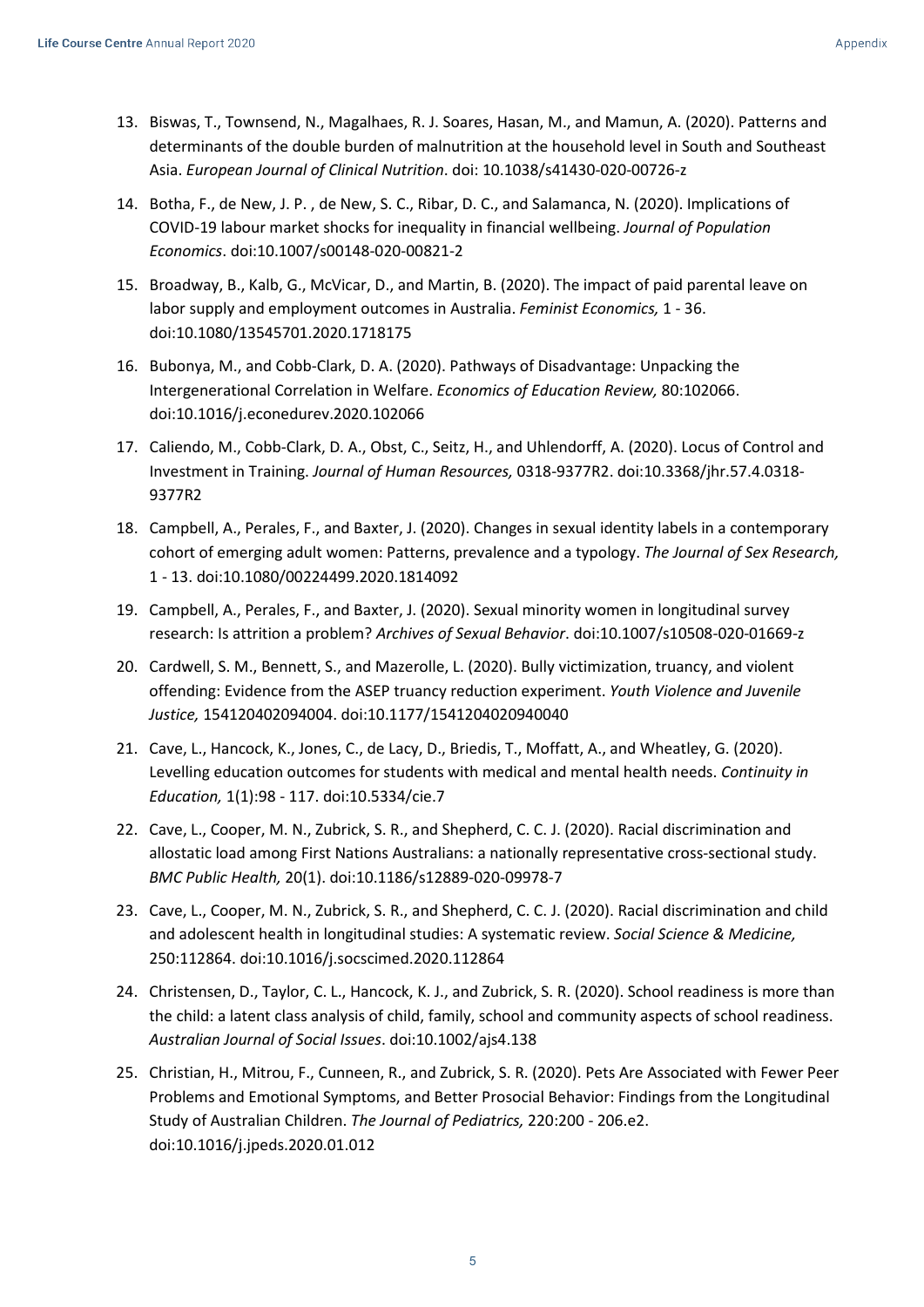13. Biswas, T., Townsend, N., Magalhaes, R. J. Soares, Hasan, M., and Mamun, A. (2020). Patterns and determinants of the double burden of malnutrition at the household level in South and Southeast Asia. *European Journal of Clinical Nutrition*. doi: 10.1038/s41430-020-00726-z

14. Botha, F., de New, J. P. , de New, S. C., Ribar, D. C., and Salamanca, N. (2020). Implications of COVID-19 labour market shocks for inequality in financial wellbeing. *Journal of Population Economics*. doi:10.1007/s00148-020-00821-2

15. Broadway, B., Kalb, G., McVicar, D., and Martin, B. (2020). The impact of paid parental leave on labor supply and employment outcomes in Australia. *Feminist Economics,* 1 - 36. doi:10.1080/13545701.2020.1718175

16. Bubonya, M., and Cobb-Clark, D. A. (2020). Pathways of Disadvantage: Unpacking the Intergenerational Correlation in Welfare. *Economics of Education Review,* 80:102066. doi:10.1016/j.econedurev.2020.102066

17. Caliendo, M., Cobb-Clark, D. A., Obst, C., Seitz, H., and Uhlendorff, A. (2020). Locus of Control and Investment in Training. *Journal of Human Resources,* 0318-9377R2. doi:10.3368/jhr.57.4.0318-9377R2

18. Campbell, A., Perales, F., and Baxter, J. (2020). Changes in sexual identity labels in a contemporary cohort of emerging adult women: Patterns, prevalence and a typology. *The Journal of Sex Research,* 1 - 13. doi:10.1080/00224499.2020.1814092

19. Campbell, A., Perales, F., and Baxter, J. (2020). Sexual minority women in longitudinal survey research: Is attrition a problem? *Archives of Sexual Behavior*. doi:10.1007/s10508-020-01669-z

20. Cardwell, S. M., Bennett, S., and Mazerolle, L. (2020). Bully victimization, truancy, and violent offending: Evidence from the ASEP truancy reduction experiment. *Youth Violence and Juvenile Justice,* 154120402094004. doi:10.1177/1541204020940040

21. Cave, L., Hancock, K., Jones, C., de Lacy, D., Briedis, T., Moffatt, A., and Wheatley, G. (2020). Levelling education outcomes for students with medical and mental health needs. *Continuity in Education,* 1(1):98 - 117. doi:10.5334/cie.7

22. Cave, L., Cooper, M. N., Zubrick, S. R., and Shepherd, C. C. J. (2020). Racial discrimination and allostatic load among First Nations Australians: a nationally representative cross-sectional study. *BMC Public Health,* 20(1). doi:10.1186/s12889-020-09978-7

23. Cave, L., Cooper, M. N., Zubrick, S. R., and Shepherd, C. C. J. (2020). Racial discrimination and child and adolescent health in longitudinal studies: A systematic review. *Social Science & Medicine,* 250:112864. doi:10.1016/j.socscimed.2020.112864

24. Christensen, D., Taylor, C. L., Hancock, K. J., and Zubrick, S. R. (2020). School readiness is more than the child: a latent class analysis of child, family, school and community aspects of school readiness. *Australian Journal of Social Issues*. doi:10.1002/ajs4.138

25. Christian, H., Mitrou, F., Cunneen, R., and Zubrick, S. R. (2020). Pets Are Associated with Fewer Peer Problems and Emotional Symptoms, and Better Prosocial Behavior: Findings from the Longitudinal Study of Australian Children. *The Journal of Pediatrics,* 220:200 - 206.e2. doi:10.1016/j.jpeds.2020.01.012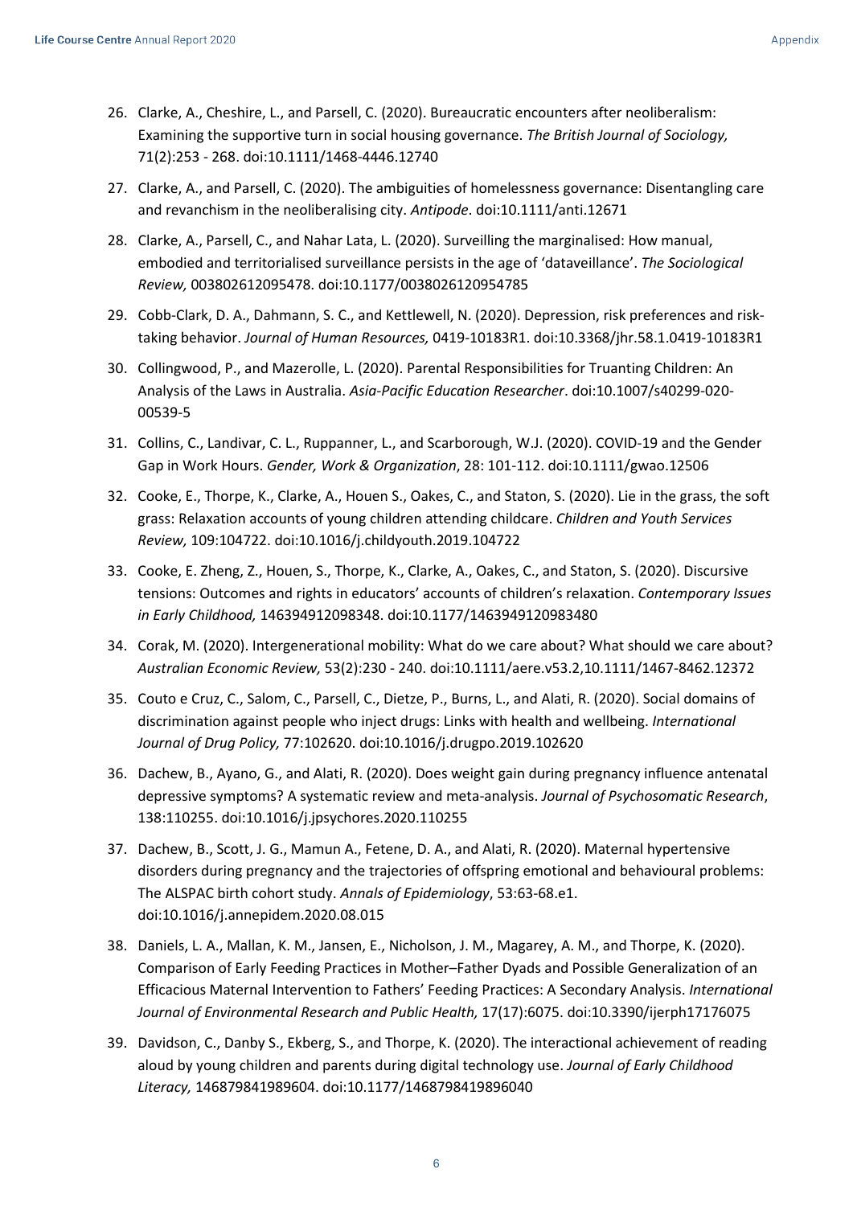26. Clarke, A., Cheshire, L., and Parsell, C. (2020). Bureaucratic encounters after neoliberalism: Examining the supportive turn in social housing governance. *The British Journal of Sociology,* 71(2):253 - 268. doi:10.1111/1468-4446.12740
27. Clarke, A., and Parsell, C. (2020). The ambiguities of homelessness governance: Disentangling care and revanchism in the neoliberalising city. *Antipode*. doi:10.1111/anti.12671
28. Clarke, A., Parsell, C., and Nahar Lata, L. (2020). Surveilling the marginalised: How manual, embodied and territorialised surveillance persists in the age of 'dataveillance'. *The Sociological Review,* 003802612095478. doi:10.1177/0038026120954785
29. Cobb-Clark, D. A., Dahmann, S. C., and Kettlewell, N. (2020). Depression, risk preferences and risk-taking behavior. *Journal of Human Resources,* 0419-10183R1. doi:10.3368/jhr.58.1.0419-10183R1
30. Collingwood, P., and Mazerolle, L. (2020). Parental Responsibilities for Truanting Children: An Analysis of the Laws in Australia. *Asia-Pacific Education Researcher*. doi:10.1007/s40299-020-00539-5
31. Collins, C., Landivar, C. L., Ruppanner, L., and Scarborough, W.J. (2020). COVID-19 and the Gender Gap in Work Hours. *Gender, Work & Organization*, 28: 101-112. doi:10.1111/gwao.12506
32. Cooke, E., Thorpe, K., Clarke, A., Houen S., Oakes, C., and Staton, S. (2020). Lie in the grass, the soft grass: Relaxation accounts of young children attending childcare. *Children and Youth Services Review,* 109:104722. doi:10.1016/j.childyouth.2019.104722
33. Cooke, E. Zheng, Z., Houen, S., Thorpe, K., Clarke, A., Oakes, C., and Staton, S. (2020). Discursive tensions: Outcomes and rights in educators' accounts of children's relaxation. *Contemporary Issues in Early Childhood,* 146394912098348. doi:10.1177/1463949120983480
34. Corak, M. (2020). Intergenerational mobility: What do we care about? What should we care about? *Australian Economic Review,* 53(2):230 - 240. doi:10.1111/aere.v53.2,10.1111/1467-8462.12372
35. Couto e Cruz, C., Salom, C., Parsell, C., Dietze, P., Burns, L., and Alati, R. (2020). Social domains of discrimination against people who inject drugs: Links with health and wellbeing. *International Journal of Drug Policy,* 77:102620. doi:10.1016/j.drugpo.2019.102620
36. Dachew, B., Ayano, G., and Alati, R. (2020). Does weight gain during pregnancy influence antenatal depressive symptoms? A systematic review and meta-analysis. *Journal of Psychosomatic Research*, 138:110255. doi:10.1016/j.jpsychores.2020.110255
37. Dachew, B., Scott, J. G., Mamun A., Fetene, D. A., and Alati, R. (2020). Maternal hypertensive disorders during pregnancy and the trajectories of offspring emotional and behavioural problems: The ALSPAC birth cohort study. *Annals of Epidemiology*, 53:63-68.e1. doi:10.1016/j.annepidem.2020.08.015
38. Daniels, L. A., Mallan, K. M., Jansen, E., Nicholson, J. M., Magarey, A. M., and Thorpe, K. (2020). Comparison of Early Feeding Practices in Mother–Father Dyads and Possible Generalization of an Efficacious Maternal Intervention to Fathers' Feeding Practices: A Secondary Analysis. *International Journal of Environmental Research and Public Health,* 17(17):6075. doi:10.3390/ijerph17176075
39. Davidson, C., Danby S., Ekberg, S., and Thorpe, K. (2020). The interactional achievement of reading aloud by young children and parents during digital technology use. *Journal of Early Childhood Literacy,* 146879841989604. doi:10.1177/1468798419896040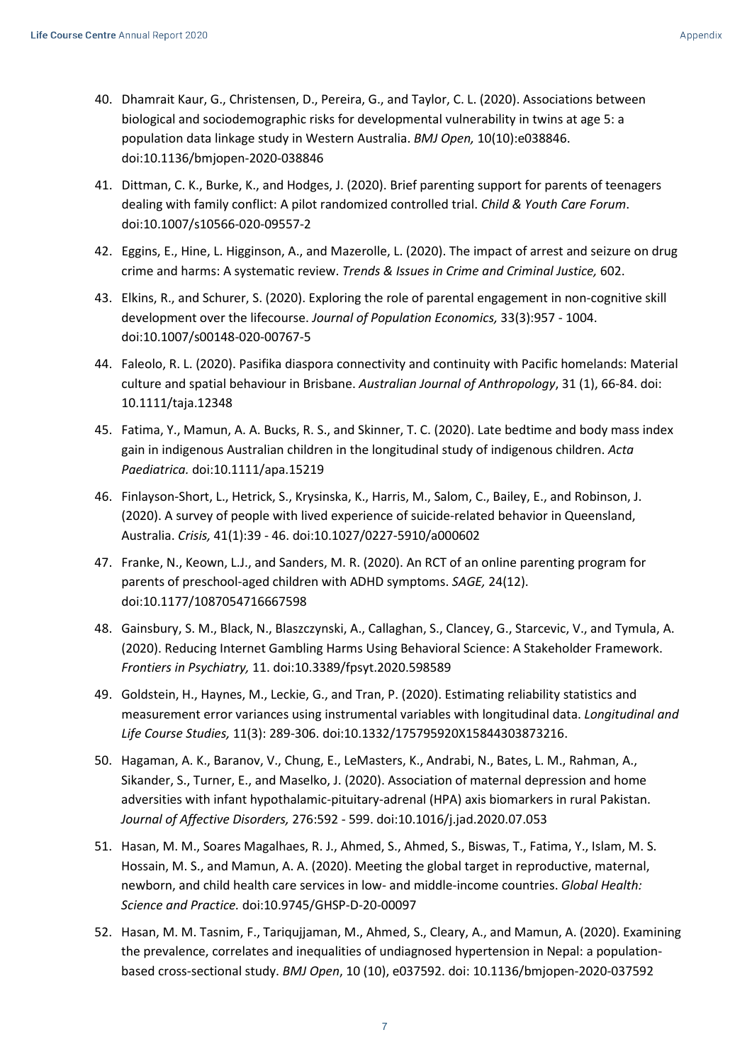40. Dhamrait Kaur, G., Christensen, D., Pereira, G., and Taylor, C. L. (2020). Associations between biological and sociodemographic risks for developmental vulnerability in twins at age 5: a population data linkage study in Western Australia. *BMJ Open,* 10(10):e038846. doi:10.1136/bmjopen-2020-038846

41. Dittman, C. K., Burke, K., and Hodges, J. (2020). Brief parenting support for parents of teenagers dealing with family conflict: A pilot randomized controlled trial. *Child & Youth Care Forum*. doi:10.1007/s10566-020-09557-2

42. Eggins, E., Hine, L. Higginson, A., and Mazerolle, L. (2020). The impact of arrest and seizure on drug crime and harms: A systematic review. *Trends & Issues in Crime and Criminal Justice,* 602.

43. Elkins, R., and Schurer, S. (2020). Exploring the role of parental engagement in non-cognitive skill development over the lifecourse. *Journal of Population Economics,* 33(3):957 - 1004. doi:10.1007/s00148-020-00767-5

44. Faleolo, R. L. (2020). Pasifika diaspora connectivity and continuity with Pacific homelands: Material culture and spatial behaviour in Brisbane. *Australian Journal of Anthropology*, 31 (1), 66-84. doi: 10.1111/taja.12348

45. Fatima, Y., Mamun, A. A. Bucks, R. S., and Skinner, T. C. (2020). Late bedtime and body mass index gain in indigenous Australian children in the longitudinal study of indigenous children. *Acta Paediatrica.* doi:10.1111/apa.15219

46. Finlayson-Short, L., Hetrick, S., Krysinska, K., Harris, M., Salom, C., Bailey, E., and Robinson, J. (2020). A survey of people with lived experience of suicide-related behavior in Queensland, Australia. *Crisis,* 41(1):39 - 46. doi:10.1027/0227-5910/a000602

47. Franke, N., Keown, L.J., and Sanders, M. R. (2020). An RCT of an online parenting program for parents of preschool-aged children with ADHD symptoms. *SAGE,* 24(12). doi:10.1177/1087054716667598

48. Gainsbury, S. M., Black, N., Blaszczynski, A., Callaghan, S., Clancey, G., Starcevic, V., and Tymula, A. (2020). Reducing Internet Gambling Harms Using Behavioral Science: A Stakeholder Framework. *Frontiers in Psychiatry,* 11. doi:10.3389/fpsyt.2020.598589

49. Goldstein, H., Haynes, M., Leckie, G., and Tran, P. (2020). Estimating reliability statistics and measurement error variances using instrumental variables with longitudinal data. *Longitudinal and Life Course Studies,* 11(3): 289-306. doi:10.1332/175795920X15844303873216.

50. Hagaman, A. K., Baranov, V., Chung, E., LeMasters, K., Andrabi, N., Bates, L. M., Rahman, A., Sikander, S., Turner, E., and Maselko, J. (2020). Association of maternal depression and home adversities with infant hypothalamic-pituitary-adrenal (HPA) axis biomarkers in rural Pakistan. *Journal of Affective Disorders,* 276:592 - 599. doi:10.1016/j.jad.2020.07.053

51. Hasan, M. M., Soares Magalhaes, R. J., Ahmed, S., Ahmed, S., Biswas, T., Fatima, Y., Islam, M. S. Hossain, M. S., and Mamun, A. A. (2020). Meeting the global target in reproductive, maternal, newborn, and child health care services in low- and middle-income countries. *Global Health: Science and Practice.* doi:10.9745/GHSP-D-20-00097

52. Hasan, M. M. Tasnim, F., Tariqujjaman, M., Ahmed, S., Cleary, A., and Mamun, A. (2020). Examining the prevalence, correlates and inequalities of undiagnosed hypertension in Nepal: a population-based cross-sectional study. *BMJ Open*, 10 (10), e037592. doi: 10.1136/bmjopen-2020-037592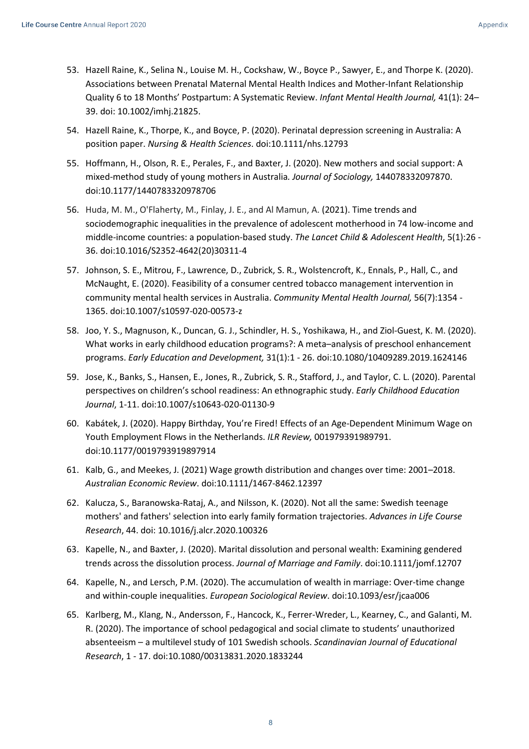53. Hazell Raine, K., Selina N., Louise M. H., Cockshaw, W., Boyce P., Sawyer, E., and Thorpe K. (2020). Associations between Prenatal Maternal Mental Health Indices and Mother-Infant Relationship Quality 6 to 18 Months' Postpartum: A Systematic Review. *Infant Mental Health Journal,* 41(1): 24–39. doi: 10.1002/imhj.21825.

54. Hazell Raine, K., Thorpe, K., and Boyce, P. (2020). Perinatal depression screening in Australia: A position paper. *Nursing & Health Sciences*. doi:10.1111/nhs.12793

55. Hoffmann, H., Olson, R. E., Perales, F., and Baxter, J. (2020). New mothers and social support: A mixed-method study of young mothers in Australia. *Journal of Sociology,* 144078332097870. doi:10.1177/1440783320978706

56. Huda, M. M., O'Flaherty, M., Finlay, J. E., and Al Mamun, A. (2021). Time trends and sociodemographic inequalities in the prevalence of adolescent motherhood in 74 low-income and middle-income countries: a population-based study. *The Lancet Child & Adolescent Health*, 5(1):26 - 36. doi:10.1016/S2352-4642(20)30311-4

57. Johnson, S. E., Mitrou, F., Lawrence, D., Zubrick, S. R., Wolstencroft, K., Ennals, P., Hall, C., and McNaught, E. (2020). Feasibility of a consumer centred tobacco management intervention in community mental health services in Australia. *Community Mental Health Journal,* 56(7):1354 - 1365. doi:10.1007/s10597-020-00573-z

58. Joo, Y. S., Magnuson, K., Duncan, G. J., Schindler, H. S., Yoshikawa, H., and Ziol-Guest, K. M. (2020). What works in early childhood education programs?: A meta–analysis of preschool enhancement programs. *Early Education and Development,* 31(1):1 - 26. doi:10.1080/10409289.2019.1624146

59. Jose, K., Banks, S., Hansen, E., Jones, R., Zubrick, S. R., Stafford, J., and Taylor, C. L. (2020). Parental perspectives on children's school readiness: An ethnographic study. *Early Childhood Education Journal*, 1-11. doi:10.1007/s10643-020-01130-9

60. Kabátek, J. (2020). Happy Birthday, You're Fired! Effects of an Age-Dependent Minimum Wage on Youth Employment Flows in the Netherlands. *ILR Review,* 001979391989791. doi:10.1177/0019793919897914

61. Kalb, G., and Meekes, J. (2021) Wage growth distribution and changes over time: 2001–2018. *Australian Economic Review*. doi:10.1111/1467-8462.12397

62. Kalucza, S., Baranowska-Rataj, A., and Nilsson, K. (2020). Not all the same: Swedish teenage mothers' and fathers' selection into early family formation trajectories. *Advances in Life Course Research*, 44. doi: 10.1016/j.alcr.2020.100326

63. Kapelle, N., and Baxter, J. (2020). Marital dissolution and personal wealth: Examining gendered trends across the dissolution process. *Journal of Marriage and Family*. doi:10.1111/jomf.12707

64. Kapelle, N., and Lersch, P.M. (2020). The accumulation of wealth in marriage: Over-time change and within-couple inequalities. *European Sociological Review*. doi:10.1093/esr/jcaa006

65. Karlberg, M., Klang, N., Andersson, F., Hancock, K., Ferrer-Wreder, L., Kearney, C., and Galanti, M. R. (2020). The importance of school pedagogical and social climate to students' unauthorized absenteeism – a multilevel study of 101 Swedish schools. *Scandinavian Journal of Educational Research*, 1 - 17. doi:10.1080/00313831.2020.1833244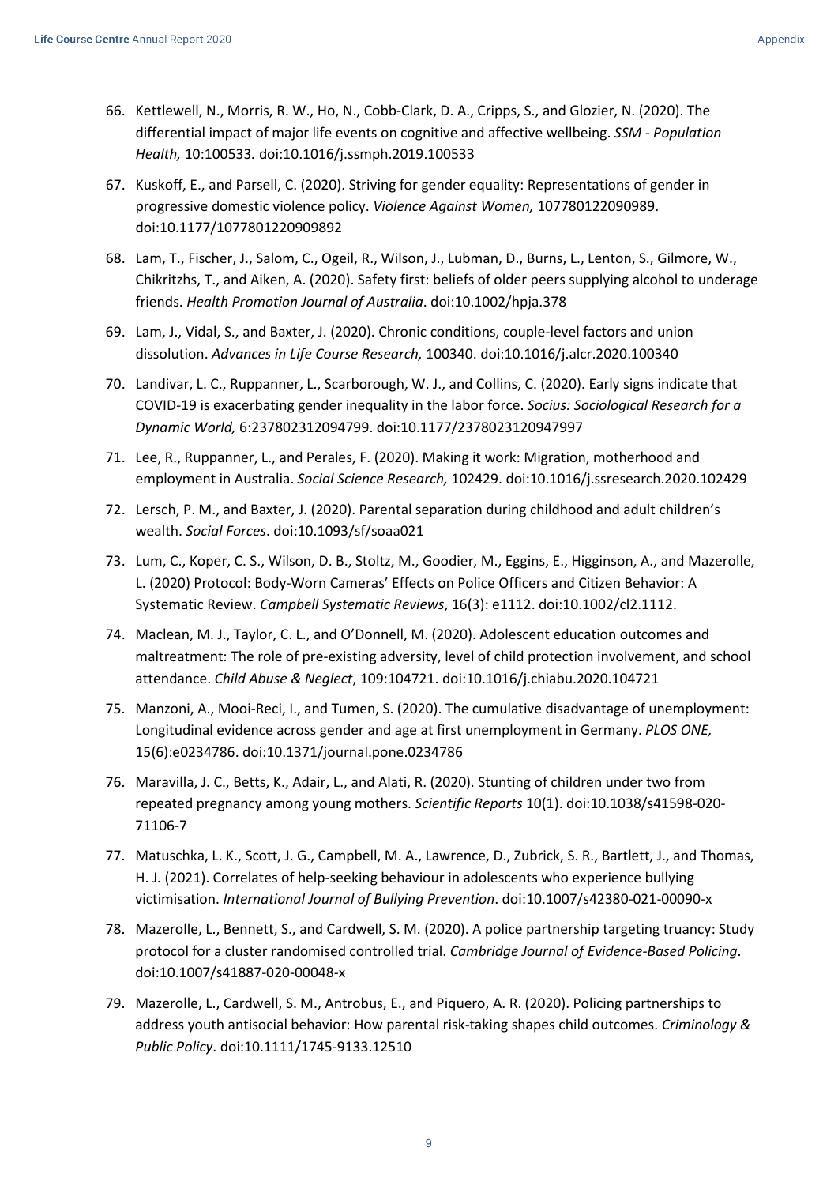66. Kettlewell, N., Morris, R. W., Ho, N., Cobb-Clark, D. A., Cripps, S., and Glozier, N. (2020). The differential impact of major life events on cognitive and affective wellbeing. *SSM - Population Health,* 10:100533*.* doi:10.1016/j.ssmph.2019.100533

67. Kuskoff, E., and Parsell, C. (2020). Striving for gender equality: Representations of gender in progressive domestic violence policy. *Violence Against Women,* 107780122090989. doi:10.1177/1077801220909892

68. Lam, T., Fischer, J., Salom, C., Ogeil, R., Wilson, J., Lubman, D., Burns, L., Lenton, S., Gilmore, W., Chikritzhs, T., and Aiken, A. (2020). Safety first: beliefs of older peers supplying alcohol to underage friends. *Health Promotion Journal of Australia*. doi:10.1002/hpja.378

69. Lam, J., Vidal, S., and Baxter, J. (2020). Chronic conditions, couple-level factors and union dissolution. *Advances in Life Course Research,* 100340. doi:10.1016/j.alcr.2020.100340

70. Landivar, L. C., Ruppanner, L., Scarborough, W. J., and Collins, C. (2020). Early signs indicate that COVID-19 is exacerbating gender inequality in the labor force. *Socius: Sociological Research for a Dynamic World,* 6:237802312094799. doi:10.1177/2378023120947997

71. Lee, R., Ruppanner, L., and Perales, F. (2020). Making it work: Migration, motherhood and employment in Australia. *Social Science Research,* 102429. doi:10.1016/j.ssresearch.2020.102429

72. Lersch, P. M., and Baxter, J. (2020). Parental separation during childhood and adult children's wealth. *Social Forces*. doi:10.1093/sf/soaa021

73. Lum, C., Koper, C. S., Wilson, D. B., Stoltz, M., Goodier, M., Eggins, E., Higginson, A., and Mazerolle, L. (2020) Protocol: Body-Worn Cameras' Effects on Police Officers and Citizen Behavior: A Systematic Review. *Campbell Systematic Reviews*, 16(3): e1112. doi:10.1002/cl2.1112.

74. Maclean, M. J., Taylor, C. L., and O'Donnell, M. (2020). Adolescent education outcomes and maltreatment: The role of pre-existing adversity, level of child protection involvement, and school attendance. *Child Abuse & Neglect*, 109:104721. doi:10.1016/j.chiabu.2020.104721

75. Manzoni, A., Mooi-Reci, I., and Tumen, S. (2020). The cumulative disadvantage of unemployment: Longitudinal evidence across gender and age at first unemployment in Germany. *PLOS ONE,* 15(6):e0234786. doi:10.1371/journal.pone.0234786

76. Maravilla, J. C., Betts, K., Adair, L., and Alati, R. (2020). Stunting of children under two from repeated pregnancy among young mothers. *Scientific Reports* 10(1). doi:10.1038/s41598-020-71106-7

77. Matuschka, L. K., Scott, J. G., Campbell, M. A., Lawrence, D., Zubrick, S. R., Bartlett, J., and Thomas, H. J. (2021). Correlates of help-seeking behaviour in adolescents who experience bullying victimisation. *International Journal of Bullying Prevention*. doi:10.1007/s42380-021-00090-x

78. Mazerolle, L., Bennett, S., and Cardwell, S. M. (2020). A police partnership targeting truancy: Study protocol for a cluster randomised controlled trial. *Cambridge Journal of Evidence-Based Policing*. doi:10.1007/s41887-020-00048-x

79. Mazerolle, L., Cardwell, S. M., Antrobus, E., and Piquero, A. R. (2020). Policing partnerships to address youth antisocial behavior: How parental risk-taking shapes child outcomes. *Criminology & Public Policy*. doi:10.1111/1745-9133.12510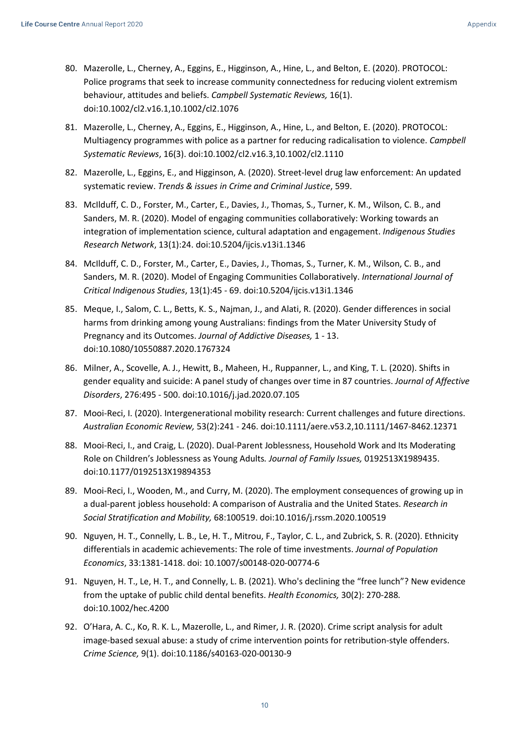80. Mazerolle, L., Cherney, A., Eggins, E., Higginson, A., Hine, L., and Belton, E. (2020). PROTOCOL: Police programs that seek to increase community connectedness for reducing violent extremism behaviour, attitudes and beliefs. *Campbell Systematic Reviews,* 16(1). doi:10.1002/cl2.v16.1,10.1002/cl2.1076

81. Mazerolle, L., Cherney, A., Eggins, E., Higginson, A., Hine, L., and Belton, E. (2020). PROTOCOL: Multiagency programmes with police as a partner for reducing radicalisation to violence. *Campbell Systematic Reviews*, 16(3). doi:10.1002/cl2.v16.3,10.1002/cl2.1110

82. Mazerolle, L., Eggins, E., and Higginson, A. (2020). Street-level drug law enforcement: An updated systematic review. *Trends & issues in Crime and Criminal Justice*, 599.

83. McIlduff, C. D., Forster, M., Carter, E., Davies, J., Thomas, S., Turner, K. M., Wilson, C. B., and Sanders, M. R. (2020). Model of engaging communities collaboratively: Working towards an integration of implementation science, cultural adaptation and engagement. *Indigenous Studies Research Network*, 13(1):24. doi:10.5204/ijcis.v13i1.1346

84. McIlduff, C. D., Forster, M., Carter, E., Davies, J., Thomas, S., Turner, K. M., Wilson, C. B., and Sanders, M. R. (2020). Model of Engaging Communities Collaboratively. *International Journal of Critical Indigenous Studies*, 13(1):45 - 69. doi:10.5204/ijcis.v13i1.1346

85. Meque, I., Salom, C. L., Betts, K. S., Najman, J., and Alati, R. (2020). Gender differences in social harms from drinking among young Australians: findings from the Mater University Study of Pregnancy and its Outcomes. *Journal of Addictive Diseases,* 1 - 13. doi:10.1080/10550887.2020.1767324

86. Milner, A., Scovelle, A. J., Hewitt, B., Maheen, H., Ruppanner, L., and King, T. L. (2020). Shifts in gender equality and suicide: A panel study of changes over time in 87 countries. *Journal of Affective Disorders*, 276:495 - 500. doi:10.1016/j.jad.2020.07.105

87. Mooi-Reci, I. (2020). Intergenerational mobility research: Current challenges and future directions. *Australian Economic Review,* 53(2):241 - 246. doi:10.1111/aere.v53.2,10.1111/1467-8462.12371

88. Mooi-Reci, I., and Craig, L. (2020). Dual-Parent Joblessness, Household Work and Its Moderating Role on Children's Joblessness as Young Adults*. Journal of Family Issues,* 0192513X1989435. doi:10.1177/0192513X19894353

89. Mooi-Reci, I., Wooden, M., and Curry, M. (2020). The employment consequences of growing up in a dual-parent jobless household: A comparison of Australia and the United States. *Research in Social Stratification and Mobility,* 68:100519. doi:10.1016/j.rssm.2020.100519

90. Nguyen, H. T., Connelly, L. B., Le, H. T., Mitrou, F., Taylor, C. L., and Zubrick, S. R. (2020). Ethnicity differentials in academic achievements: The role of time investments. *Journal of Population Economics*, 33:1381-1418. doi: 10.1007/s00148-020-00774-6

91. Nguyen, H. T., Le, H. T., and Connelly, L. B. (2021). Who's declining the "free lunch"? New evidence from the uptake of public child dental benefits. *Health Economics,* 30(2): 270-288*.* doi:10.1002/hec.4200

92. O'Hara, A. C., Ko, R. K. L., Mazerolle, L., and Rimer, J. R. (2020). Crime script analysis for adult image-based sexual abuse: a study of crime intervention points for retribution-style offenders. *Crime Science,* 9(1). doi:10.1186/s40163-020-00130-9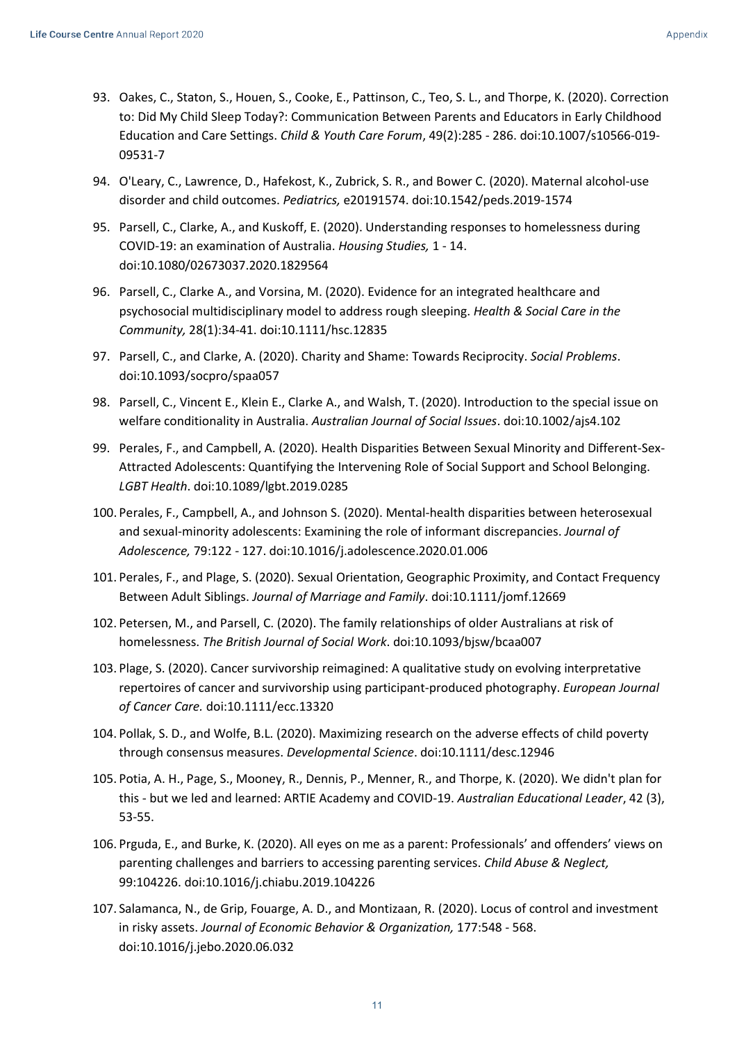93. Oakes, C., Staton, S., Houen, S., Cooke, E., Pattinson, C., Teo, S. L., and Thorpe, K. (2020). Correction to: Did My Child Sleep Today?: Communication Between Parents and Educators in Early Childhood Education and Care Settings. *Child & Youth Care Forum*, 49(2):285 - 286. doi:10.1007/s10566-019-09531-7

94. O'Leary, C., Lawrence, D., Hafekost, K., Zubrick, S. R., and Bower C. (2020). Maternal alcohol-use disorder and child outcomes. *Pediatrics,* e20191574. doi:10.1542/peds.2019-1574

95. Parsell, C., Clarke, A., and Kuskoff, E. (2020). Understanding responses to homelessness during COVID-19: an examination of Australia. *Housing Studies,* 1 - 14. doi:10.1080/02673037.2020.1829564

96. Parsell, C., Clarke A., and Vorsina, M. (2020). Evidence for an integrated healthcare and psychosocial multidisciplinary model to address rough sleeping. *Health & Social Care in the Community,* 28(1):34-41. doi:10.1111/hsc.12835

97. Parsell, C., and Clarke, A. (2020). Charity and Shame: Towards Reciprocity. *Social Problems*. doi:10.1093/socpro/spaa057

98. Parsell, C., Vincent E., Klein E., Clarke A., and Walsh, T. (2020). Introduction to the special issue on welfare conditionality in Australia. *Australian Journal of Social Issues*. doi:10.1002/ajs4.102

99. Perales, F., and Campbell, A. (2020). Health Disparities Between Sexual Minority and Different-Sex-Attracted Adolescents: Quantifying the Intervening Role of Social Support and School Belonging. *LGBT Health*. doi:10.1089/lgbt.2019.0285

100. Perales, F., Campbell, A., and Johnson S. (2020). Mental-health disparities between heterosexual and sexual-minority adolescents: Examining the role of informant discrepancies. *Journal of Adolescence,* 79:122 - 127. doi:10.1016/j.adolescence.2020.01.006

101. Perales, F., and Plage, S. (2020). Sexual Orientation, Geographic Proximity, and Contact Frequency Between Adult Siblings. *Journal of Marriage and Family*. doi:10.1111/jomf.12669

102. Petersen, M., and Parsell, C. (2020). The family relationships of older Australians at risk of homelessness. *The British Journal of Social Work*. doi:10.1093/bjsw/bcaa007

103. Plage, S. (2020). Cancer survivorship reimagined: A qualitative study on evolving interpretative repertoires of cancer and survivorship using participant-produced photography. *European Journal of Cancer Care.* doi:10.1111/ecc.13320

104. Pollak, S. D., and Wolfe, B.L. (2020). Maximizing research on the adverse effects of child poverty through consensus measures. *Developmental Science*. doi:10.1111/desc.12946

105. Potia, A. H., Page, S., Mooney, R., Dennis, P., Menner, R., and Thorpe, K. (2020). We didn't plan for this - but we led and learned: ARTIE Academy and COVID-19. *Australian Educational Leader*, 42 (3), 53-55.

106. Prguda, E., and Burke, K. (2020). All eyes on me as a parent: Professionals' and offenders' views on parenting challenges and barriers to accessing parenting services. *Child Abuse & Neglect,* 99:104226. doi:10.1016/j.chiabu.2019.104226

107. Salamanca, N., de Grip, Fouarge, A. D., and Montizaan, R. (2020). Locus of control and investment in risky assets. *Journal of Economic Behavior & Organization,* 177:548 - 568. doi:10.1016/j.jebo.2020.06.032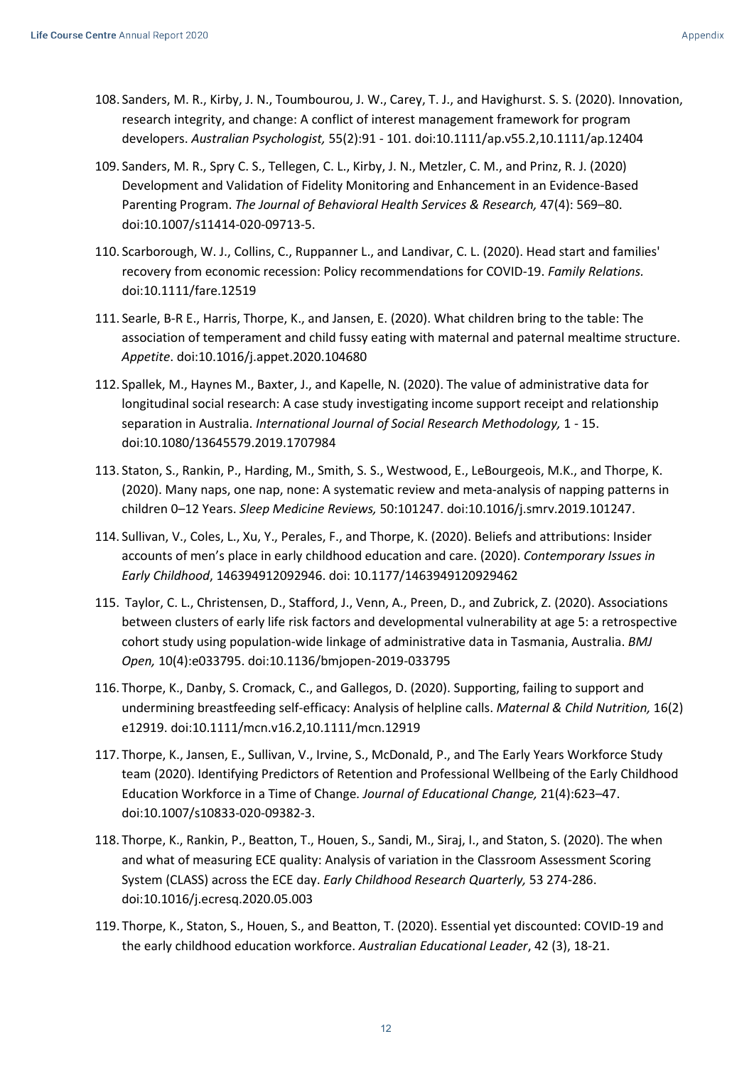108. Sanders, M. R., Kirby, J. N., Toumbourou, J. W., Carey, T. J., and Havighurst. S. S. (2020). Innovation, research integrity, and change: A conflict of interest management framework for program developers. *Australian Psychologist,* 55(2):91 - 101. doi:10.1111/ap.v55.2,10.1111/ap.12404

109. Sanders, M. R., Spry C. S., Tellegen, C. L., Kirby, J. N., Metzler, C. M., and Prinz, R. J. (2020) Development and Validation of Fidelity Monitoring and Enhancement in an Evidence-Based Parenting Program. *The Journal of Behavioral Health Services & Research,* 47(4): 569–80. doi:10.1007/s11414-020-09713-5.

110. Scarborough, W. J., Collins, C., Ruppanner L., and Landivar, C. L. (2020). Head start and families' recovery from economic recession: Policy recommendations for COVID-19. *Family Relations.* doi:10.1111/fare.12519

111. Searle, B-R E., Harris, Thorpe, K., and Jansen, E. (2020). What children bring to the table: The association of temperament and child fussy eating with maternal and paternal mealtime structure. *Appetite*. doi:10.1016/j.appet.2020.104680

112. Spallek, M., Haynes M., Baxter, J., and Kapelle, N. (2020). The value of administrative data for longitudinal social research: A case study investigating income support receipt and relationship separation in Australia. *International Journal of Social Research Methodology,* 1 - 15. doi:10.1080/13645579.2019.1707984

113. Staton, S., Rankin, P., Harding, M., Smith, S. S., Westwood, E., LeBourgeois, M.K., and Thorpe, K. (2020). Many naps, one nap, none: A systematic review and meta-analysis of napping patterns in children 0–12 Years. *Sleep Medicine Reviews,* 50:101247. doi:10.1016/j.smrv.2019.101247.

114. Sullivan, V., Coles, L., Xu, Y., Perales, F., and Thorpe, K. (2020). Beliefs and attributions: Insider accounts of men's place in early childhood education and care. (2020). *Contemporary Issues in Early Childhood*, 146394912092946. doi: 10.1177/1463949120929462

115. Taylor, C. L., Christensen, D., Stafford, J., Venn, A., Preen, D., and Zubrick, Z. (2020). Associations between clusters of early life risk factors and developmental vulnerability at age 5: a retrospective cohort study using population-wide linkage of administrative data in Tasmania, Australia. *BMJ Open,* 10(4):e033795. doi:10.1136/bmjopen-2019-033795

116. Thorpe, K., Danby, S. Cromack, C., and Gallegos, D. (2020). Supporting, failing to support and undermining breastfeeding self-efficacy: Analysis of helpline calls. *Maternal & Child Nutrition,* 16(2) e12919. doi:10.1111/mcn.v16.2,10.1111/mcn.12919

117. Thorpe, K., Jansen, E., Sullivan, V., Irvine, S., McDonald, P., and The Early Years Workforce Study team (2020). Identifying Predictors of Retention and Professional Wellbeing of the Early Childhood Education Workforce in a Time of Change. *Journal of Educational Change,* 21(4):623–47. doi:10.1007/s10833-020-09382-3.

118. Thorpe, K., Rankin, P., Beatton, T., Houen, S., Sandi, M., Siraj, I., and Staton, S. (2020). The when and what of measuring ECE quality: Analysis of variation in the Classroom Assessment Scoring System (CLASS) across the ECE day. *Early Childhood Research Quarterly,* 53 274-286. doi:10.1016/j.ecresq.2020.05.003

119. Thorpe, K., Staton, S., Houen, S., and Beatton, T. (2020). Essential yet discounted: COVID-19 and the early childhood education workforce. *Australian Educational Leader*, 42 (3), 18-21.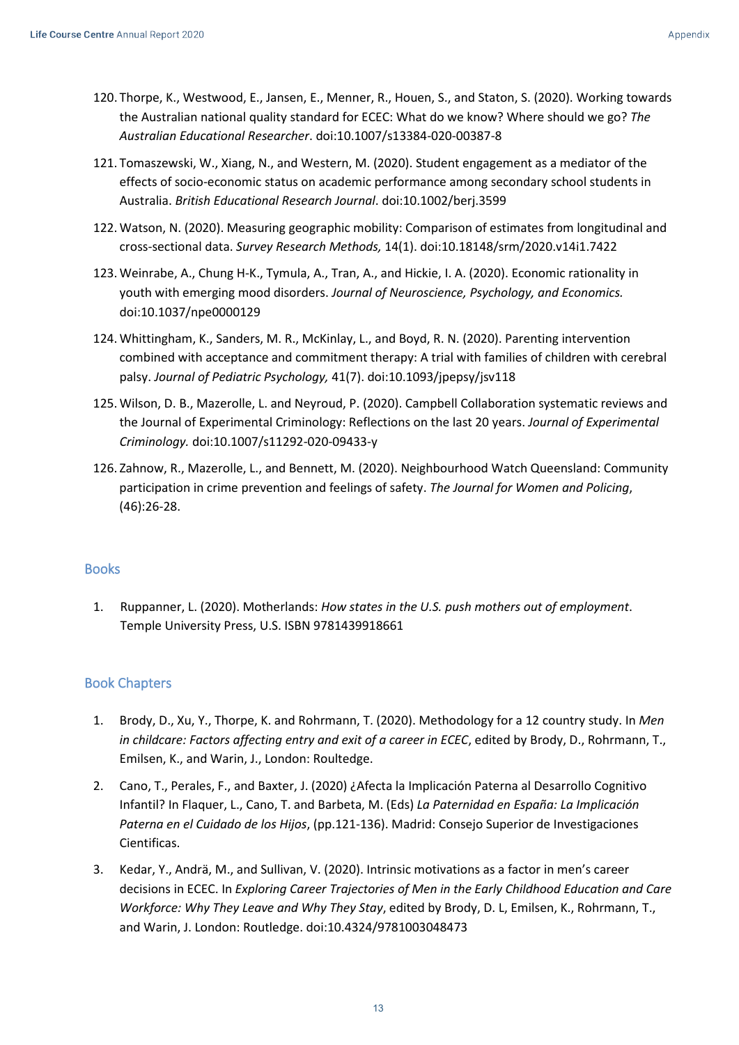120. Thorpe, K., Westwood, E., Jansen, E., Menner, R., Houen, S., and Staton, S. (2020). Working towards the Australian national quality standard for ECEC: What do we know? Where should we go? *The Australian Educational Researcher*. doi:10.1007/s13384-020-00387-8

121. Tomaszewski, W., Xiang, N., and Western, M. (2020). Student engagement as a mediator of the effects of socio-economic status on academic performance among secondary school students in Australia. *British Educational Research Journal*. doi:10.1002/berj.3599

122. Watson, N. (2020). Measuring geographic mobility: Comparison of estimates from longitudinal and cross-sectional data. *Survey Research Methods,* 14(1). doi:10.18148/srm/2020.v14i1.7422

123. Weinrabe, A., Chung H-K., Tymula, A., Tran, A., and Hickie, I. A. (2020). Economic rationality in youth with emerging mood disorders. *Journal of Neuroscience, Psychology, and Economics.* doi:10.1037/npe0000129

124. Whittingham, K., Sanders, M. R., McKinlay, L., and Boyd, R. N. (2020). Parenting intervention combined with acceptance and commitment therapy: A trial with families of children with cerebral palsy. *Journal of Pediatric Psychology,* 41(7). doi:10.1093/jpepsy/jsv118

125. Wilson, D. B., Mazerolle, L. and Neyroud, P. (2020). Campbell Collaboration systematic reviews and the Journal of Experimental Criminology: Reflections on the last 20 years. *Journal of Experimental Criminology.* doi:10.1007/s11292-020-09433-y

126. Zahnow, R., Mazerolle, L., and Bennett, M. (2020). Neighbourhood Watch Queensland: Community participation in crime prevention and feelings of safety. *The Journal for Women and Policing*, (46):26-28.

## Books

1. Ruppanner, L. (2020). Motherlands: *How states in the U.S. push mothers out of employment*. Temple University Press, U.S. ISBN 9781439918661

## Book Chapters

1. Brody, D., Xu, Y., Thorpe, K. and Rohrmann, T. (2020). Methodology for a 12 country study. In *Men in childcare: Factors affecting entry and exit of a career in ECEC*, edited by Brody, D., Rohrmann, T., Emilsen, K., and Warin, J., London: Roultedge.

2. Cano, T., Perales, F., and Baxter, J. (2020) ¿Afecta la Implicación Paterna al Desarrollo Cognitivo Infantil? In Flaquer, L., Cano, T. and Barbeta, M. (Eds) *La Paternidad en España: La Implicación Paterna en el Cuidado de los Hijos*, (pp.121-136). Madrid: Consejo Superior de Investigaciones Cientificas.

3. Kedar, Y., Andrä, M., and Sullivan, V. (2020). Intrinsic motivations as a factor in men's career decisions in ECEC. In *Exploring Career Trajectories of Men in the Early Childhood Education and Care Workforce: Why They Leave and Why They Stay*, edited by Brody, D. L, Emilsen, K., Rohrmann, T., and Warin, J. London: Routledge. doi:10.4324/9781003048473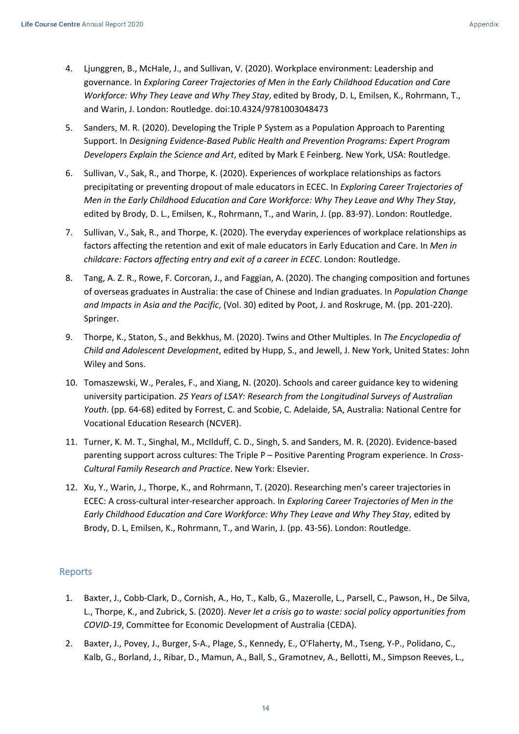4. Ljunggren, B., McHale, J., and Sullivan, V. (2020). Workplace environment: Leadership and governance. In *Exploring Career Trajectories of Men in the Early Childhood Education and Care Workforce: Why They Leave and Why They Stay*, edited by Brody, D. L, Emilsen, K., Rohrmann, T., and Warin, J. London: Routledge. doi:10.4324/9781003048473

5. Sanders, M. R. (2020). Developing the Triple P System as a Population Approach to Parenting Support. In *Designing Evidence-Based Public Health and Prevention Programs: Expert Program Developers Explain the Science and Art*, edited by Mark E Feinberg. New York, USA: Routledge.

6. Sullivan, V., Sak, R., and Thorpe, K. (2020). Experiences of workplace relationships as factors precipitating or preventing dropout of male educators in ECEC. In *Exploring Career Trajectories of Men in the Early Childhood Education and Care Workforce: Why They Leave and Why They Stay*, edited by Brody, D. L., Emilsen, K., Rohrmann, T., and Warin, J. (pp. 83-97). London: Routledge.

7. Sullivan, V., Sak, R., and Thorpe, K. (2020). The everyday experiences of workplace relationships as factors affecting the retention and exit of male educators in Early Education and Care. In *Men in childcare: Factors affecting entry and exit of a career in ECEC*. London: Routledge.

8. Tang, A. Z. R., Rowe, F. Corcoran, J., and Faggian, A. (2020). The changing composition and fortunes of overseas graduates in Australia: the case of Chinese and Indian graduates. In *Population Change and Impacts in Asia and the Pacific*, (Vol. 30) edited by Poot, J. and Roskruge, M. (pp. 201-220). Springer.

9. Thorpe, K., Staton, S., and Bekkhus, M. (2020). Twins and Other Multiples. In *The Encyclopedia of Child and Adolescent Development*, edited by Hupp, S., and Jewell, J. New York, United States: John Wiley and Sons.

10. Tomaszewski, W., Perales, F., and Xiang, N. (2020). Schools and career guidance key to widening university participation. *25 Years of LSAY: Research from the Longitudinal Surveys of Australian Youth.* (pp. 64-68) edited by Forrest, C. and Scobie, C. Adelaide, SA, Australia: National Centre for Vocational Education Research (NCVER).

11. Turner, K. M. T., Singhal, M., McIlduff, C. D., Singh, S. and Sanders, M. R. (2020). Evidence-based parenting support across cultures: The Triple P – Positive Parenting Program experience. In *Cross-Cultural Family Research and Practice*. New York: Elsevier.

12. Xu, Y., Warin, J., Thorpe, K., and Rohrmann, T. (2020). Researching men's career trajectories in ECEC: A cross-cultural inter-researcher approach. In *Exploring Career Trajectories of Men in the Early Childhood Education and Care Workforce: Why They Leave and Why They Stay*, edited by Brody, D. L, Emilsen, K., Rohrmann, T., and Warin, J. (pp. 43-56). London: Routledge.

## Reports

1. Baxter, J., Cobb-Clark, D., Cornish, A., Ho, T., Kalb, G., Mazerolle, L., Parsell, C., Pawson, H., De Silva, L., Thorpe, K., and Zubrick, S. (2020). *Never let a crisis go to waste: social policy opportunities from COVID-19*, Committee for Economic Development of Australia (CEDA).

2. Baxter, J., Povey, J., Burger, S-A., Plage, S., Kennedy, E., O'Flaherty, M., Tseng, Y-P., Polidano, C., Kalb, G., Borland, J., Ribar, D., Mamun, A., Ball, S., Gramotnev, A., Bellotti, M., Simpson Reeves, L.,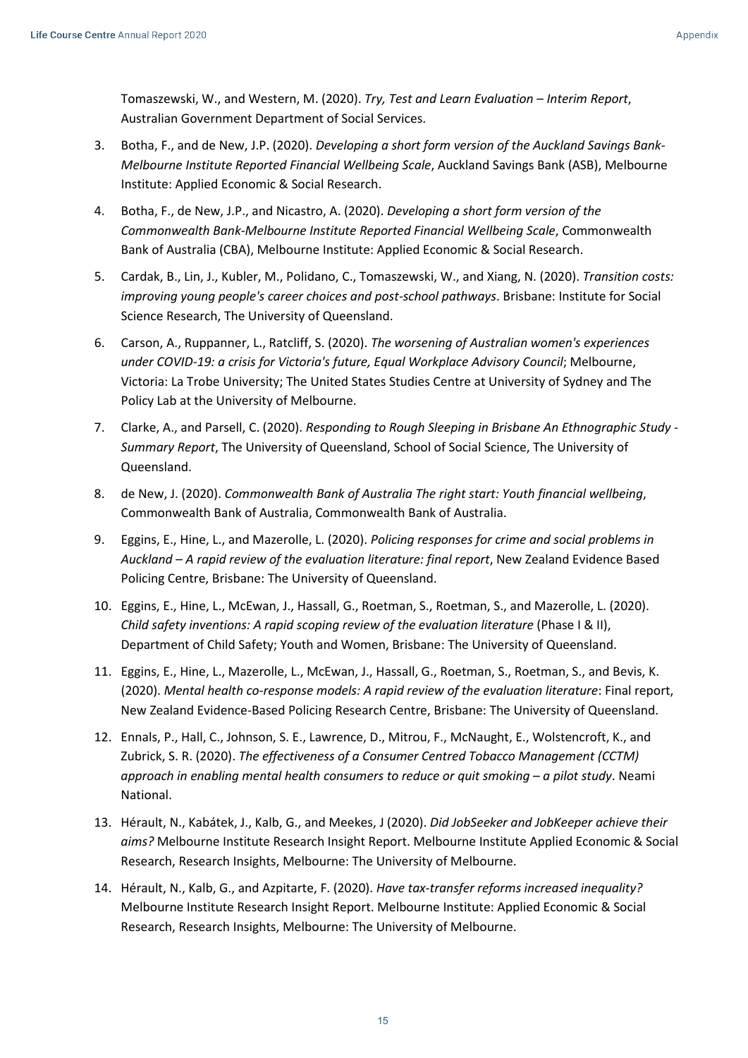Tomaszewski, W., and Western, M. (2020). *Try, Test and Learn Evaluation – Interim Report*, Australian Government Department of Social Services.

3. Botha, F., and de New, J.P. (2020). *Developing a short form version of the Auckland Savings Bank-Melbourne Institute Reported Financial Wellbeing Scale*, Auckland Savings Bank (ASB), Melbourne Institute: Applied Economic & Social Research.
4. Botha, F., de New, J.P., and Nicastro, A. (2020). *Developing a short form version of the Commonwealth Bank-Melbourne Institute Reported Financial Wellbeing Scale*, Commonwealth Bank of Australia (CBA), Melbourne Institute: Applied Economic & Social Research.
5. Cardak, B., Lin, J., Kubler, M., Polidano, C., Tomaszewski, W., and Xiang, N. (2020). *Transition costs: improving young people's career choices and post-school pathways*. Brisbane: Institute for Social Science Research, The University of Queensland.
6. Carson, A., Ruppanner, L., Ratcliff, S. (2020). *The worsening of Australian women's experiences under COVID-19: a crisis for Victoria's future, Equal Workplace Advisory Council*; Melbourne, Victoria: La Trobe University; The United States Studies Centre at University of Sydney and The Policy Lab at the University of Melbourne.
7. Clarke, A., and Parsell, C. (2020). *Responding to Rough Sleeping in Brisbane An Ethnographic Study - Summary Report*, The University of Queensland, School of Social Science, The University of Queensland.
8. de New, J. (2020). *Commonwealth Bank of Australia The right start: Youth financial wellbeing*, Commonwealth Bank of Australia, Commonwealth Bank of Australia.
9. Eggins, E., Hine, L., and Mazerolle, L. (2020). *Policing responses for crime and social problems in Auckland – A rapid review of the evaluation literature: final report*, New Zealand Evidence Based Policing Centre, Brisbane: The University of Queensland.
10. Eggins, E., Hine, L., McEwan, J., Hassall, G., Roetman, S., Roetman, S., and Mazerolle, L. (2020). *Child safety inventions: A rapid scoping review of the evaluation literature* (Phase I & II), Department of Child Safety; Youth and Women, Brisbane: The University of Queensland.
11. Eggins, E., Hine, L., Mazerolle, L., McEwan, J., Hassall, G., Roetman, S., Roetman, S., and Bevis, K. (2020). *Mental health co-response models: A rapid review of the evaluation literature*: Final report, New Zealand Evidence-Based Policing Research Centre, Brisbane: The University of Queensland.
12. Ennals, P., Hall, C., Johnson, S. E., Lawrence, D., Mitrou, F., McNaught, E., Wolstencroft, K., and Zubrick, S. R. (2020). *The effectiveness of a Consumer Centred Tobacco Management (CCTM) approach in enabling mental health consumers to reduce or quit smoking – a pilot study*. Neami National.
13. Hérault, N., Kabátek, J., Kalb, G., and Meekes, J (2020). *Did JobSeeker and JobKeeper achieve their aims?* Melbourne Institute Research Insight Report. Melbourne Institute Applied Economic & Social Research, Research Insights, Melbourne: The University of Melbourne.
14. Hérault, N., Kalb, G., and Azpitarte, F. (2020). *Have tax-transfer reforms increased inequality?* Melbourne Institute Research Insight Report. Melbourne Institute: Applied Economic & Social Research, Research Insights, Melbourne: The University of Melbourne.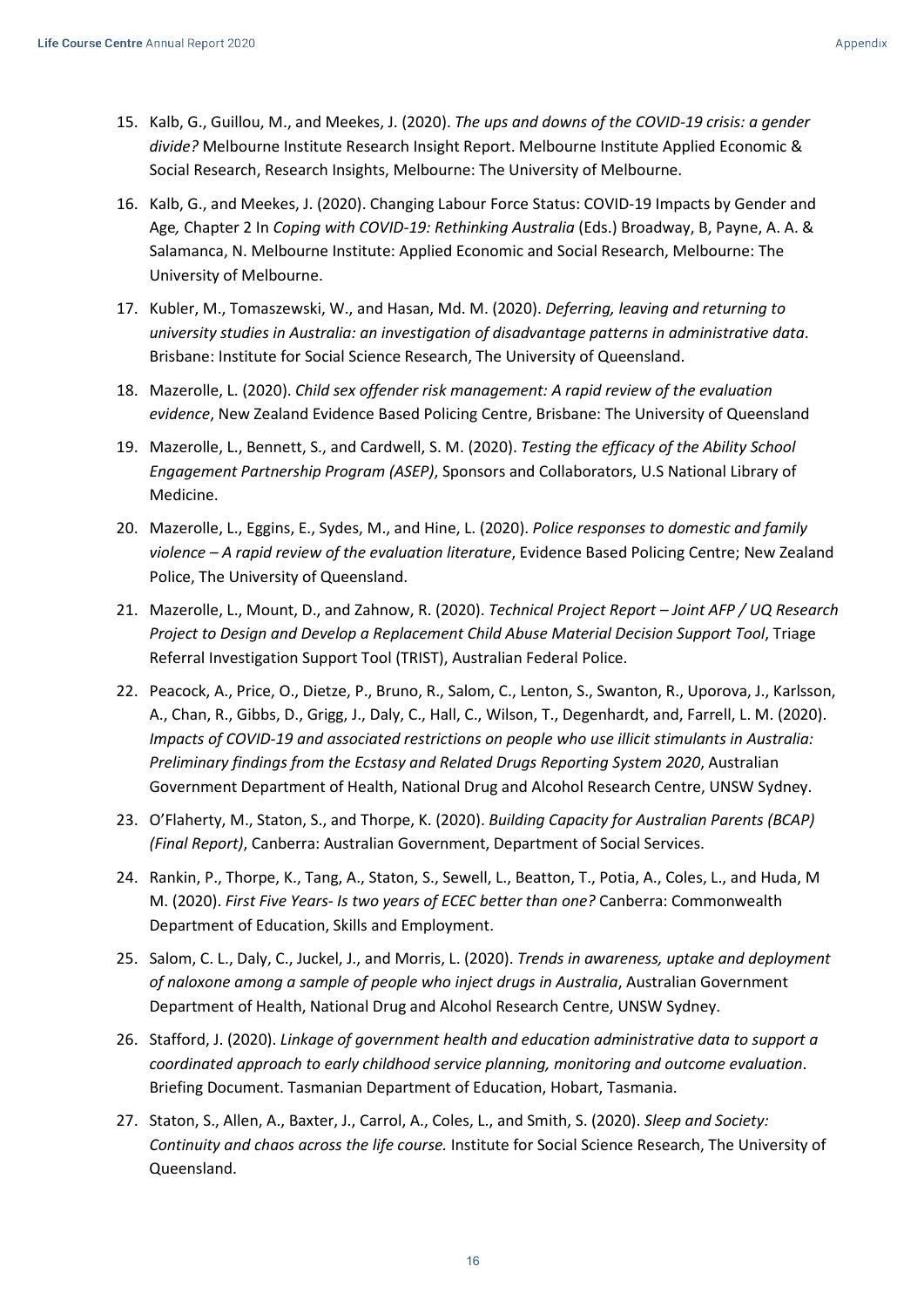15. Kalb, G., Guillou, M., and Meekes, J. (2020). *The ups and downs of the COVID-19 crisis: a gender divide?* Melbourne Institute Research Insight Report. Melbourne Institute Applied Economic & Social Research, Research Insights, Melbourne: The University of Melbourne.
16. Kalb, G., and Meekes, J. (2020). Changing Labour Force Status: COVID-19 Impacts by Gender and Age*,* Chapter 2 In *Coping with COVID-19: Rethinking Australia* (Eds.) Broadway, B, Payne, A. A. & Salamanca, N. Melbourne Institute: Applied Economic and Social Research, Melbourne: The University of Melbourne.
17. Kubler, M., Tomaszewski, W., and Hasan, Md. M. (2020). *Deferring, leaving and returning to university studies in Australia: an investigation of disadvantage patterns in administrative data*. Brisbane: Institute for Social Science Research, The University of Queensland.
18. Mazerolle, L. (2020). *Child sex offender risk management: A rapid review of the evaluation evidence*, New Zealand Evidence Based Policing Centre, Brisbane: The University of Queensland
19. Mazerolle, L., Bennett, S., and Cardwell, S. M. (2020). *Testing the efficacy of the Ability School Engagement Partnership Program (ASEP)*, Sponsors and Collaborators, U.S National Library of Medicine.
20. Mazerolle, L., Eggins, E., Sydes, M., and Hine, L. (2020). *Police responses to domestic and family violence – A rapid review of the evaluation literature*, Evidence Based Policing Centre; New Zealand Police, The University of Queensland.
21. Mazerolle, L., Mount, D., and Zahnow, R. (2020). *Technical Project Report – Joint AFP / UQ Research Project to Design and Develop a Replacement Child Abuse Material Decision Support Tool*, Triage Referral Investigation Support Tool (TRIST), Australian Federal Police.
22. Peacock, A., Price, O., Dietze, P., Bruno, R., Salom, C., Lenton, S., Swanton, R., Uporova, J., Karlsson, A., Chan, R., Gibbs, D., Grigg, J., Daly, C., Hall, C., Wilson, T., Degenhardt, and, Farrell, L. M. (2020). *Impacts of COVID-19 and associated restrictions on people who use illicit stimulants in Australia: Preliminary findings from the Ecstasy and Related Drugs Reporting System 2020*, Australian Government Department of Health, National Drug and Alcohol Research Centre, UNSW Sydney.
23. O'Flaherty, M., Staton, S., and Thorpe, K. (2020). *Building Capacity for Australian Parents (BCAP) (Final Report)*, Canberra: Australian Government, Department of Social Services.
24. Rankin, P., Thorpe, K., Tang, A., Staton, S., Sewell, L., Beatton, T., Potia, A., Coles, L., and Huda, M M. (2020). *First Five Years- Is two years of ECEC better than one?* Canberra: Commonwealth Department of Education, Skills and Employment.
25. Salom, C. L., Daly, C., Juckel, J., and Morris, L. (2020). *Trends in awareness, uptake and deployment of naloxone among a sample of people who inject drugs in Australia*, Australian Government Department of Health, National Drug and Alcohol Research Centre, UNSW Sydney.
26. Stafford, J. (2020). *Linkage of government health and education administrative data to support a coordinated approach to early childhood service planning, monitoring and outcome evaluation*. Briefing Document. Tasmanian Department of Education, Hobart, Tasmania.
27. Staton, S., Allen, A., Baxter, J., Carrol, A., Coles, L., and Smith, S. (2020). *Sleep and Society: Continuity and chaos across the life course.* Institute for Social Science Research, The University of Queensland.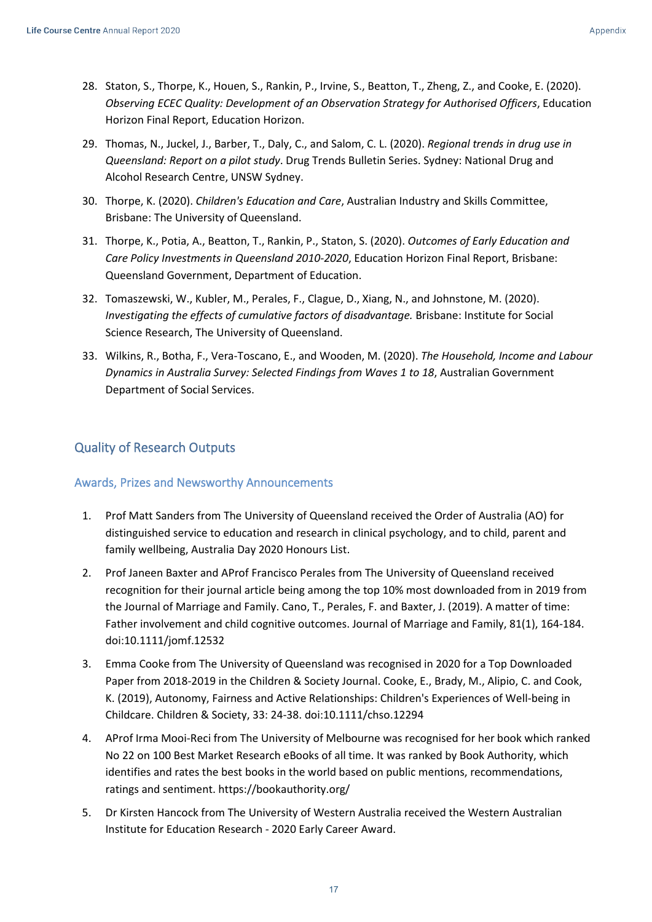28. Staton, S., Thorpe, K., Houen, S., Rankin, P., Irvine, S., Beatton, T., Zheng, Z., and Cooke, E. (2020). *Observing ECEC Quality: Development of an Observation Strategy for Authorised Officers*, Education Horizon Final Report, Education Horizon.

29. Thomas, N., Juckel, J., Barber, T., Daly, C., and Salom, C. L. (2020). *Regional trends in drug use in Queensland: Report on a pilot study*. Drug Trends Bulletin Series. Sydney: National Drug and Alcohol Research Centre, UNSW Sydney.

30. Thorpe, K. (2020). *Children's Education and Care*, Australian Industry and Skills Committee, Brisbane: The University of Queensland.

31. Thorpe, K., Potia, A., Beatton, T., Rankin, P., Staton, S. (2020). *Outcomes of Early Education and Care Policy Investments in Queensland 2010-2020*, Education Horizon Final Report, Brisbane: Queensland Government, Department of Education.

32. Tomaszewski, W., Kubler, M., Perales, F., Clague, D., Xiang, N., and Johnstone, M. (2020). *Investigating the effects of cumulative factors of disadvantage.* Brisbane: Institute for Social Science Research, The University of Queensland.

33. Wilkins, R., Botha, F., Vera-Toscano, E., and Wooden, M. (2020). *The Household, Income and Labour Dynamics in Australia Survey: Selected Findings from Waves 1 to 18*, Australian Government Department of Social Services.

## Quality of Research Outputs

### Awards, Prizes and Newsworthy Announcements

1. Prof Matt Sanders from The University of Queensland received the Order of Australia (AO) for distinguished service to education and research in clinical psychology, and to child, parent and family wellbeing, Australia Day 2020 Honours List.

2. Prof Janeen Baxter and AProf Francisco Perales from The University of Queensland received recognition for their journal article being among the top 10% most downloaded from in 2019 from the Journal of Marriage and Family. Cano, T., Perales, F. and Baxter, J. (2019). A matter of time: Father involvement and child cognitive outcomes. Journal of Marriage and Family, 81(1), 164-184. doi:10.1111/jomf.12532

3. Emma Cooke from The University of Queensland was recognised in 2020 for a Top Downloaded Paper from 2018-2019 in the Children & Society Journal. Cooke, E., Brady, M., Alipio, C. and Cook, K. (2019), Autonomy, Fairness and Active Relationships: Children's Experiences of Well-being in Childcare. Children & Society, 33: 24-38. doi:10.1111/chso.12294

4. AProf Irma Mooi-Reci from The University of Melbourne was recognised for her book which ranked No 22 on 100 Best Market Research eBooks of all time. It was ranked by Book Authority, which identifies and rates the best books in the world based on public mentions, recommendations, ratings and sentiment. https://bookauthority.org/

5. Dr Kirsten Hancock from The University of Western Australia received the Western Australian Institute for Education Research - 2020 Early Career Award.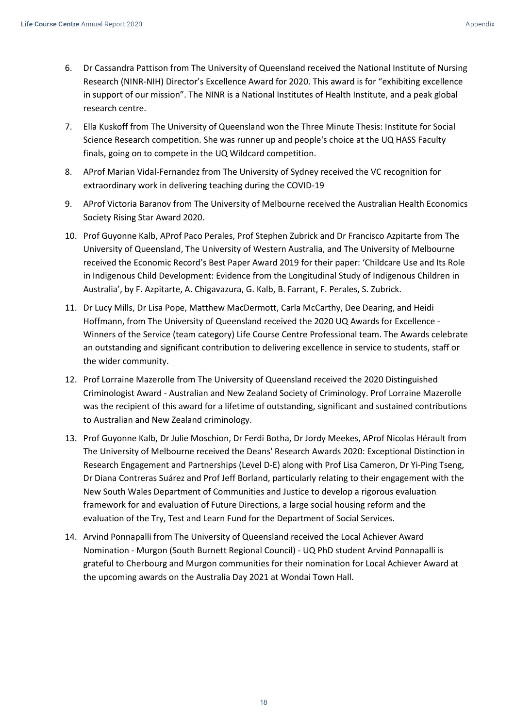6. Dr Cassandra Pattison from The University of Queensland received the National Institute of Nursing Research (NINR-NIH) Director's Excellence Award for 2020. This award is for "exhibiting excellence in support of our mission". The NINR is a National Institutes of Health Institute, and a peak global research centre.
7. Ella Kuskoff from The University of Queensland won the Three Minute Thesis: Institute for Social Science Research competition. She was runner up and people's choice at the UQ HASS Faculty finals, going on to compete in the UQ Wildcard competition.
8. AProf Marian Vidal-Fernandez from The University of Sydney received the VC recognition for extraordinary work in delivering teaching during the COVID-19
9. AProf Victoria Baranov from The University of Melbourne received the Australian Health Economics Society Rising Star Award 2020.
10. Prof Guyonne Kalb, AProf Paco Perales, Prof Stephen Zubrick and Dr Francisco Azpitarte from The University of Queensland, The University of Western Australia, and The University of Melbourne received the Economic Record's Best Paper Award 2019 for their paper: 'Childcare Use and Its Role in Indigenous Child Development: Evidence from the Longitudinal Study of Indigenous Children in Australia', by F. Azpitarte, A. Chigavazura, G. Kalb, B. Farrant, F. Perales, S. Zubrick.
11. Dr Lucy Mills, Dr Lisa Pope, Matthew MacDermott, Carla McCarthy, Dee Dearing, and Heidi Hoffmann, from The University of Queensland received the 2020 UQ Awards for Excellence - Winners of the Service (team category) Life Course Centre Professional team. The Awards celebrate an outstanding and significant contribution to delivering excellence in service to students, staff or the wider community.
12. Prof Lorraine Mazerolle from The University of Queensland received the 2020 Distinguished Criminologist Award - Australian and New Zealand Society of Criminology. Prof Lorraine Mazerolle was the recipient of this award for a lifetime of outstanding, significant and sustained contributions to Australian and New Zealand criminology.
13. Prof Guyonne Kalb, Dr Julie Moschion, Dr Ferdi Botha, Dr Jordy Meekes, AProf Nicolas Hérault from The University of Melbourne received the Deans' Research Awards 2020: Exceptional Distinction in Research Engagement and Partnerships (Level D-E) along with Prof Lisa Cameron, Dr Yi-Ping Tseng, Dr Diana Contreras Suárez and Prof Jeff Borland, particularly relating to their engagement with the New South Wales Department of Communities and Justice to develop a rigorous evaluation framework for and evaluation of Future Directions, a large social housing reform and the evaluation of the Try, Test and Learn Fund for the Department of Social Services.
14. Arvind Ponnapalli from The University of Queensland received the Local Achiever Award Nomination - Murgon (South Burnett Regional Council) - UQ PhD student Arvind Ponnapalli is grateful to Cherbourg and Murgon communities for their nomination for Local Achiever Award at the upcoming awards on the Australia Day 2021 at Wondai Town Hall.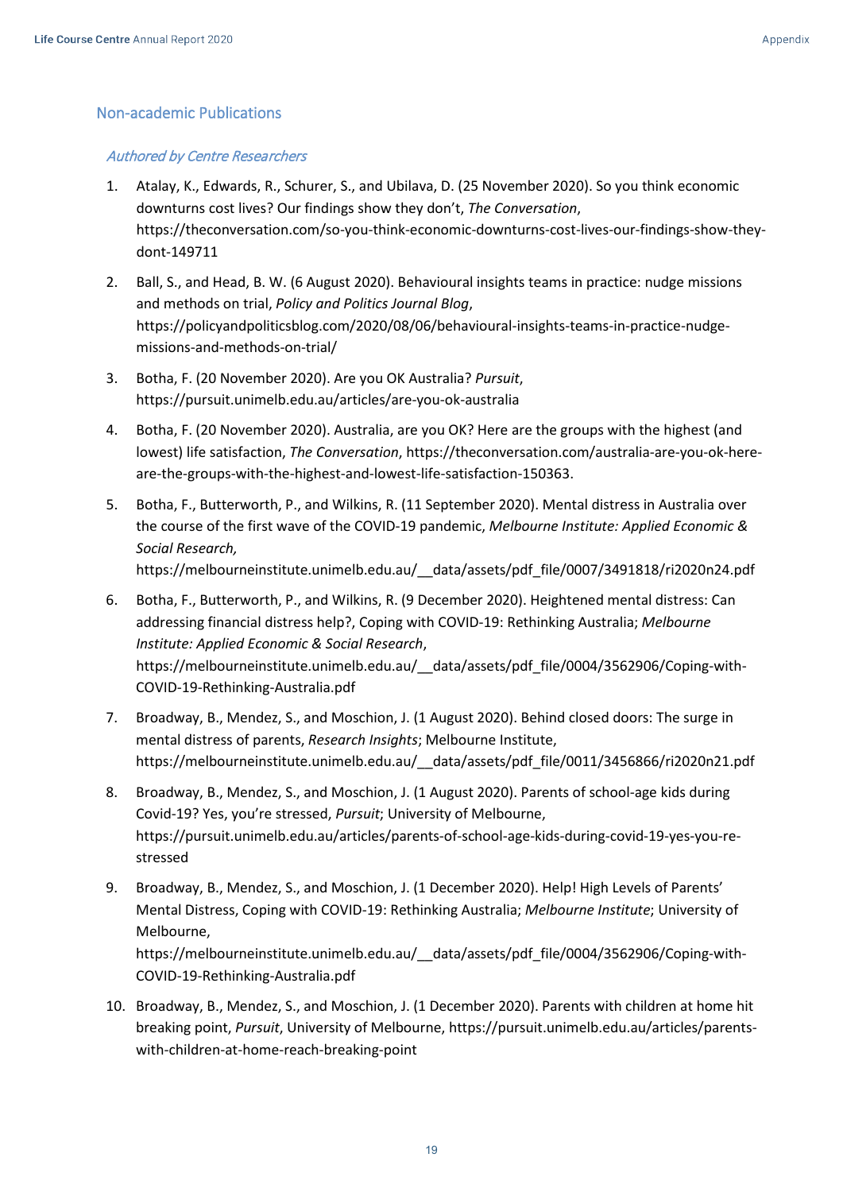## Non-academic Publications

### *Authored by Centre Researchers*

1. Atalay, K., Edwards, R., Schurer, S., and Ubilava, D. (25 November 2020). So you think economic downturns cost lives? Our findings show they don't, *The Conversation*, https://theconversation.com/so-you-think-economic-downturns-cost-lives-our-findings-show-they-dont-149711

2. Ball, S., and Head, B. W. (6 August 2020). Behavioural insights teams in practice: nudge missions and methods on trial, *Policy and Politics Journal Blog*, https://policyandpoliticsblog.com/2020/08/06/behavioural-insights-teams-in-practice-nudge-missions-and-methods-on-trial/

3. Botha, F. (20 November 2020). Are you OK Australia? *Pursuit*, https://pursuit.unimelb.edu.au/articles/are-you-ok-australia

4. Botha, F. (20 November 2020). Australia, are you OK? Here are the groups with the highest (and lowest) life satisfaction, *The Conversation*, https://theconversation.com/australia-are-you-ok-here-are-the-groups-with-the-highest-and-lowest-life-satisfaction-150363.

5. Botha, F., Butterworth, P., and Wilkins, R. (11 September 2020). Mental distress in Australia over the course of the first wave of the COVID-19 pandemic, *Melbourne Institute: Applied Economic & Social Research,* https://melbourneinstitute.unimelb.edu.au/__data/assets/pdf_file/0007/3491818/ri2020n24.pdf

6. Botha, F., Butterworth, P., and Wilkins, R. (9 December 2020). Heightened mental distress: Can addressing financial distress help?, Coping with COVID-19: Rethinking Australia; *Melbourne Institute: Applied Economic & Social Research*, https://melbourneinstitute.unimelb.edu.au/__data/assets/pdf_file/0004/3562906/Coping-with-COVID-19-Rethinking-Australia.pdf

7. Broadway, B., Mendez, S., and Moschion, J. (1 August 2020). Behind closed doors: The surge in mental distress of parents, *Research Insights*; Melbourne Institute, https://melbourneinstitute.unimelb.edu.au/__data/assets/pdf_file/0011/3456866/ri2020n21.pdf

8. Broadway, B., Mendez, S., and Moschion, J. (1 August 2020). Parents of school-age kids during Covid-19? Yes, you're stressed, *Pursuit*; University of Melbourne, https://pursuit.unimelb.edu.au/articles/parents-of-school-age-kids-during-covid-19-yes-you-re-stressed

9. Broadway, B., Mendez, S., and Moschion, J. (1 December 2020). Help! High Levels of Parents' Mental Distress, Coping with COVID-19: Rethinking Australia; *Melbourne Institute*; University of Melbourne, https://melbourneinstitute.unimelb.edu.au/__data/assets/pdf_file/0004/3562906/Coping-with-COVID-19-Rethinking-Australia.pdf

10. Broadway, B., Mendez, S., and Moschion, J. (1 December 2020). Parents with children at home hit breaking point, *Pursuit*, University of Melbourne, https://pursuit.unimelb.edu.au/articles/parents-with-children-at-home-reach-breaking-point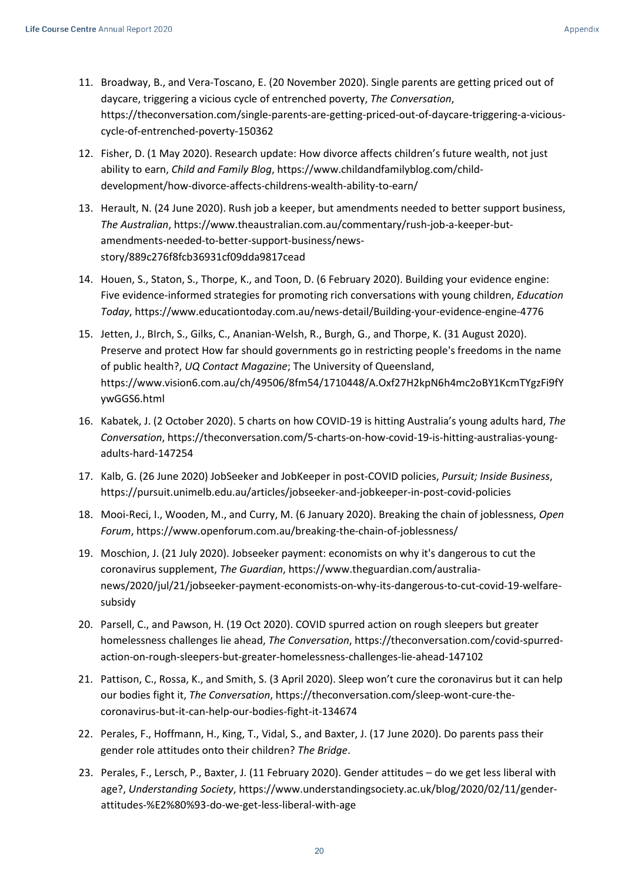11. Broadway, B., and Vera-Toscano, E. (20 November 2020). Single parents are getting priced out of daycare, triggering a vicious cycle of entrenched poverty, *The Conversation*, https://theconversation.com/single-parents-are-getting-priced-out-of-daycare-triggering-a-vicious-cycle-of-entrenched-poverty-150362
12. Fisher, D. (1 May 2020). Research update: How divorce affects children's future wealth, not just ability to earn, *Child and Family Blog*, https://www.childandfamilyblog.com/child-development/how-divorce-affects-childrens-wealth-ability-to-earn/
13. Herault, N. (24 June 2020). Rush job a keeper, but amendments needed to better support business, *The Australian*, https://www.theaustralian.com.au/commentary/rush-job-a-keeper-but-amendments-needed-to-better-support-business/news-story/889c276f8fcb36931cf09dda9817cead
14. Houen, S., Staton, S., Thorpe, K., and Toon, D. (6 February 2020). Building your evidence engine: Five evidence-informed strategies for promoting rich conversations with young children, *Education Today*, https://www.educationtoday.com.au/news-detail/Building-your-evidence-engine-4776
15. Jetten, J., BIrch, S., Gilks, C., Ananian-Welsh, R., Burgh, G., and Thorpe, K. (31 August 2020). Preserve and protect How far should governments go in restricting people's freedoms in the name of public health?, *UQ Contact Magazine*; The University of Queensland, https://www.vision6.com.au/ch/49506/8fm54/1710448/A.Oxf27H2kpN6h4mc2oBY1KcmTYgzFi9fYywGGS6.html
16. Kabatek, J. (2 October 2020). 5 charts on how COVID-19 is hitting Australia's young adults hard, *The Conversation*, https://theconversation.com/5-charts-on-how-covid-19-is-hitting-australias-young-adults-hard-147254
17. Kalb, G. (26 June 2020) JobSeeker and JobKeeper in post-COVID policies, *Pursuit; Inside Business*, https://pursuit.unimelb.edu.au/articles/jobseeker-and-jobkeeper-in-post-covid-policies
18. Mooi-Reci, I., Wooden, M., and Curry, M. (6 January 2020). Breaking the chain of joblessness, *Open Forum*, https://www.openforum.com.au/breaking-the-chain-of-joblessness/
19. Moschion, J. (21 July 2020). Jobseeker payment: economists on why it's dangerous to cut the coronavirus supplement, *The Guardian*, https://www.theguardian.com/australia-news/2020/jul/21/jobseeker-payment-economists-on-why-its-dangerous-to-cut-covid-19-welfare-subsidy
20. Parsell, C., and Pawson, H. (19 Oct 2020). COVID spurred action on rough sleepers but greater homelessness challenges lie ahead, *The Conversation*, https://theconversation.com/covid-spurred-action-on-rough-sleepers-but-greater-homelessness-challenges-lie-ahead-147102
21. Pattison, C., Rossa, K., and Smith, S. (3 April 2020). Sleep won't cure the coronavirus but it can help our bodies fight it, *The Conversation*, https://theconversation.com/sleep-wont-cure-the-coronavirus-but-it-can-help-our-bodies-fight-it-134674
22. Perales, F., Hoffmann, H., King, T., Vidal, S., and Baxter, J. (17 June 2020). Do parents pass their gender role attitudes onto their children? *The Bridge*.
23. Perales, F., Lersch, P., Baxter, J. (11 February 2020). Gender attitudes – do we get less liberal with age?, *Understanding Society*, https://www.understandingsociety.ac.uk/blog/2020/02/11/gender-attitudes-%E2%80%93-do-we-get-less-liberal-with-age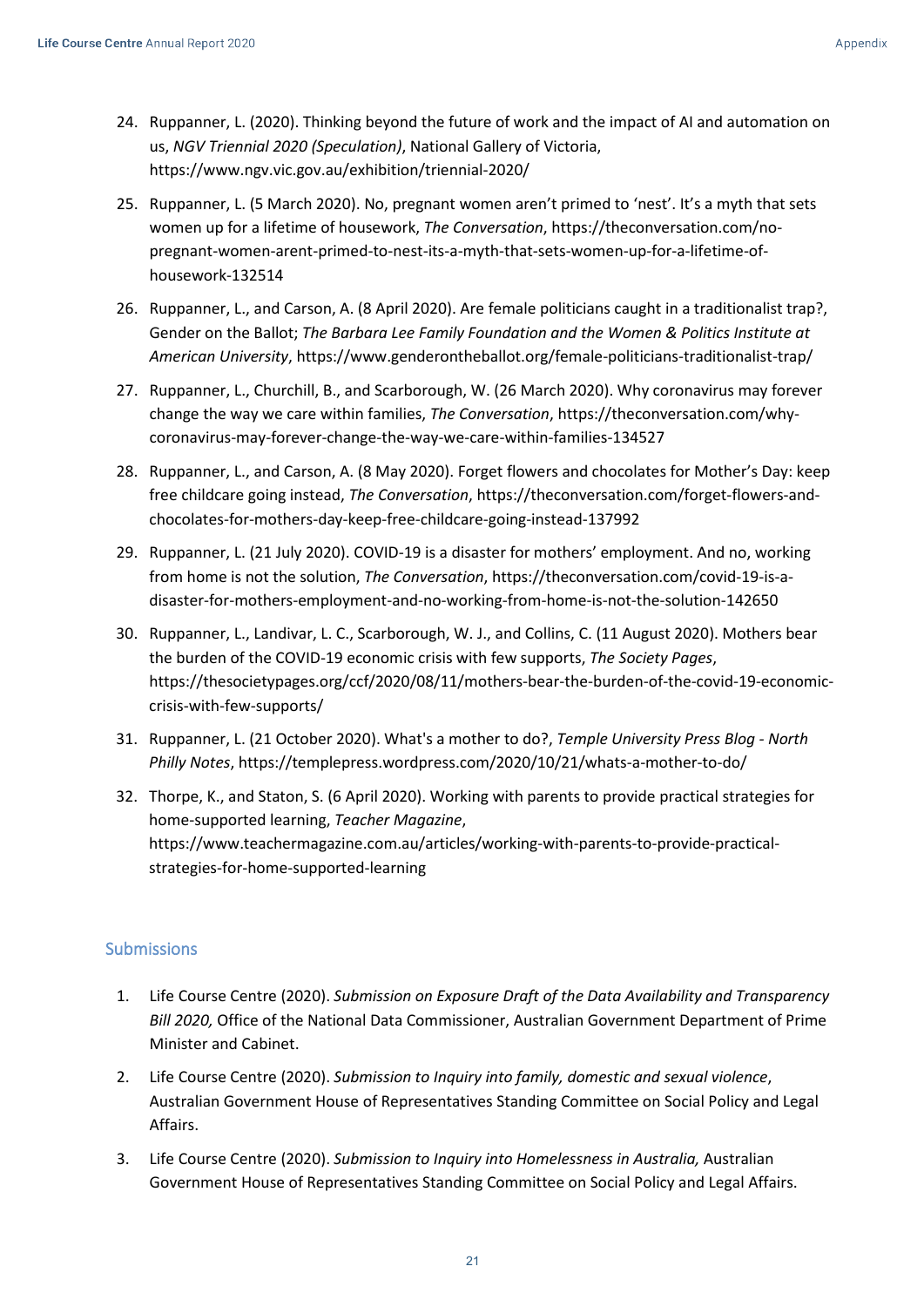24. Ruppanner, L. (2020). Thinking beyond the future of work and the impact of AI and automation on us, *NGV Triennial 2020 (Speculation)*, National Gallery of Victoria, https://www.ngv.vic.gov.au/exhibition/triennial-2020/

25. Ruppanner, L. (5 March 2020). No, pregnant women aren't primed to 'nest'. It's a myth that sets women up for a lifetime of housework, *The Conversation*, https://theconversation.com/no-pregnant-women-arent-primed-to-nest-its-a-myth-that-sets-women-up-for-a-lifetime-of-housework-132514

26. Ruppanner, L., and Carson, A. (8 April 2020). Are female politicians caught in a traditionalist trap?, Gender on the Ballot; *The Barbara Lee Family Foundation and the Women & Politics Institute at American University*, https://www.genderontheballot.org/female-politicians-traditionalist-trap/

27. Ruppanner, L., Churchill, B., and Scarborough, W. (26 March 2020). Why coronavirus may forever change the way we care within families, *The Conversation*, https://theconversation.com/why-coronavirus-may-forever-change-the-way-we-care-within-families-134527

28. Ruppanner, L., and Carson, A. (8 May 2020). Forget flowers and chocolates for Mother's Day: keep free childcare going instead, *The Conversation*, https://theconversation.com/forget-flowers-and-chocolates-for-mothers-day-keep-free-childcare-going-instead-137992

29. Ruppanner, L. (21 July 2020). COVID-19 is a disaster for mothers' employment. And no, working from home is not the solution, *The Conversation*, https://theconversation.com/covid-19-is-a-disaster-for-mothers-employment-and-no-working-from-home-is-not-the-solution-142650

30. Ruppanner, L., Landivar, L. C., Scarborough, W. J., and Collins, C. (11 August 2020). Mothers bear the burden of the COVID-19 economic crisis with few supports, *The Society Pages*, https://thesocietypages.org/ccf/2020/08/11/mothers-bear-the-burden-of-the-covid-19-economic-crisis-with-few-supports/

31. Ruppanner, L. (21 October 2020). What's a mother to do?, *Temple University Press Blog - North Philly Notes*, https://templepress.wordpress.com/2020/10/21/whats-a-mother-to-do/

32. Thorpe, K., and Staton, S. (6 April 2020). Working with parents to provide practical strategies for home-supported learning, *Teacher Magazine*, https://www.teachermagazine.com.au/articles/working-with-parents-to-provide-practical-strategies-for-home-supported-learning

## Submissions

1. Life Course Centre (2020). *Submission on Exposure Draft of the Data Availability and Transparency Bill 2020,* Office of the National Data Commissioner, Australian Government Department of Prime Minister and Cabinet.

2. Life Course Centre (2020). *Submission to Inquiry into family, domestic and sexual violence*, Australian Government House of Representatives Standing Committee on Social Policy and Legal Affairs.

3. Life Course Centre (2020). *Submission to Inquiry into Homelessness in Australia,* Australian Government House of Representatives Standing Committee on Social Policy and Legal Affairs.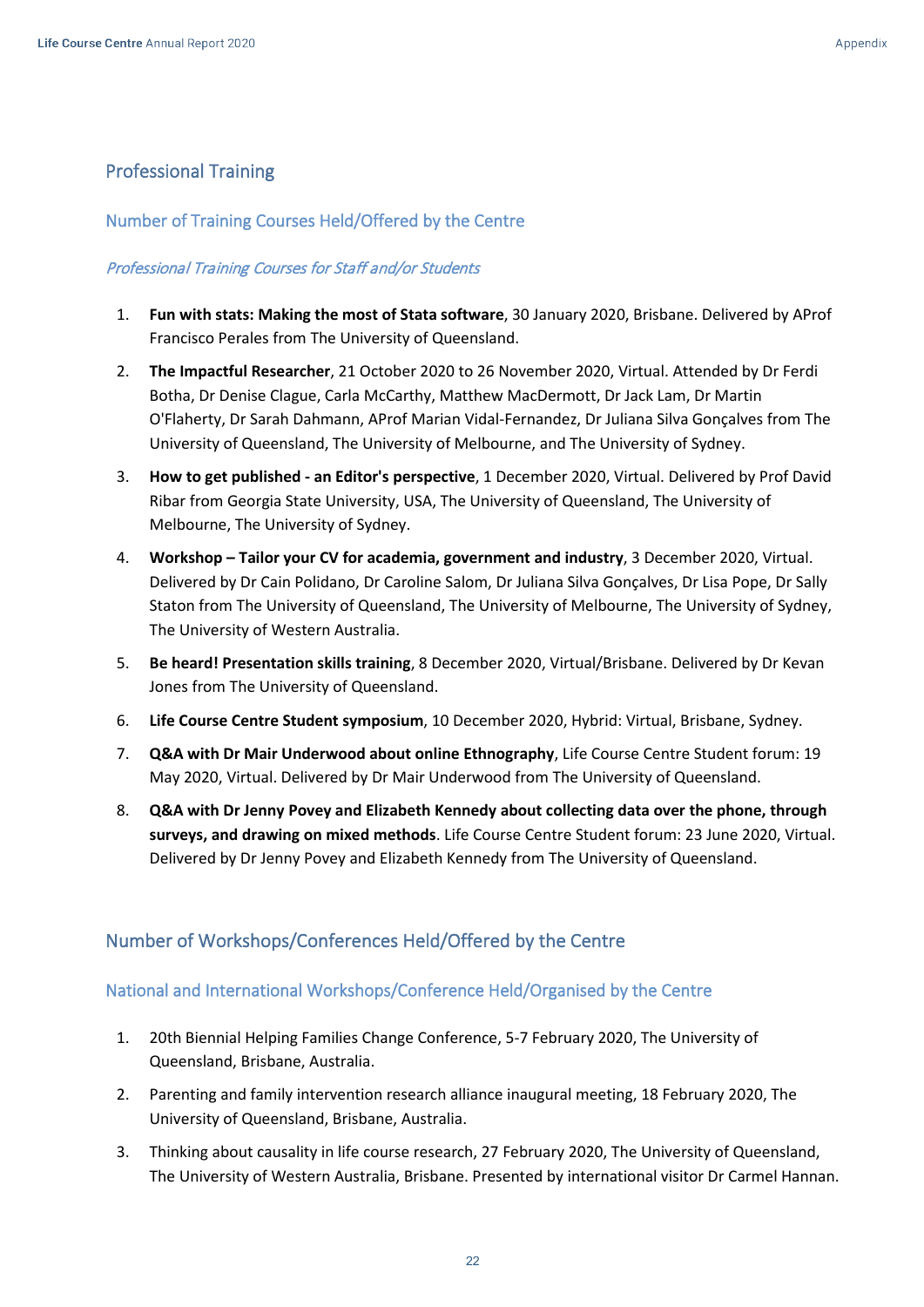## Professional Training

### Number of Training Courses Held/Offered by the Centre

#### *Professional Training Courses for Staff and/or Students*

1. **Fun with stats: Making the most of Stata software**, 30 January 2020, Brisbane. Delivered by AProf Francisco Perales from The University of Queensland.
2. **The Impactful Researcher**, 21 October 2020 to 26 November 2020, Virtual. Attended by Dr Ferdi Botha, Dr Denise Clague, Carla McCarthy, Matthew MacDermott, Dr Jack Lam, Dr Martin O'Flaherty, Dr Sarah Dahmann, AProf Marian Vidal-Fernandez, Dr Juliana Silva Gonçalves from The University of Queensland, The University of Melbourne, and The University of Sydney.
3. **How to get published - an Editor's perspective**, 1 December 2020, Virtual. Delivered by Prof David Ribar from Georgia State University, USA, The University of Queensland, The University of Melbourne, The University of Sydney.
4. **Workshop – Tailor your CV for academia, government and industry**, 3 December 2020, Virtual. Delivered by Dr Cain Polidano, Dr Caroline Salom, Dr Juliana Silva Gonçalves, Dr Lisa Pope, Dr Sally Staton from The University of Queensland, The University of Melbourne, The University of Sydney, The University of Western Australia.
5. **Be heard! Presentation skills training**, 8 December 2020, Virtual/Brisbane. Delivered by Dr Kevan Jones from The University of Queensland.
6. **Life Course Centre Student symposium**, 10 December 2020, Hybrid: Virtual, Brisbane, Sydney.
7. **Q&A with Dr Mair Underwood about online Ethnography**, Life Course Centre Student forum: 19 May 2020, Virtual. Delivered by Dr Mair Underwood from The University of Queensland.
8. **Q&A with Dr Jenny Povey and Elizabeth Kennedy about collecting data over the phone, through surveys, and drawing on mixed methods**. Life Course Centre Student forum: 23 June 2020, Virtual. Delivered by Dr Jenny Povey and Elizabeth Kennedy from The University of Queensland.

### Number of Workshops/Conferences Held/Offered by the Centre

#### National and International Workshops/Conference Held/Organised by the Centre

1. 20th Biennial Helping Families Change Conference, 5-7 February 2020, The University of Queensland, Brisbane, Australia.
2. Parenting and family intervention research alliance inaugural meeting, 18 February 2020, The University of Queensland, Brisbane, Australia.
3. Thinking about causality in life course research, 27 February 2020, The University of Queensland, The University of Western Australia, Brisbane. Presented by international visitor Dr Carmel Hannan.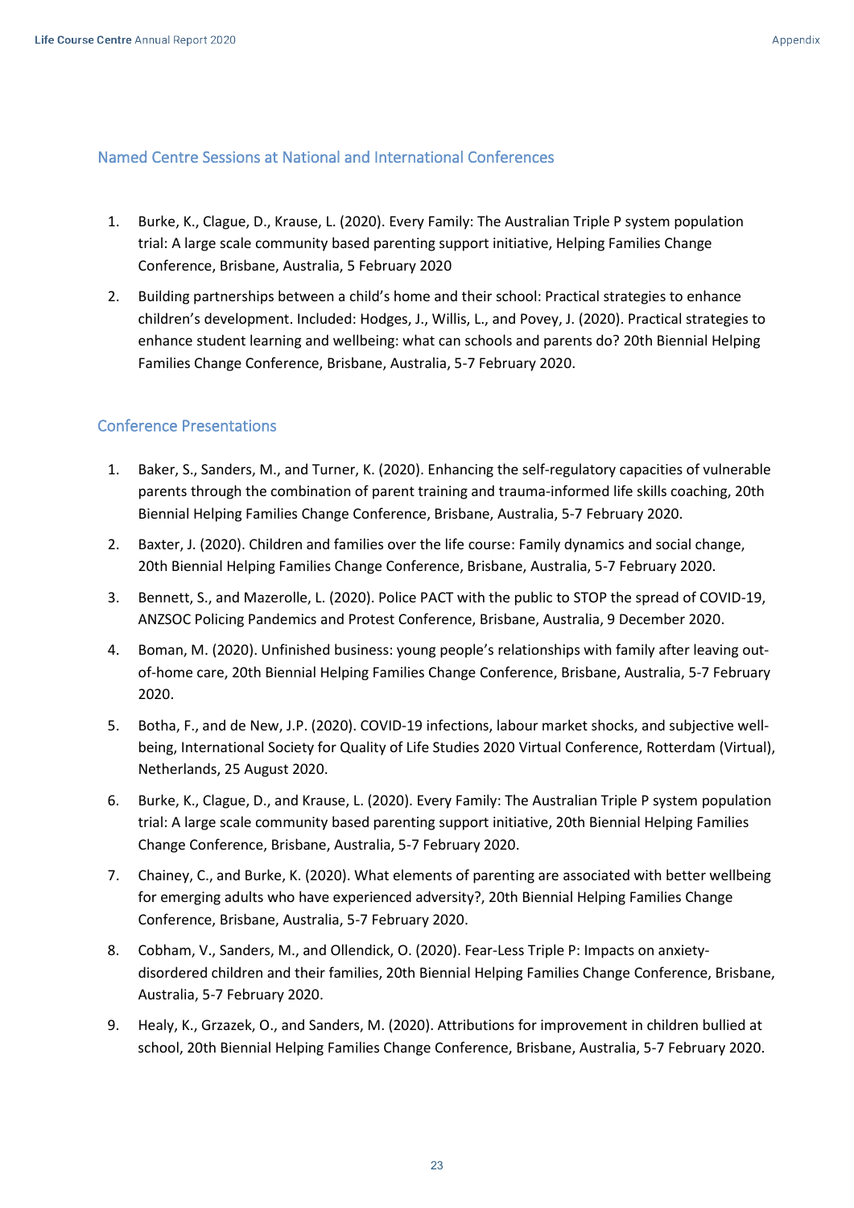## Named Centre Sessions at National and International Conferences

1. Burke, K., Clague, D., Krause, L. (2020). Every Family: The Australian Triple P system population trial: A large scale community based parenting support initiative, Helping Families Change Conference, Brisbane, Australia, 5 February 2020
2. Building partnerships between a child's home and their school: Practical strategies to enhance children's development. Included: Hodges, J., Willis, L., and Povey, J. (2020). Practical strategies to enhance student learning and wellbeing: what can schools and parents do? 20th Biennial Helping Families Change Conference, Brisbane, Australia, 5-7 February 2020.

## Conference Presentations

1. Baker, S., Sanders, M., and Turner, K. (2020). Enhancing the self-regulatory capacities of vulnerable parents through the combination of parent training and trauma-informed life skills coaching, 20th Biennial Helping Families Change Conference, Brisbane, Australia, 5-7 February 2020.
2. Baxter, J. (2020). Children and families over the life course: Family dynamics and social change, 20th Biennial Helping Families Change Conference, Brisbane, Australia, 5-7 February 2020.
3. Bennett, S., and Mazerolle, L. (2020). Police PACT with the public to STOP the spread of COVID-19, ANZSOC Policing Pandemics and Protest Conference, Brisbane, Australia, 9 December 2020.
4. Boman, M. (2020). Unfinished business: young people's relationships with family after leaving out-of-home care, 20th Biennial Helping Families Change Conference, Brisbane, Australia, 5-7 February 2020.
5. Botha, F., and de New, J.P. (2020). COVID-19 infections, labour market shocks, and subjective well-being, International Society for Quality of Life Studies 2020 Virtual Conference, Rotterdam (Virtual), Netherlands, 25 August 2020.
6. Burke, K., Clague, D., and Krause, L. (2020). Every Family: The Australian Triple P system population trial: A large scale community based parenting support initiative, 20th Biennial Helping Families Change Conference, Brisbane, Australia, 5-7 February 2020.
7. Chainey, C., and Burke, K. (2020). What elements of parenting are associated with better wellbeing for emerging adults who have experienced adversity?, 20th Biennial Helping Families Change Conference, Brisbane, Australia, 5-7 February 2020.
8. Cobham, V., Sanders, M., and Ollendick, O. (2020). Fear-Less Triple P: Impacts on anxiety-disordered children and their families, 20th Biennial Helping Families Change Conference, Brisbane, Australia, 5-7 February 2020.
9. Healy, K., Grzazek, O., and Sanders, M. (2020). Attributions for improvement in children bullied at school, 20th Biennial Helping Families Change Conference, Brisbane, Australia, 5-7 February 2020.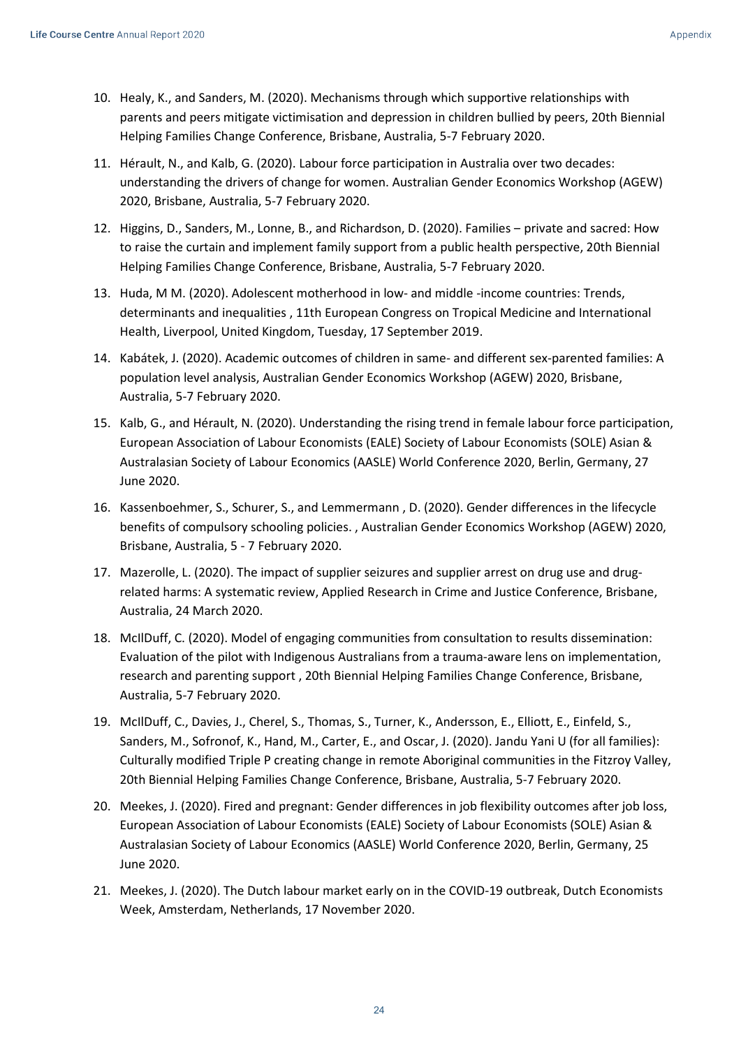10. Healy, K., and Sanders, M. (2020). Mechanisms through which supportive relationships with parents and peers mitigate victimisation and depression in children bullied by peers, 20th Biennial Helping Families Change Conference, Brisbane, Australia, 5-7 February 2020.
11. Hérault, N., and Kalb, G. (2020). Labour force participation in Australia over two decades: understanding the drivers of change for women. Australian Gender Economics Workshop (AGEW) 2020, Brisbane, Australia, 5-7 February 2020.
12. Higgins, D., Sanders, M., Lonne, B., and Richardson, D. (2020). Families – private and sacred: How to raise the curtain and implement family support from a public health perspective, 20th Biennial Helping Families Change Conference, Brisbane, Australia, 5-7 February 2020.
13. Huda, M M. (2020). Adolescent motherhood in low- and middle -income countries: Trends, determinants and inequalities , 11th European Congress on Tropical Medicine and International Health, Liverpool, United Kingdom, Tuesday, 17 September 2019.
14. Kabátek, J. (2020). Academic outcomes of children in same- and different sex-parented families: A population level analysis, Australian Gender Economics Workshop (AGEW) 2020, Brisbane, Australia, 5-7 February 2020.
15. Kalb, G., and Hérault, N. (2020). Understanding the rising trend in female labour force participation, European Association of Labour Economists (EALE) Society of Labour Economists (SOLE) Asian & Australasian Society of Labour Economics (AASLE) World Conference 2020, Berlin, Germany, 27 June 2020.
16. Kassenboehmer, S., Schurer, S., and Lemmermann , D. (2020). Gender differences in the lifecycle benefits of compulsory schooling policies. , Australian Gender Economics Workshop (AGEW) 2020, Brisbane, Australia, 5 - 7 February 2020.
17. Mazerolle, L. (2020). The impact of supplier seizures and supplier arrest on drug use and drug-related harms: A systematic review, Applied Research in Crime and Justice Conference, Brisbane, Australia, 24 March 2020.
18. McIlDuff, C. (2020). Model of engaging communities from consultation to results dissemination: Evaluation of the pilot with Indigenous Australians from a trauma-aware lens on implementation, research and parenting support , 20th Biennial Helping Families Change Conference, Brisbane, Australia, 5-7 February 2020.
19. McIlDuff, C., Davies, J., Cherel, S., Thomas, S., Turner, K., Andersson, E., Elliott, E., Einfeld, S., Sanders, M., Sofronof, K., Hand, M., Carter, E., and Oscar, J. (2020). Jandu Yani U (for all families): Culturally modified Triple P creating change in remote Aboriginal communities in the Fitzroy Valley, 20th Biennial Helping Families Change Conference, Brisbane, Australia, 5-7 February 2020.
20. Meekes, J. (2020). Fired and pregnant: Gender differences in job flexibility outcomes after job loss, European Association of Labour Economists (EALE) Society of Labour Economists (SOLE) Asian & Australasian Society of Labour Economics (AASLE) World Conference 2020, Berlin, Germany, 25 June 2020.
21. Meekes, J. (2020). The Dutch labour market early on in the COVID-19 outbreak, Dutch Economists Week, Amsterdam, Netherlands, 17 November 2020.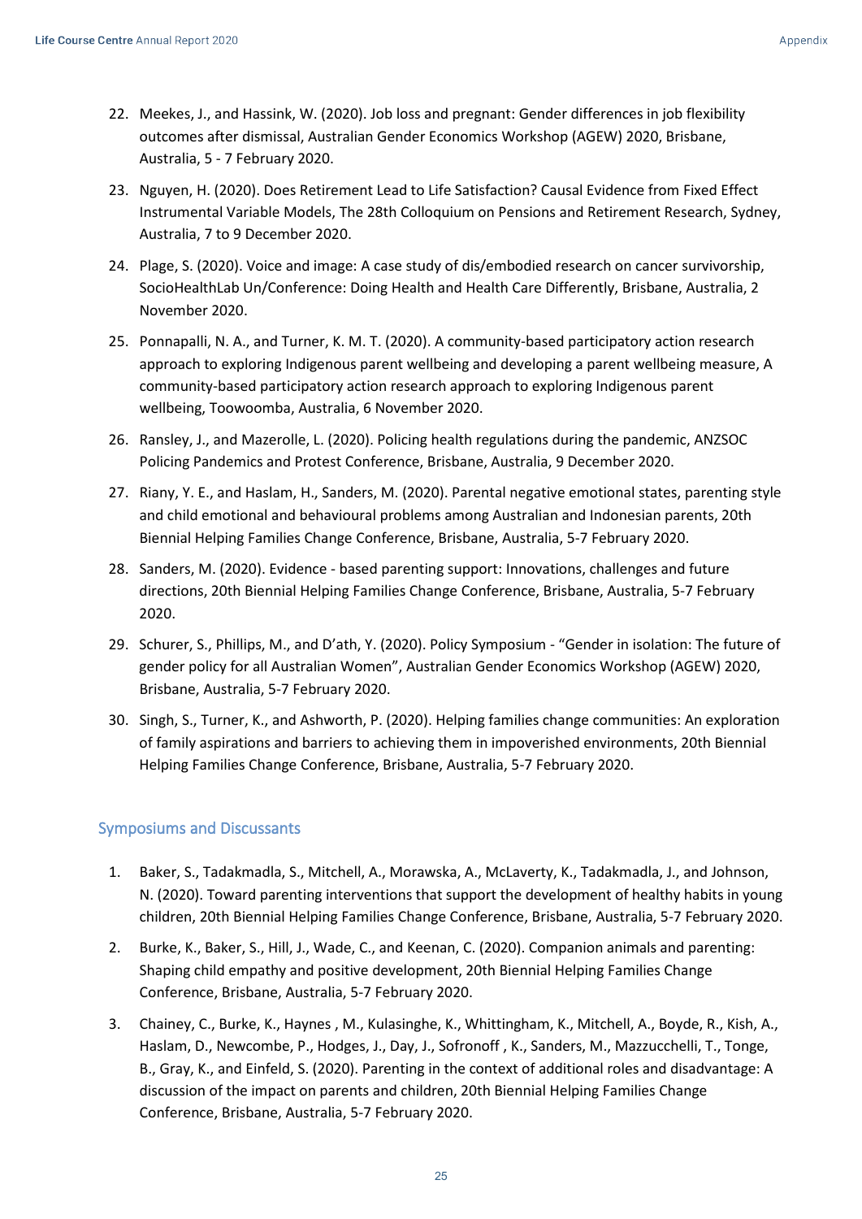22. Meekes, J., and Hassink, W. (2020). Job loss and pregnant: Gender differences in job flexibility outcomes after dismissal, Australian Gender Economics Workshop (AGEW) 2020, Brisbane, Australia, 5 - 7 February 2020.

23. Nguyen, H. (2020). Does Retirement Lead to Life Satisfaction? Causal Evidence from Fixed Effect Instrumental Variable Models, The 28th Colloquium on Pensions and Retirement Research, Sydney, Australia, 7 to 9 December 2020.

24. Plage, S. (2020). Voice and image: A case study of dis/embodied research on cancer survivorship, SocioHealthLab Un/Conference: Doing Health and Health Care Differently, Brisbane, Australia, 2 November 2020.

25. Ponnapalli, N. A., and Turner, K. M. T. (2020). A community-based participatory action research approach to exploring Indigenous parent wellbeing and developing a parent wellbeing measure, A community-based participatory action research approach to exploring Indigenous parent wellbeing, Toowoomba, Australia, 6 November 2020.

26. Ransley, J., and Mazerolle, L. (2020). Policing health regulations during the pandemic, ANZSOC Policing Pandemics and Protest Conference, Brisbane, Australia, 9 December 2020.

27. Riany, Y. E., and Haslam, H., Sanders, M. (2020). Parental negative emotional states, parenting style and child emotional and behavioural problems among Australian and Indonesian parents, 20th Biennial Helping Families Change Conference, Brisbane, Australia, 5-7 February 2020.

28. Sanders, M. (2020). Evidence - based parenting support: Innovations, challenges and future directions, 20th Biennial Helping Families Change Conference, Brisbane, Australia, 5-7 February 2020.

29. Schurer, S., Phillips, M., and D'ath, Y. (2020). Policy Symposium - "Gender in isolation: The future of gender policy for all Australian Women", Australian Gender Economics Workshop (AGEW) 2020, Brisbane, Australia, 5-7 February 2020.

30. Singh, S., Turner, K., and Ashworth, P. (2020). Helping families change communities: An exploration of family aspirations and barriers to achieving them in impoverished environments, 20th Biennial Helping Families Change Conference, Brisbane, Australia, 5-7 February 2020.

## Symposiums and Discussants

1. Baker, S., Tadakmadla, S., Mitchell, A., Morawska, A., McLaverty, K., Tadakmadla, J., and Johnson, N. (2020). Toward parenting interventions that support the development of healthy habits in young children, 20th Biennial Helping Families Change Conference, Brisbane, Australia, 5-7 February 2020.

2. Burke, K., Baker, S., Hill, J., Wade, C., and Keenan, C. (2020). Companion animals and parenting: Shaping child empathy and positive development, 20th Biennial Helping Families Change Conference, Brisbane, Australia, 5-7 February 2020.

3. Chainey, C., Burke, K., Haynes , M., Kulasinghe, K., Whittingham, K., Mitchell, A., Boyde, R., Kish, A., Haslam, D., Newcombe, P., Hodges, J., Day, J., Sofronoff , K., Sanders, M., Mazzucchelli, T., Tonge, B., Gray, K., and Einfeld, S. (2020). Parenting in the context of additional roles and disadvantage: A discussion of the impact on parents and children, 20th Biennial Helping Families Change Conference, Brisbane, Australia, 5-7 February 2020.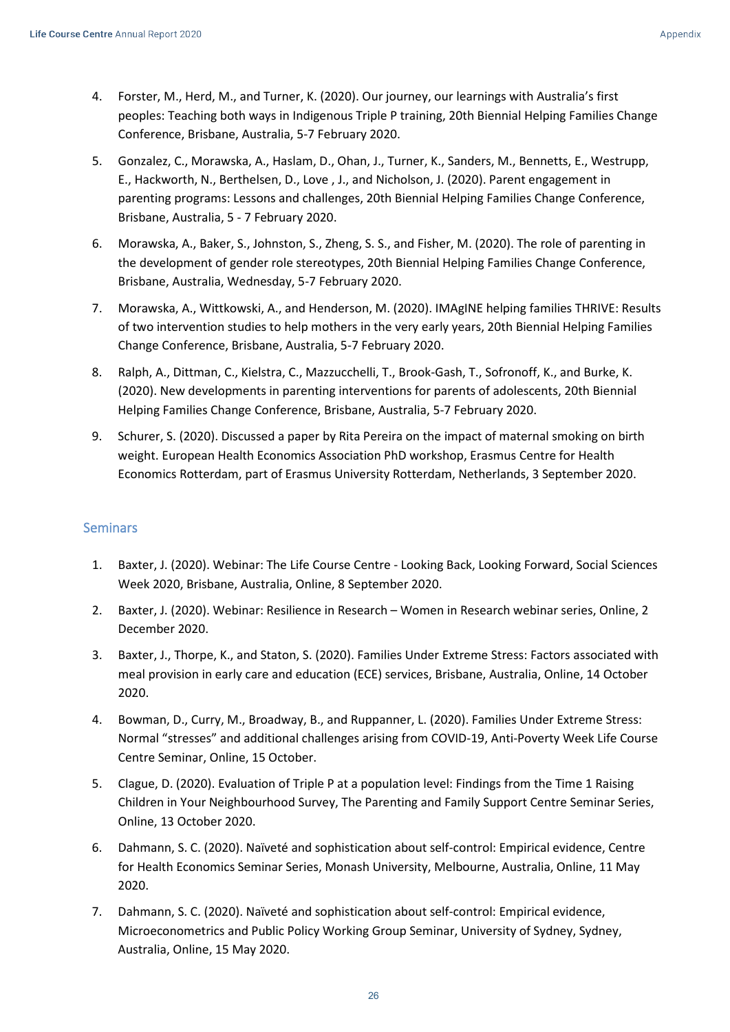4. Forster, M., Herd, M., and Turner, K. (2020). Our journey, our learnings with Australia's first peoples: Teaching both ways in Indigenous Triple P training, 20th Biennial Helping Families Change Conference, Brisbane, Australia, 5-7 February 2020.
5. Gonzalez, C., Morawska, A., Haslam, D., Ohan, J., Turner, K., Sanders, M., Bennetts, E., Westrupp, E., Hackworth, N., Berthelsen, D., Love , J., and Nicholson, J. (2020). Parent engagement in parenting programs: Lessons and challenges, 20th Biennial Helping Families Change Conference, Brisbane, Australia, 5 - 7 February 2020.
6. Morawska, A., Baker, S., Johnston, S., Zheng, S. S., and Fisher, M. (2020). The role of parenting in the development of gender role stereotypes, 20th Biennial Helping Families Change Conference, Brisbane, Australia, Wednesday, 5-7 February 2020.
7. Morawska, A., Wittkowski, A., and Henderson, M. (2020). IMAgINE helping families THRIVE: Results of two intervention studies to help mothers in the very early years, 20th Biennial Helping Families Change Conference, Brisbane, Australia, 5-7 February 2020.
8. Ralph, A., Dittman, C., Kielstra, C., Mazzucchelli, T., Brook-Gash, T., Sofronoff, K., and Burke, K. (2020). New developments in parenting interventions for parents of adolescents, 20th Biennial Helping Families Change Conference, Brisbane, Australia, 5-7 February 2020.
9. Schurer, S. (2020). Discussed a paper by Rita Pereira on the impact of maternal smoking on birth weight. European Health Economics Association PhD workshop, Erasmus Centre for Health Economics Rotterdam, part of Erasmus University Rotterdam, Netherlands, 3 September 2020.

## Seminars

1. Baxter, J. (2020). Webinar: The Life Course Centre - Looking Back, Looking Forward, Social Sciences Week 2020, Brisbane, Australia, Online, 8 September 2020.
2. Baxter, J. (2020). Webinar: Resilience in Research – Women in Research webinar series, Online, 2 December 2020.
3. Baxter, J., Thorpe, K., and Staton, S. (2020). Families Under Extreme Stress: Factors associated with meal provision in early care and education (ECE) services, Brisbane, Australia, Online, 14 October 2020.
4. Bowman, D., Curry, M., Broadway, B., and Ruppanner, L. (2020). Families Under Extreme Stress: Normal "stresses" and additional challenges arising from COVID-19, Anti-Poverty Week Life Course Centre Seminar, Online, 15 October.
5. Clague, D. (2020). Evaluation of Triple P at a population level: Findings from the Time 1 Raising Children in Your Neighbourhood Survey, The Parenting and Family Support Centre Seminar Series, Online, 13 October 2020.
6. Dahmann, S. C. (2020). Naïveté and sophistication about self-control: Empirical evidence, Centre for Health Economics Seminar Series, Monash University, Melbourne, Australia, Online, 11 May 2020.
7. Dahmann, S. C. (2020). Naïveté and sophistication about self-control: Empirical evidence, Microeconometrics and Public Policy Working Group Seminar, University of Sydney, Sydney, Australia, Online, 15 May 2020.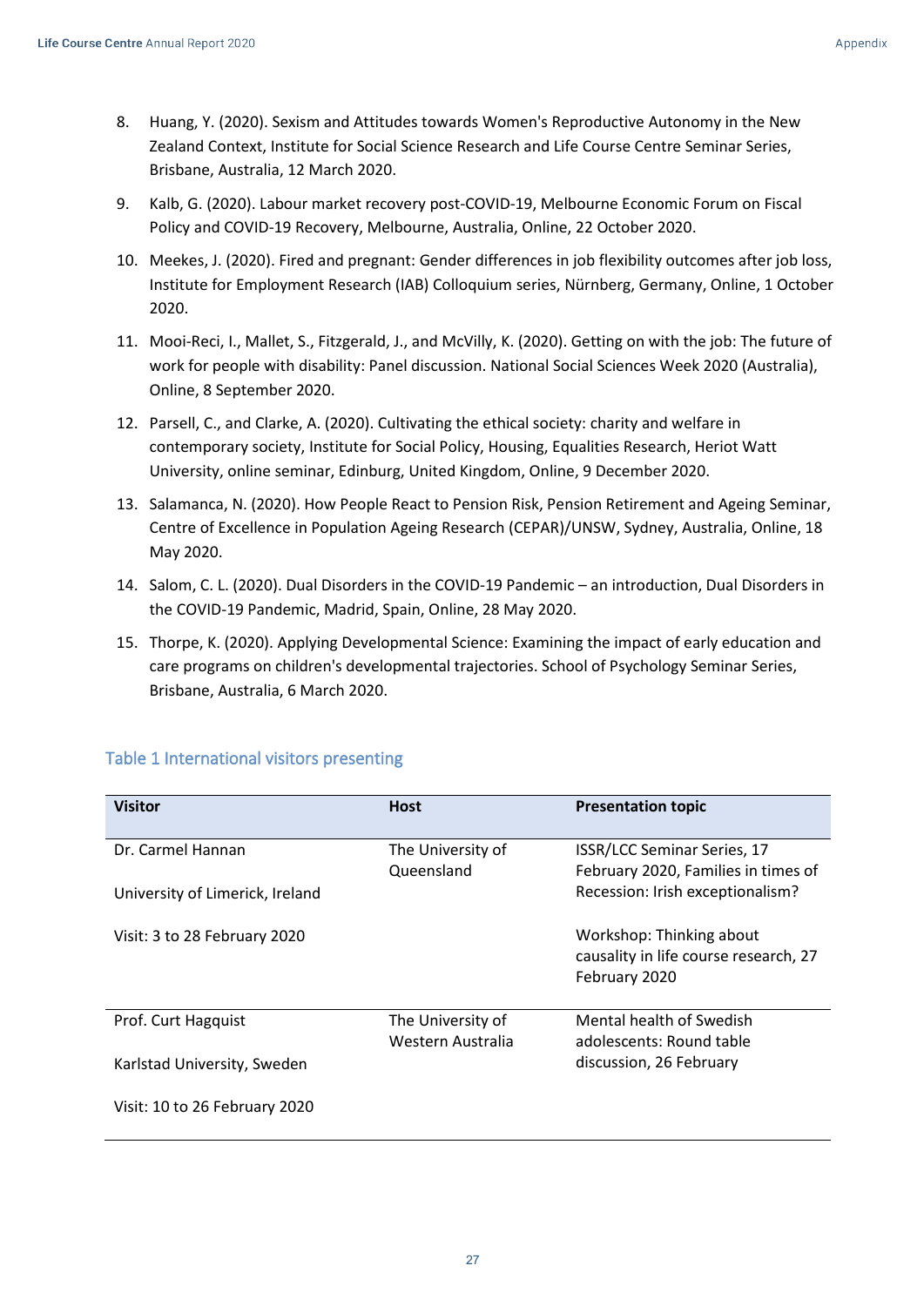8. Huang, Y. (2020). Sexism and Attitudes towards Women's Reproductive Autonomy in the New Zealand Context, Institute for Social Science Research and Life Course Centre Seminar Series, Brisbane, Australia, 12 March 2020.
9. Kalb, G. (2020). Labour market recovery post-COVID-19, Melbourne Economic Forum on Fiscal Policy and COVID-19 Recovery, Melbourne, Australia, Online, 22 October 2020.
10. Meekes, J. (2020). Fired and pregnant: Gender differences in job flexibility outcomes after job loss, Institute for Employment Research (IAB) Colloquium series, Nürnberg, Germany, Online, 1 October 2020.
11. Mooi-Reci, I., Mallet, S., Fitzgerald, J., and McVilly, K. (2020). Getting on with the job: The future of work for people with disability: Panel discussion. National Social Sciences Week 2020 (Australia), Online, 8 September 2020.
12. Parsell, C., and Clarke, A. (2020). Cultivating the ethical society: charity and welfare in contemporary society, Institute for Social Policy, Housing, Equalities Research, Heriot Watt University, online seminar, Edinburg, United Kingdom, Online, 9 December 2020.
13. Salamanca, N. (2020). How People React to Pension Risk, Pension Retirement and Ageing Seminar, Centre of Excellence in Population Ageing Research (CEPAR)/UNSW, Sydney, Australia, Online, 18 May 2020.
14. Salom, C. L. (2020). Dual Disorders in the COVID-19 Pandemic – an introduction, Dual Disorders in the COVID-19 Pandemic, Madrid, Spain, Online, 28 May 2020.
15. Thorpe, K. (2020). Applying Developmental Science: Examining the impact of early education and care programs on children's developmental trajectories. School of Psychology Seminar Series, Brisbane, Australia, 6 March 2020.

### Table 1 International visitors presenting

| Visitor | Host | Presentation topic |
|---|---|---|
| Dr. Carmel Hannan<br><br>University of Limerick, Ireland<br><br>Visit: 3 to 28 February 2020 | The University of Queensland | ISSR/LCC Seminar Series, 17 February 2020, Families in times of Recession: Irish exceptionalism?<br><br>Workshop: Thinking about causality in life course research, 27 February 2020 |
| Prof. Curt Hagquist<br><br>Karlstad University, Sweden<br><br>Visit: 10 to 26 February 2020 | The University of Western Australia | Mental health of Swedish adolescents: Round table discussion, 26 February |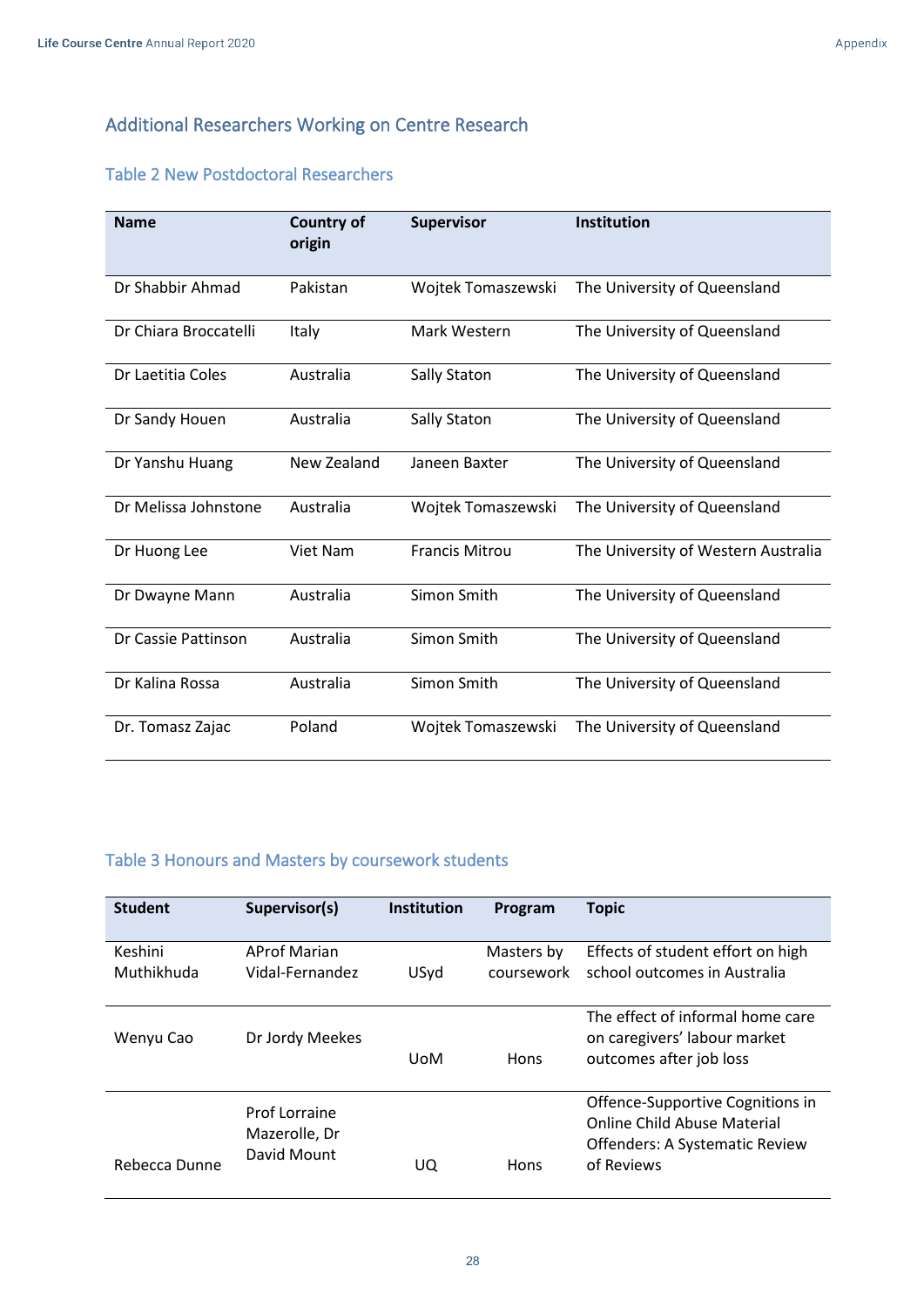## Additional Researchers Working on Centre Research

### Table 2 New Postdoctoral Researchers

| Name | Country of origin | Supervisor | Institution |
|---|---|---|---|
| Dr Shabbir Ahmad | Pakistan | Wojtek Tomaszewski | The University of Queensland |
| Dr Chiara Broccatelli | Italy | Mark Western | The University of Queensland |
| Dr Laetitia Coles | Australia | Sally Staton | The University of Queensland |
| Dr Sandy Houen | Australia | Sally Staton | The University of Queensland |
| Dr Yanshu Huang | New Zealand | Janeen Baxter | The University of Queensland |
| Dr Melissa Johnstone | Australia | Wojtek Tomaszewski | The University of Queensland |
| Dr Huong Lee | Viet Nam | Francis Mitrou | The University of Western Australia |
| Dr Dwayne Mann | Australia | Simon Smith | The University of Queensland |
| Dr Cassie Pattinson | Australia | Simon Smith | The University of Queensland |
| Dr Kalina Rossa | Australia | Simon Smith | The University of Queensland |
| Dr. Tomasz Zajac | Poland | Wojtek Tomaszewski | The University of Queensland |

### Table 3 Honours and Masters by coursework students

| Student | Supervisor(s) | Institution | Program | Topic |
|---|---|---|---|---|
| Keshini Muthikhuda | AProf Marian Vidal-Fernandez | USyd | Masters by coursework | Effects of student effort on high school outcomes in Australia |
| Wenyu Cao | Dr Jordy Meekes | UoM | Hons | The effect of informal home care on caregivers' labour market outcomes after job loss |
| Rebecca Dunne | Prof Lorraine Mazerolle, Dr David Mount | UQ | Hons | Offence-Supportive Cognitions in Online Child Abuse Material Offenders: A Systematic Review of Reviews |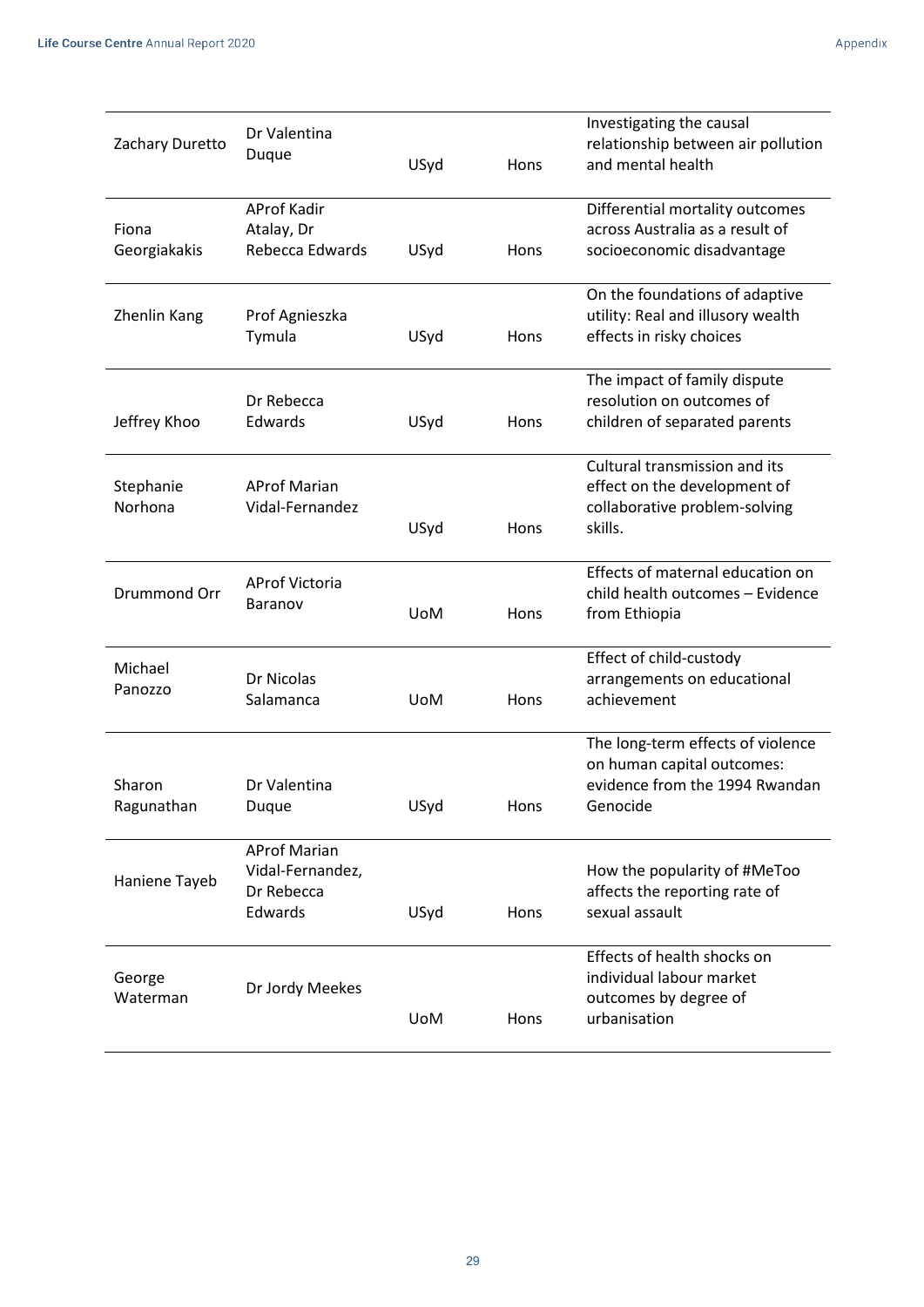| | | | | |
|---|---|---|---|---|
| Zachary Duretto | Dr Valentina Duque | USyd | Hons | Investigating the causal relationship between air pollution and mental health |
| Fiona Georgiakakis | AProf Kadir Atalay, Dr Rebecca Edwards | USyd | Hons | Differential mortality outcomes across Australia as a result of socioeconomic disadvantage |
| Zhenlin Kang | Prof Agnieszka Tymula | USyd | Hons | On the foundations of adaptive utility: Real and illusory wealth effects in risky choices |
| Jeffrey Khoo | Dr Rebecca Edwards | USyd | Hons | The impact of family dispute resolution on outcomes of children of separated parents |
| Stephanie Norhona | AProf Marian Vidal-Fernandez | USyd | Hons | Cultural transmission and its effect on the development of collaborative problem-solving skills. |
| Drummond Orr | AProf Victoria Baranov | UoM | Hons | Effects of maternal education on child health outcomes – Evidence from Ethiopia |
| Michael Panozzo | Dr Nicolas Salamanca | UoM | Hons | Effect of child-custody arrangements on educational achievement |
| Sharon Ragunathan | Dr Valentina Duque | USyd | Hons | The long-term effects of violence on human capital outcomes: evidence from the 1994 Rwandan Genocide |
| Haniene Tayeb | AProf Marian Vidal-Fernandez, Dr Rebecca Edwards | USyd | Hons | How the popularity of #MeToo affects the reporting rate of sexual assault |
| George Waterman | Dr Jordy Meekes | UoM | Hons | Effects of health shocks on individual labour market outcomes by degree of urbanisation |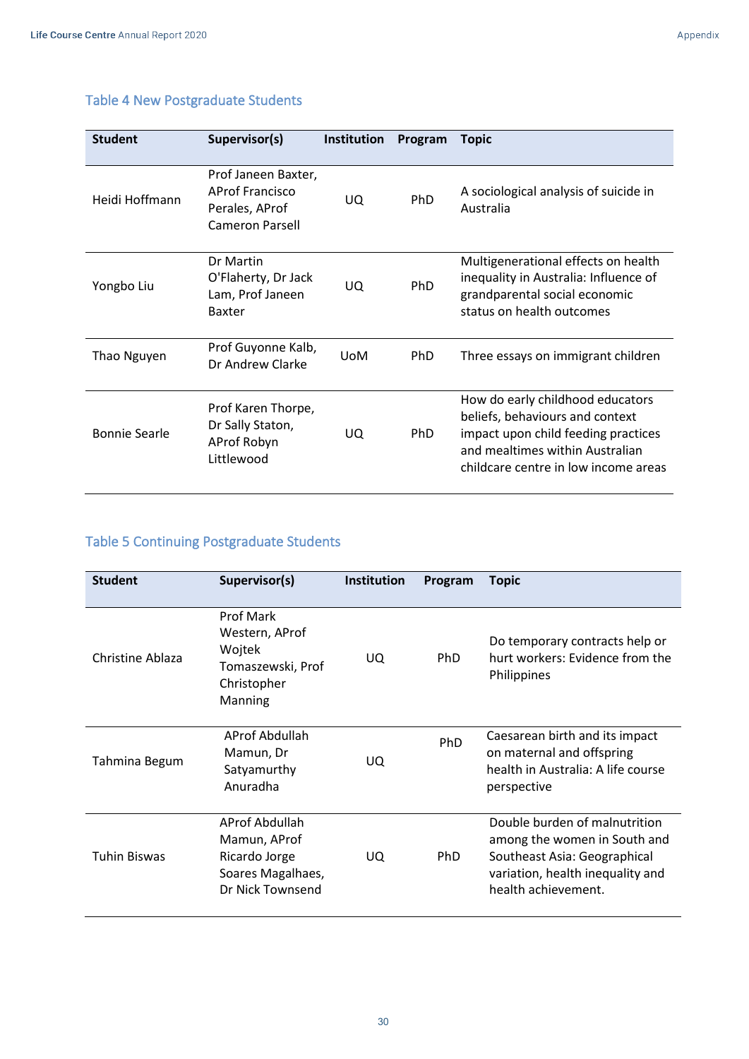### Table 4 New Postgraduate Students

| Student | Supervisor(s) | Institution | Program | Topic |
|---|---|---|---|---|
| Heidi Hoffmann | Prof Janeen Baxter, AProf Francisco Perales, AProf Cameron Parsell | UQ | PhD | A sociological analysis of suicide in Australia |
| Yongbo Liu | Dr Martin O'Flaherty, Dr Jack Lam, Prof Janeen Baxter | UQ | PhD | Multigenerational effects on health inequality in Australia: Influence of grandparental social economic status on health outcomes |
| Thao Nguyen | Prof Guyonne Kalb, Dr Andrew Clarke | UoM | PhD | Three essays on immigrant children |
| Bonnie Searle | Prof Karen Thorpe, Dr Sally Staton, AProf Robyn Littlewood | UQ | PhD | How do early childhood educators beliefs, behaviours and context impact upon child feeding practices and mealtimes within Australian childcare centre in low income areas |

### Table 5 Continuing Postgraduate Students

| Student | Supervisor(s) | Institution | Program | Topic |
|---|---|---|---|---|
| Christine Ablaza | Prof Mark Western, AProf Wojtek Tomaszewski, Prof Christopher Manning | UQ | PhD | Do temporary contracts help or hurt workers: Evidence from the Philippines |
| Tahmina Begum | AProf Abdullah Mamun, Dr Satyamurthy Anuradha | UQ | PhD | Caesarean birth and its impact on maternal and offspring health in Australia: A life course perspective |
| Tuhin Biswas | AProf Abdullah Mamun, AProf Ricardo Jorge Soares Magalhaes, Dr Nick Townsend | UQ | PhD | Double burden of malnutrition among the women in South and Southeast Asia: Geographical variation, health inequality and health achievement. |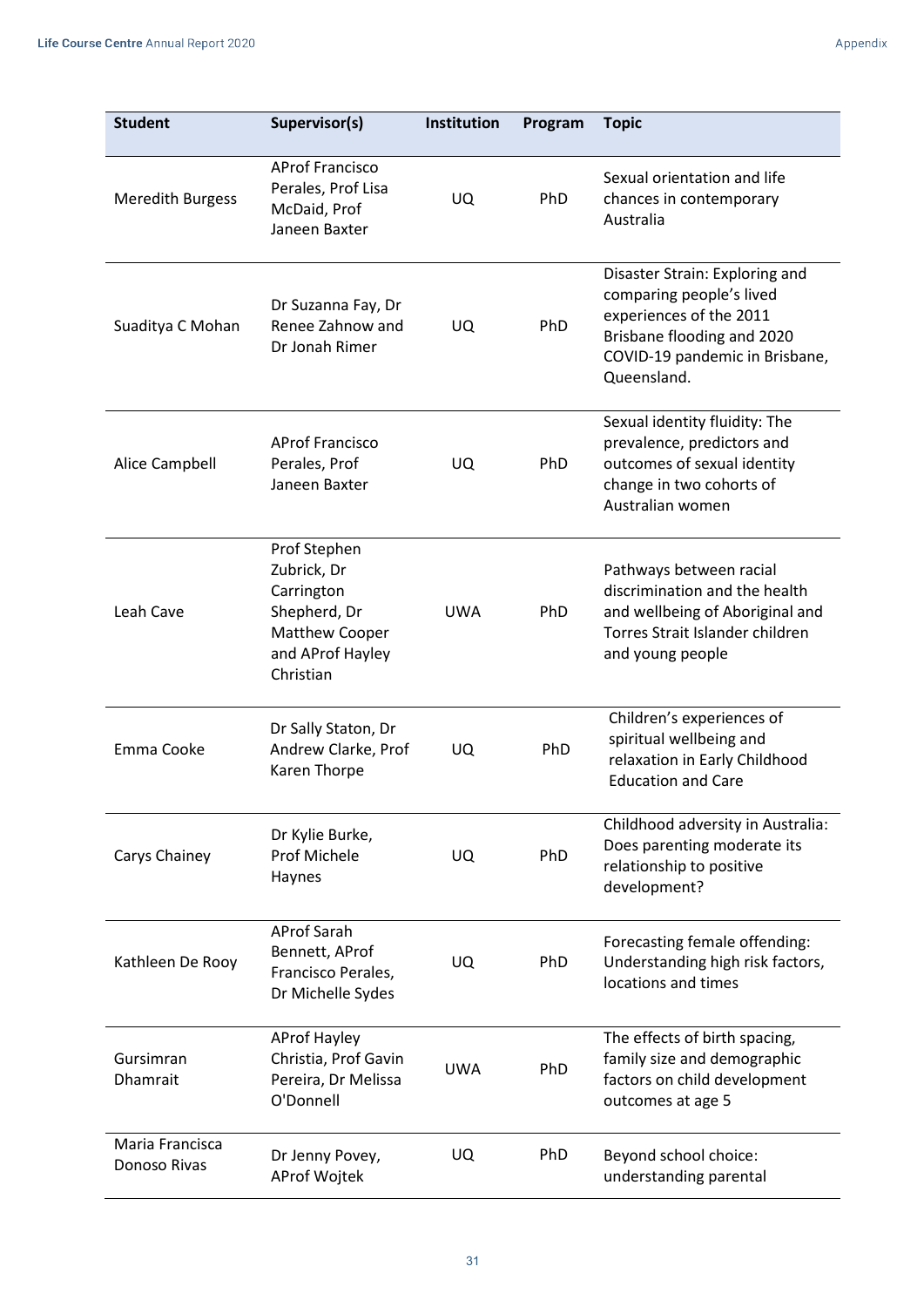| Student | Supervisor(s) | Institution | Program | Topic |
|---|---|---|---|---|
| Meredith Burgess | AProf Francisco Perales, Prof Lisa McDaid, Prof Janeen Baxter | UQ | PhD | Sexual orientation and life chances in contemporary Australia |
| Suaditya C Mohan | Dr Suzanna Fay, Dr Renee Zahnow and Dr Jonah Rimer | UQ | PhD | Disaster Strain: Exploring and comparing people's lived experiences of the 2011 Brisbane flooding and 2020 COVID-19 pandemic in Brisbane, Queensland. |
| Alice Campbell | AProf Francisco Perales, Prof Janeen Baxter | UQ | PhD | Sexual identity fluidity: The prevalence, predictors and outcomes of sexual identity change in two cohorts of Australian women |
| Leah Cave | Prof Stephen Zubrick, Dr Carrington Shepherd, Dr Matthew Cooper and AProf Hayley Christian | UWA | PhD | Pathways between racial discrimination and the health and wellbeing of Aboriginal and Torres Strait Islander children and young people |
| Emma Cooke | Dr Sally Staton, Dr Andrew Clarke, Prof Karen Thorpe | UQ | PhD | Children's experiences of spiritual wellbeing and relaxation in Early Childhood Education and Care |
| Carys Chainey | Dr Kylie Burke, Prof Michele Haynes | UQ | PhD | Childhood adversity in Australia: Does parenting moderate its relationship to positive development? |
| Kathleen De Rooy | AProf Sarah Bennett, AProf Francisco Perales, Dr Michelle Sydes | UQ | PhD | Forecasting female offending: Understanding high risk factors, locations and times |
| Gursimran Dhamrait | AProf Hayley Christia, Prof Gavin Pereira, Dr Melissa O'Donnell | UWA | PhD | The effects of birth spacing, family size and demographic factors on child development outcomes at age 5 |
| Maria Francisca Donoso Rivas | Dr Jenny Povey, AProf Wojtek | UQ | PhD | Beyond school choice: understanding parental |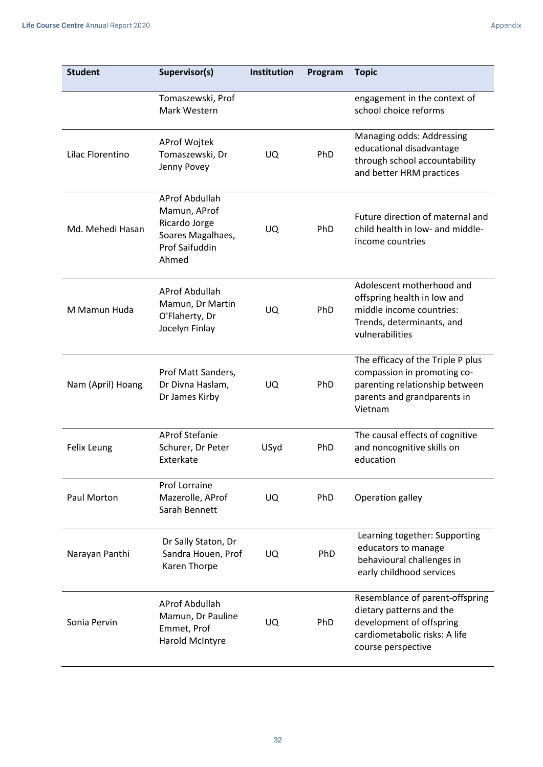| Student | Supervisor(s) | Institution | Program | Topic |
|---|---|---|---|---|
| | Tomaszewski, Prof Mark Western | | | engagement in the context of school choice reforms |
| Lilac Florentino | AProf Wojtek Tomaszewski, Dr Jenny Povey | UQ | PhD | Managing odds: Addressing educational disadvantage through school accountability and better HRM practices |
| Md. Mehedi Hasan | AProf Abdullah Mamun, AProf Ricardo Jorge Soares Magalhaes, Prof Saifuddin Ahmed | UQ | PhD | Future direction of maternal and child health in low- and middle-income countries |
| M Mamun Huda | AProf Abdullah Mamun, Dr Martin O'Flaherty, Dr Jocelyn Finlay | UQ | PhD | Adolescent motherhood and offspring health in low and middle income countries: Trends, determinants, and vulnerabilities |
| Nam (April) Hoang | Prof Matt Sanders, Dr Divna Haslam, Dr James Kirby | UQ | PhD | The efficacy of the Triple P plus compassion in promoting co-parenting relationship between parents and grandparents in Vietnam |
| Felix Leung | AProf Stefanie Schurer, Dr Peter Exterkate | USyd | PhD | The causal effects of cognitive and noncognitive skills on education |
| Paul Morton | Prof Lorraine Mazerolle, AProf Sarah Bennett | UQ | PhD | Operation galley |
| Narayan Panthi | Dr Sally Staton, Dr Sandra Houen, Prof Karen Thorpe | UQ | PhD | Learning together: Supporting educators to manage behavioural challenges in early childhood services |
| Sonia Pervin | AProf Abdullah Mamun, Dr Pauline Emmet, Prof Harold McIntyre | UQ | PhD | Resemblance of parent-offspring dietary patterns and the development of offspring cardiometabolic risks: A life course perspective |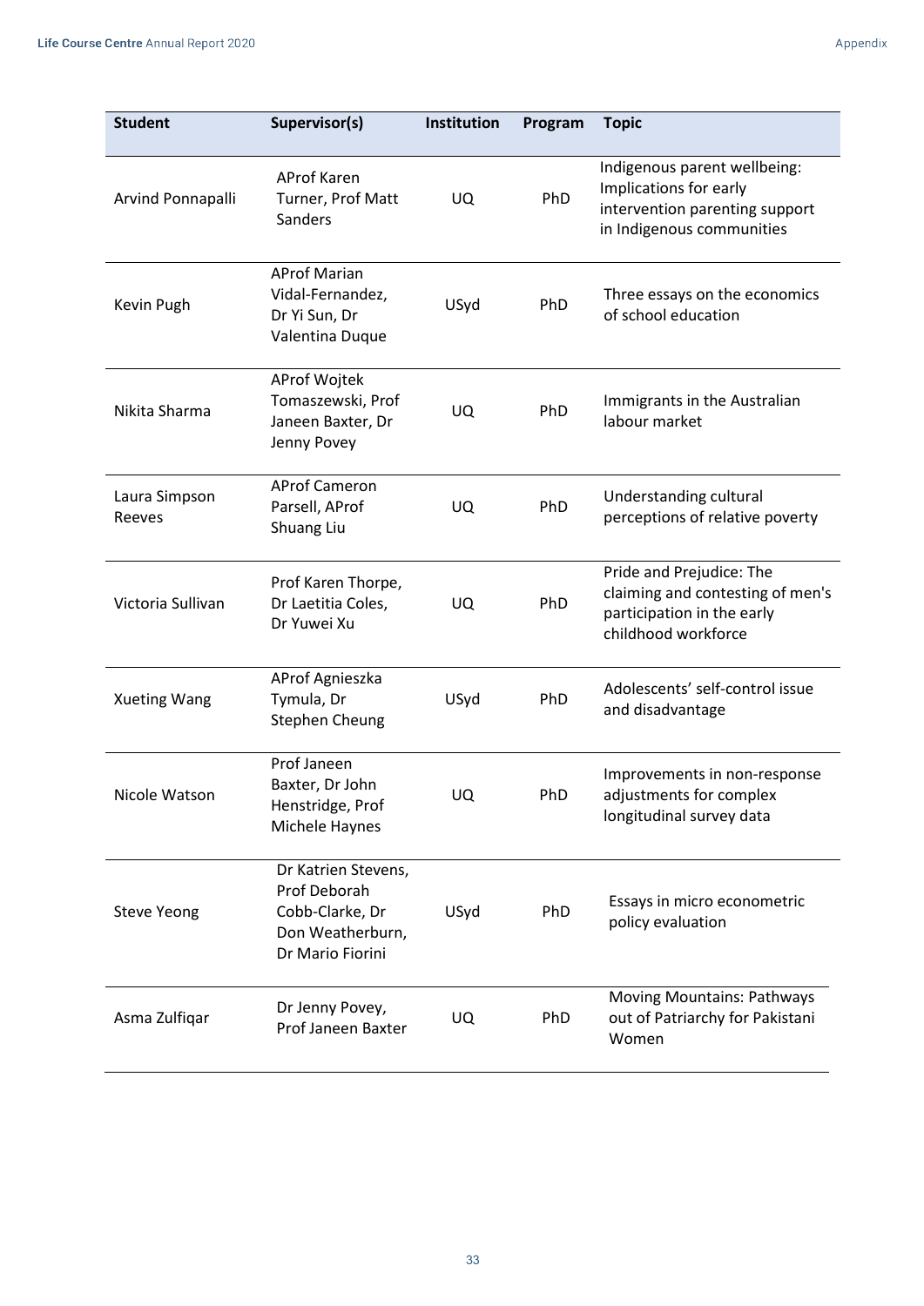| Student | Supervisor(s) | Institution | Program | Topic |
|---|---|---|---|---|
| Arvind Ponnapalli | AProf Karen Turner, Prof Matt Sanders | UQ | PhD | Indigenous parent wellbeing: Implications for early intervention parenting support in Indigenous communities |
| Kevin Pugh | AProf Marian Vidal-Fernandez, Dr Yi Sun, Dr Valentina Duque | USyd | PhD | Three essays on the economics of school education |
| Nikita Sharma | AProf Wojtek Tomaszewski, Prof Janeen Baxter, Dr Jenny Povey | UQ | PhD | Immigrants in the Australian labour market |
| Laura Simpson Reeves | AProf Cameron Parsell, AProf Shuang Liu | UQ | PhD | Understanding cultural perceptions of relative poverty |
| Victoria Sullivan | Prof Karen Thorpe, Dr Laetitia Coles, Dr Yuwei Xu | UQ | PhD | Pride and Prejudice: The claiming and contesting of men's participation in the early childhood workforce |
| Xueting Wang | AProf Agnieszka Tymula, Dr Stephen Cheung | USyd | PhD | Adolescents' self-control issue and disadvantage |
| Nicole Watson | Prof Janeen Baxter, Dr John Henstridge, Prof Michele Haynes | UQ | PhD | Improvements in non-response adjustments for complex longitudinal survey data |
| Steve Yeong | Dr Katrien Stevens, Prof Deborah Cobb-Clarke, Dr Don Weatherburn, Dr Mario Fiorini | USyd | PhD | Essays in micro econometric policy evaluation |
| Asma Zulfiqar | Dr Jenny Povey, Prof Janeen Baxter | UQ | PhD | Moving Mountains: Pathways out of Patriarchy for Pakistani Women |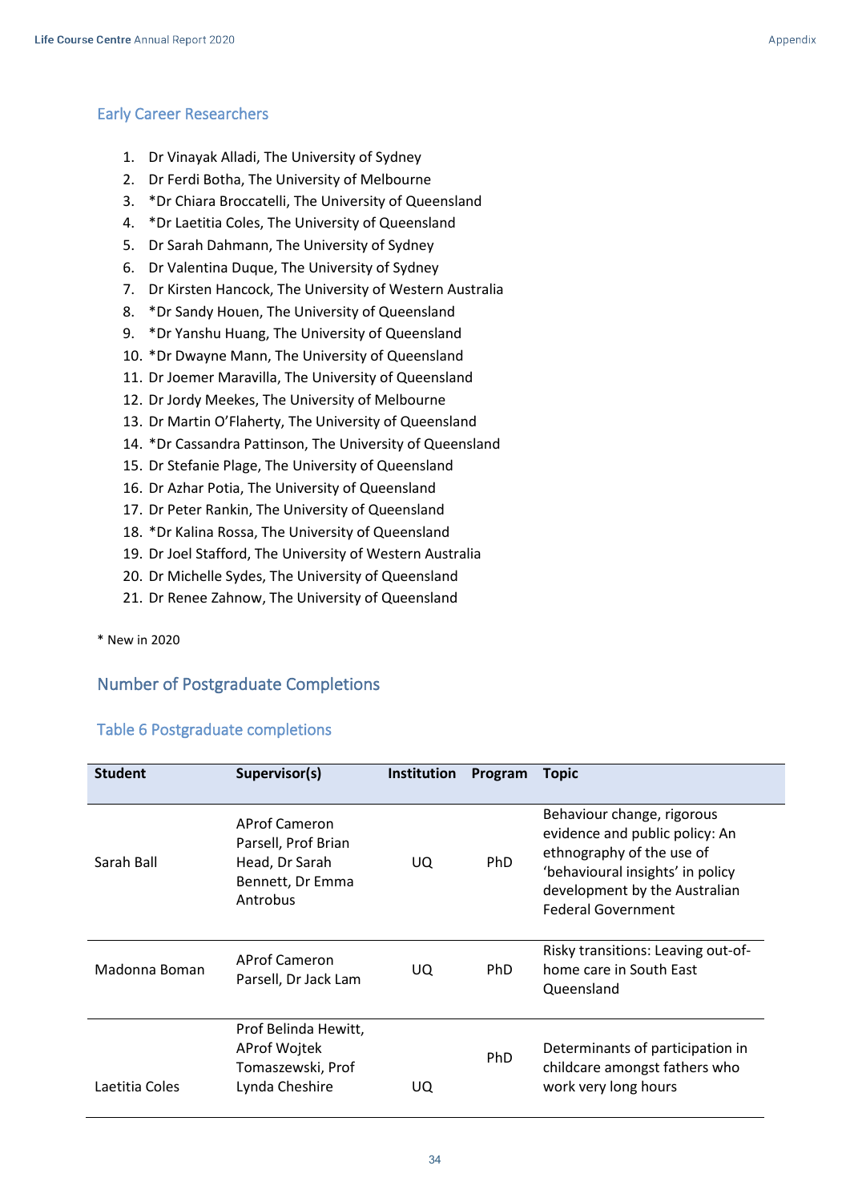## Early Career Researchers

1. Dr Vinayak Alladi, The University of Sydney
2. Dr Ferdi Botha, The University of Melbourne
3. *Dr Chiara Broccatelli, The University of Queensland
4. *Dr Laetitia Coles, The University of Queensland
5. Dr Sarah Dahmann, The University of Sydney
6. Dr Valentina Duque, The University of Sydney
7. Dr Kirsten Hancock, The University of Western Australia
8. *Dr Sandy Houen, The University of Queensland
9. *Dr Yanshu Huang, The University of Queensland
10. *Dr Dwayne Mann, The University of Queensland
11. Dr Joemer Maravilla, The University of Queensland
12. Dr Jordy Meekes, The University of Melbourne
13. Dr Martin O'Flaherty, The University of Queensland
14. *Dr Cassandra Pattinson, The University of Queensland
15. Dr Stefanie Plage, The University of Queensland
16. Dr Azhar Potia, The University of Queensland
17. Dr Peter Rankin, The University of Queensland
18. *Dr Kalina Rossa, The University of Queensland
19. Dr Joel Stafford, The University of Western Australia
20. Dr Michelle Sydes, The University of Queensland
21. Dr Renee Zahnow, The University of Queensland

\* New in 2020

## Number of Postgraduate Completions

### Table 6 Postgraduate completions

| Student | Supervisor(s) | Institution | Program | Topic |
|---|---|---|---|---|
| Sarah Ball | AProf Cameron Parsell, Prof Brian Head, Dr Sarah Bennett, Dr Emma Antrobus | UQ | PhD | Behaviour change, rigorous evidence and public policy: An ethnography of the use of 'behavioural insights' in policy development by the Australian Federal Government |
| Madonna Boman | AProf Cameron Parsell, Dr Jack Lam | UQ | PhD | Risky transitions: Leaving out-of-home care in South East Queensland |
| Laetitia Coles | Prof Belinda Hewitt, AProf Wojtek Tomaszewski, Prof Lynda Cheshire | UQ | PhD | Determinants of participation in childcare amongst fathers who work very long hours |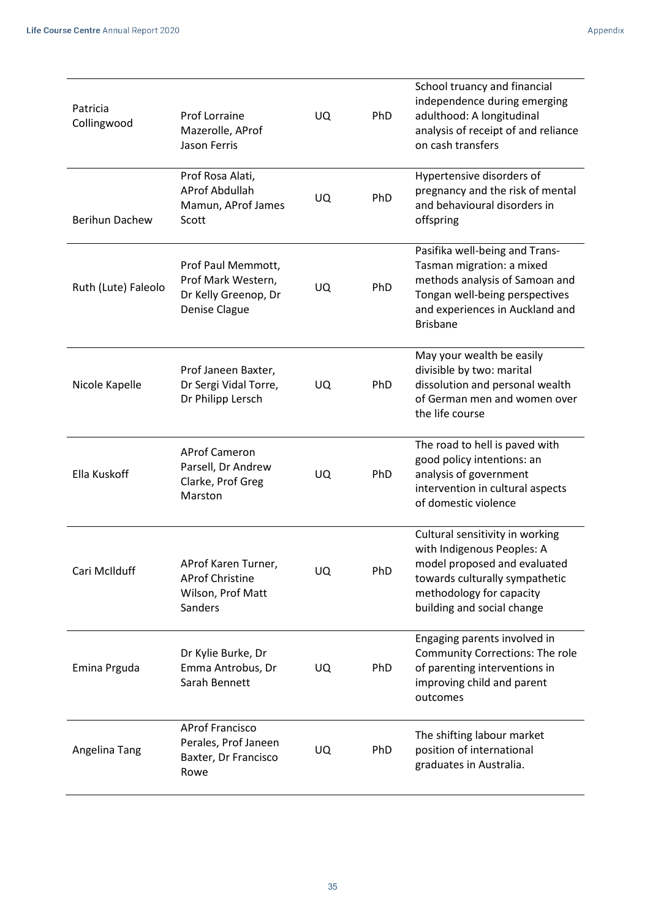| | | | | |
|---|---|---|---|---|
| Patricia Collingwood | Prof Lorraine Mazerolle, AProf Jason Ferris | UQ | PhD | School truancy and financial independence during emerging adulthood: A longitudinal analysis of receipt of and reliance on cash transfers |
| Berihun Dachew | Prof Rosa Alati, AProf Abdullah Mamun, AProf James Scott | UQ | PhD | Hypertensive disorders of pregnancy and the risk of mental and behavioural disorders in offspring |
| Ruth (Lute) Faleolo | Prof Paul Memmott, Prof Mark Western, Dr Kelly Greenop, Dr Denise Clague | UQ | PhD | Pasifika well-being and Trans-Tasman migration: a mixed methods analysis of Samoan and Tongan well-being perspectives and experiences in Auckland and Brisbane |
| Nicole Kapelle | Prof Janeen Baxter, Dr Sergi Vidal Torre, Dr Philipp Lersch | UQ | PhD | May your wealth be easily divisible by two: marital dissolution and personal wealth of German men and women over the life course |
| Ella Kuskoff | AProf Cameron Parsell, Dr Andrew Clarke, Prof Greg Marston | UQ | PhD | The road to hell is paved with good policy intentions: an analysis of government intervention in cultural aspects of domestic violence |
| Cari McIlduff | AProf Karen Turner, AProf Christine Wilson, Prof Matt Sanders | UQ | PhD | Cultural sensitivity in working with Indigenous Peoples: A model proposed and evaluated towards culturally sympathetic methodology for capacity building and social change |
| Emina Prguda | Dr Kylie Burke, Dr Emma Antrobus, Dr Sarah Bennett | UQ | PhD | Engaging parents involved in Community Corrections: The role of parenting interventions in improving child and parent outcomes |
| Angelina Tang | AProf Francisco Perales, Prof Janeen Baxter, Dr Francisco Rowe | UQ | PhD | The shifting labour market position of international graduates in Australia. |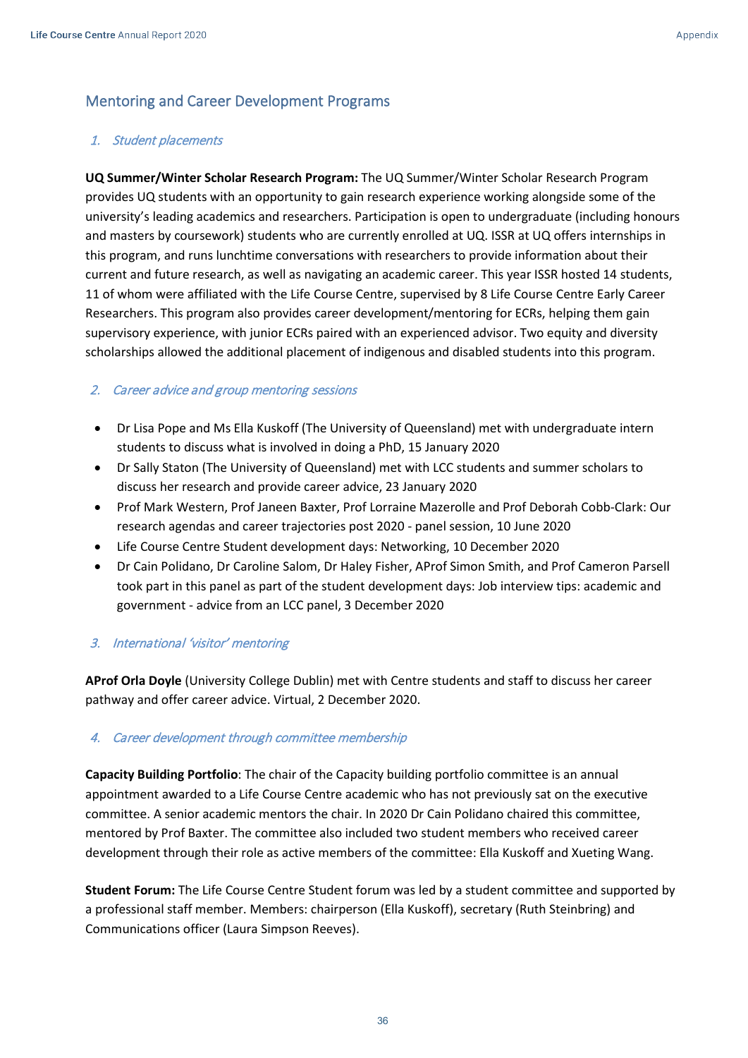## Mentoring and Career Development Programs

### 1. *Student placements*

**UQ Summer/Winter Scholar Research Program:** The UQ Summer/Winter Scholar Research Program provides UQ students with an opportunity to gain research experience working alongside some of the university's leading academics and researchers. Participation is open to undergraduate (including honours and masters by coursework) students who are currently enrolled at UQ. ISSR at UQ offers internships in this program, and runs lunchtime conversations with researchers to provide information about their current and future research, as well as navigating an academic career. This year ISSR hosted 14 students, 11 of whom were affiliated with the Life Course Centre, supervised by 8 Life Course Centre Early Career Researchers. This program also provides career development/mentoring for ECRs, helping them gain supervisory experience, with junior ECRs paired with an experienced advisor. Two equity and diversity scholarships allowed the additional placement of indigenous and disabled students into this program.

### 2. *Career advice and group mentoring sessions*

- Dr Lisa Pope and Ms Ella Kuskoff (The University of Queensland) met with undergraduate intern students to discuss what is involved in doing a PhD, 15 January 2020
- Dr Sally Staton (The University of Queensland) met with LCC students and summer scholars to discuss her research and provide career advice, 23 January 2020
- Prof Mark Western, Prof Janeen Baxter, Prof Lorraine Mazerolle and Prof Deborah Cobb-Clark: Our research agendas and career trajectories post 2020 - panel session, 10 June 2020
- Life Course Centre Student development days: Networking, 10 December 2020
- Dr Cain Polidano, Dr Caroline Salom, Dr Haley Fisher, AProf Simon Smith, and Prof Cameron Parsell took part in this panel as part of the student development days: Job interview tips: academic and government - advice from an LCC panel, 3 December 2020

### 3. *International 'visitor' mentoring*

**AProf Orla Doyle** (University College Dublin) met with Centre students and staff to discuss her career pathway and offer career advice. Virtual, 2 December 2020.

### 4. *Career development through committee membership*

**Capacity Building Portfolio**: The chair of the Capacity building portfolio committee is an annual appointment awarded to a Life Course Centre academic who has not previously sat on the executive committee. A senior academic mentors the chair. In 2020 Dr Cain Polidano chaired this committee, mentored by Prof Baxter. The committee also included two student members who received career development through their role as active members of the committee: Ella Kuskoff and Xueting Wang.

**Student Forum:** The Life Course Centre Student forum was led by a student committee and supported by a professional staff member. Members: chairperson (Ella Kuskoff), secretary (Ruth Steinbring) and Communications officer (Laura Simpson Reeves).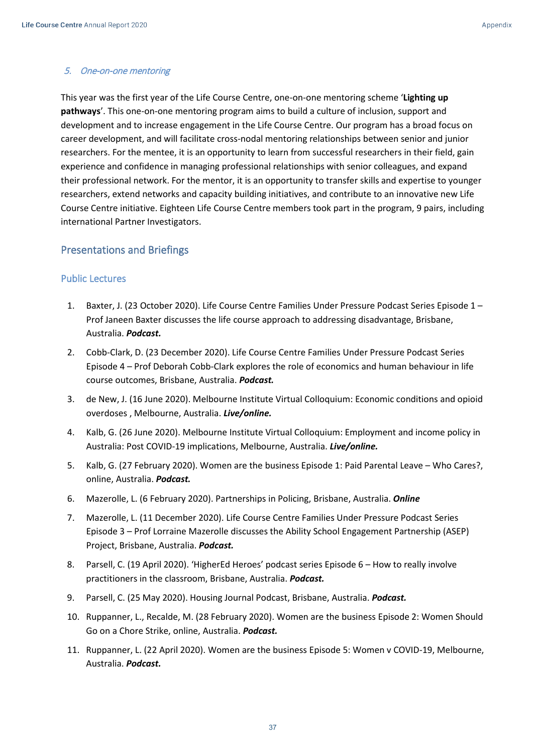### *5. One-on-one mentoring*

This year was the first year of the Life Course Centre, one-on-one mentoring scheme '**Lighting up pathways**'. This one-on-one mentoring program aims to build a culture of inclusion, support and development and to increase engagement in the Life Course Centre. Our program has a broad focus on career development, and will facilitate cross-nodal mentoring relationships between senior and junior researchers. For the mentee, it is an opportunity to learn from successful researchers in their field, gain experience and confidence in managing professional relationships with senior colleagues, and expand their professional network. For the mentor, it is an opportunity to transfer skills and expertise to younger researchers, extend networks and capacity building initiatives, and contribute to an innovative new Life Course Centre initiative. Eighteen Life Course Centre members took part in the program, 9 pairs, including international Partner Investigators.

## Presentations and Briefings

### Public Lectures

1. Baxter, J. (23 October 2020). Life Course Centre Families Under Pressure Podcast Series Episode 1 – Prof Janeen Baxter discusses the life course approach to addressing disadvantage, Brisbane, Australia. ***Podcast.***
2. Cobb-Clark, D. (23 December 2020). Life Course Centre Families Under Pressure Podcast Series Episode 4 – Prof Deborah Cobb-Clark explores the role of economics and human behaviour in life course outcomes, Brisbane, Australia. ***Podcast.***
3. de New, J. (16 June 2020). Melbourne Institute Virtual Colloquium: Economic conditions and opioid overdoses , Melbourne, Australia. ***Live/online.***
4. Kalb, G. (26 June 2020). Melbourne Institute Virtual Colloquium: Employment and income policy in Australia: Post COVID-19 implications, Melbourne, Australia. ***Live/online.***
5. Kalb, G. (27 February 2020). Women are the business Episode 1: Paid Parental Leave – Who Cares?, online, Australia. ***Podcast.***
6. Mazerolle, L. (6 February 2020). Partnerships in Policing, Brisbane, Australia. ***Online***
7. Mazerolle, L. (11 December 2020). Life Course Centre Families Under Pressure Podcast Series Episode 3 – Prof Lorraine Mazerolle discusses the Ability School Engagement Partnership (ASEP) Project, Brisbane, Australia. ***Podcast.***
8. Parsell, C. (19 April 2020). 'HigherEd Heroes' podcast series Episode 6 – How to really involve practitioners in the classroom, Brisbane, Australia. ***Podcast.***
9. Parsell, C. (25 May 2020). Housing Journal Podcast, Brisbane, Australia. ***Podcast.***
10. Ruppanner, L., Recalde, M. (28 February 2020). Women are the business Episode 2: Women Should Go on a Chore Strike, online, Australia. ***Podcast.***
11. Ruppanner, L. (22 April 2020). Women are the business Episode 5: Women v COVID-19, Melbourne, Australia. ***Podcast.***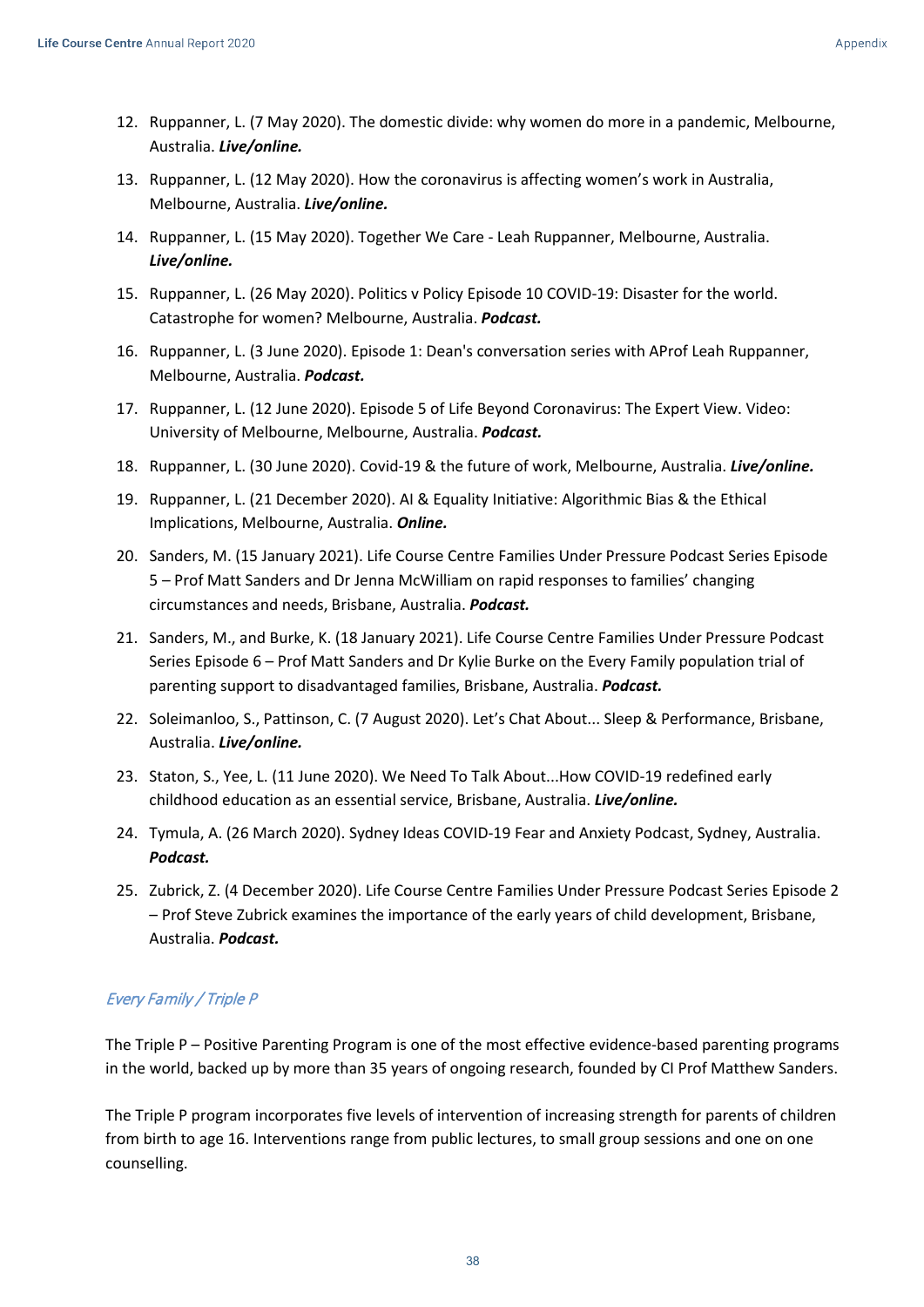12. Ruppanner, L. (7 May 2020). The domestic divide: why women do more in a pandemic, Melbourne, Australia. ***Live/online.***
13. Ruppanner, L. (12 May 2020). How the coronavirus is affecting women's work in Australia, Melbourne, Australia. ***Live/online.***
14. Ruppanner, L. (15 May 2020). Together We Care - Leah Ruppanner, Melbourne, Australia. ***Live/online.***
15. Ruppanner, L. (26 May 2020). Politics v Policy Episode 10 COVID-19: Disaster for the world. Catastrophe for women? Melbourne, Australia. ***Podcast.***
16. Ruppanner, L. (3 June 2020). Episode 1: Dean's conversation series with AProf Leah Ruppanner, Melbourne, Australia. ***Podcast.***
17. Ruppanner, L. (12 June 2020). Episode 5 of Life Beyond Coronavirus: The Expert View. Video: University of Melbourne, Melbourne, Australia. ***Podcast.***
18. Ruppanner, L. (30 June 2020). Covid-19 & the future of work, Melbourne, Australia. ***Live/online.***
19. Ruppanner, L. (21 December 2020). AI & Equality Initiative: Algorithmic Bias & the Ethical Implications, Melbourne, Australia. ***Online.***
20. Sanders, M. (15 January 2021). Life Course Centre Families Under Pressure Podcast Series Episode 5 – Prof Matt Sanders and Dr Jenna McWilliam on rapid responses to families' changing circumstances and needs, Brisbane, Australia. ***Podcast.***
21. Sanders, M., and Burke, K. (18 January 2021). Life Course Centre Families Under Pressure Podcast Series Episode 6 – Prof Matt Sanders and Dr Kylie Burke on the Every Family population trial of parenting support to disadvantaged families, Brisbane, Australia. ***Podcast.***
22. Soleimanloo, S., Pattinson, C. (7 August 2020). Let's Chat About... Sleep & Performance, Brisbane, Australia. ***Live/online.***
23. Staton, S., Yee, L. (11 June 2020). We Need To Talk About...How COVID-19 redefined early childhood education as an essential service, Brisbane, Australia. ***Live/online.***
24. Tymula, A. (26 March 2020). Sydney Ideas COVID-19 Fear and Anxiety Podcast, Sydney, Australia. ***Podcast.***
25. Zubrick, Z. (4 December 2020). Life Course Centre Families Under Pressure Podcast Series Episode 2 – Prof Steve Zubrick examines the importance of the early years of child development, Brisbane, Australia. ***Podcast.***

### *Every Family / Triple P*

The Triple P – Positive Parenting Program is one of the most effective evidence-based parenting programs in the world, backed up by more than 35 years of ongoing research, founded by CI Prof Matthew Sanders.

The Triple P program incorporates five levels of intervention of increasing strength for parents of children from birth to age 16. Interventions range from public lectures, to small group sessions and one on one counselling.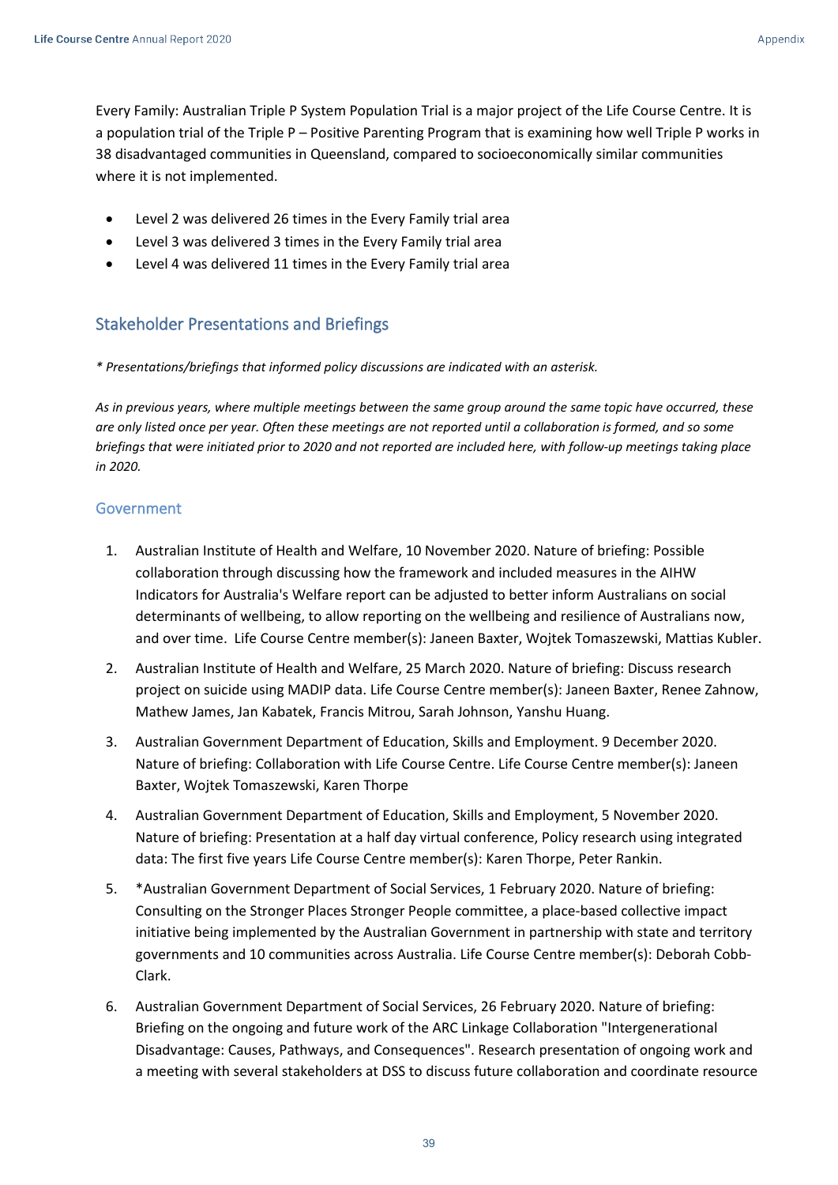Every Family: Australian Triple P System Population Trial is a major project of the Life Course Centre. It is a population trial of the Triple P – Positive Parenting Program that is examining how well Triple P works in 38 disadvantaged communities in Queensland, compared to socioeconomically similar communities where it is not implemented.

- Level 2 was delivered 26 times in the Every Family trial area
- Level 3 was delivered 3 times in the Every Family trial area
- Level 4 was delivered 11 times in the Every Family trial area

## Stakeholder Presentations and Briefings

*\* Presentations/briefings that informed policy discussions are indicated with an asterisk.*

*As in previous years, where multiple meetings between the same group around the same topic have occurred, these are only listed once per year. Often these meetings are not reported until a collaboration is formed, and so some briefings that were initiated prior to 2020 and not reported are included here, with follow-up meetings taking place in 2020.*

### Government

1. Australian Institute of Health and Welfare, 10 November 2020. Nature of briefing: Possible collaboration through discussing how the framework and included measures in the AIHW Indicators for Australia's Welfare report can be adjusted to better inform Australians on social determinants of wellbeing, to allow reporting on the wellbeing and resilience of Australians now, and over time. Life Course Centre member(s): Janeen Baxter, Wojtek Tomaszewski, Mattias Kubler.
2. Australian Institute of Health and Welfare, 25 March 2020. Nature of briefing: Discuss research project on suicide using MADIP data. Life Course Centre member(s): Janeen Baxter, Renee Zahnow, Mathew James, Jan Kabatek, Francis Mitrou, Sarah Johnson, Yanshu Huang.
3. Australian Government Department of Education, Skills and Employment. 9 December 2020. Nature of briefing: Collaboration with Life Course Centre. Life Course Centre member(s): Janeen Baxter, Wojtek Tomaszewski, Karen Thorpe
4. Australian Government Department of Education, Skills and Employment, 5 November 2020. Nature of briefing: Presentation at a half day virtual conference, Policy research using integrated data: The first five years Life Course Centre member(s): Karen Thorpe, Peter Rankin.
5. *Australian Government Department of Social Services, 1 February 2020. Nature of briefing: Consulting on the Stronger Places Stronger People committee, a place-based collective impact initiative being implemented by the Australian Government in partnership with state and territory governments and 10 communities across Australia. Life Course Centre member(s): Deborah Cobb-Clark.
6. Australian Government Department of Social Services, 26 February 2020. Nature of briefing: Briefing on the ongoing and future work of the ARC Linkage Collaboration "Intergenerational Disadvantage: Causes, Pathways, and Consequences". Research presentation of ongoing work and a meeting with several stakeholders at DSS to discuss future collaboration and coordinate resource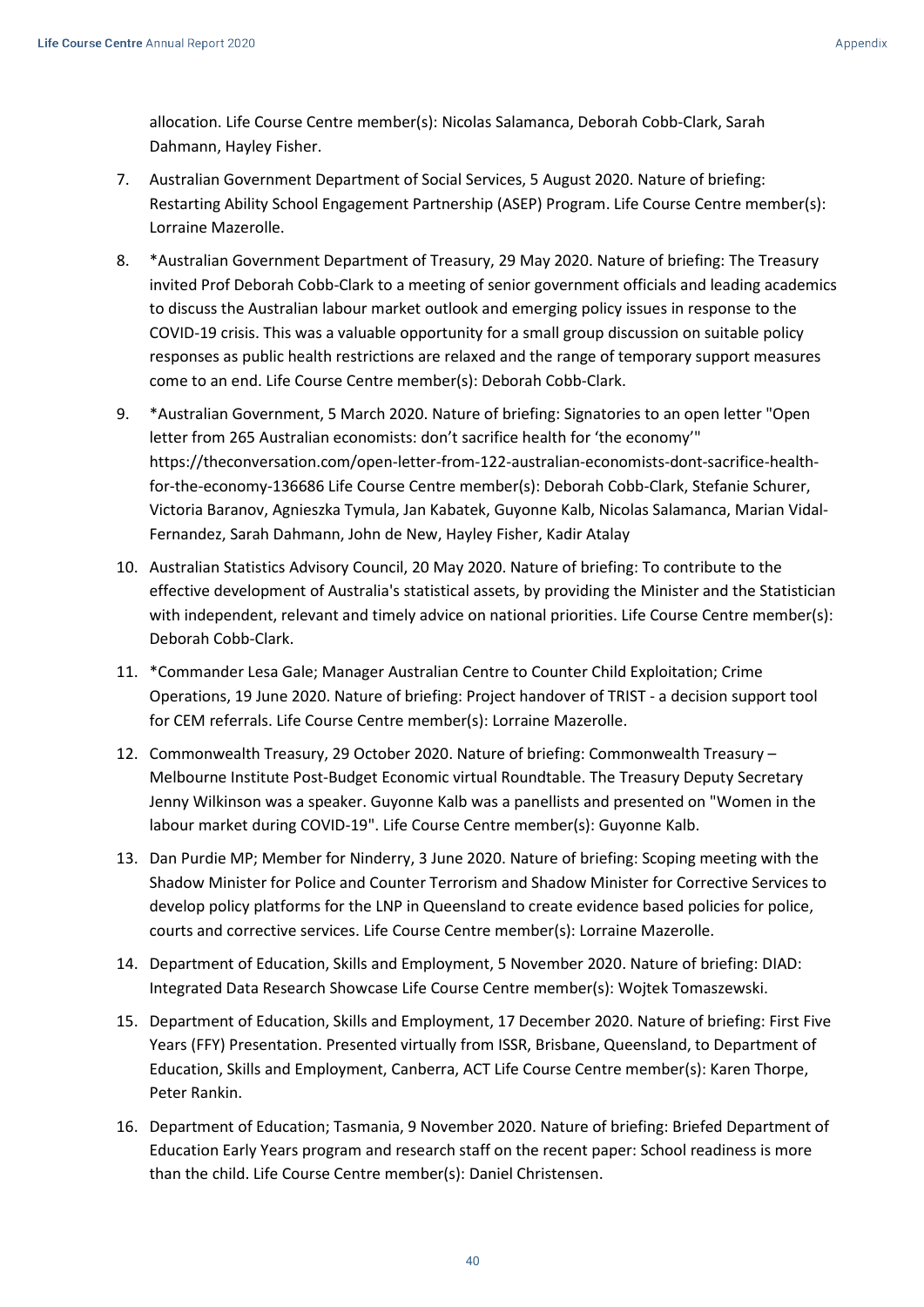allocation. Life Course Centre member(s): Nicolas Salamanca, Deborah Cobb-Clark, Sarah Dahmann, Hayley Fisher.

7. Australian Government Department of Social Services, 5 August 2020. Nature of briefing: Restarting Ability School Engagement Partnership (ASEP) Program. Life Course Centre member(s): Lorraine Mazerolle.
8. *Australian Government Department of Treasury, 29 May 2020. Nature of briefing: The Treasury invited Prof Deborah Cobb-Clark to a meeting of senior government officials and leading academics to discuss the Australian labour market outlook and emerging policy issues in response to the COVID-19 crisis. This was a valuable opportunity for a small group discussion on suitable policy responses as public health restrictions are relaxed and the range of temporary support measures come to an end. Life Course Centre member(s): Deborah Cobb-Clark.
9. *Australian Government, 5 March 2020. Nature of briefing: Signatories to an open letter "Open letter from 265 Australian economists: don't sacrifice health for 'the economy'" https://theconversation.com/open-letter-from-122-australian-economists-dont-sacrifice-health-for-the-economy-136686 Life Course Centre member(s): Deborah Cobb-Clark, Stefanie Schurer, Victoria Baranov, Agnieszka Tymula, Jan Kabatek, Guyonne Kalb, Nicolas Salamanca, Marian Vidal-Fernandez, Sarah Dahmann, John de New, Hayley Fisher, Kadir Atalay
10. Australian Statistics Advisory Council, 20 May 2020. Nature of briefing: To contribute to the effective development of Australia's statistical assets, by providing the Minister and the Statistician with independent, relevant and timely advice on national priorities. Life Course Centre member(s): Deborah Cobb-Clark.
11. *Commander Lesa Gale; Manager Australian Centre to Counter Child Exploitation; Crime Operations, 19 June 2020. Nature of briefing: Project handover of TRIST - a decision support tool for CEM referrals. Life Course Centre member(s): Lorraine Mazerolle.
12. Commonwealth Treasury, 29 October 2020. Nature of briefing: Commonwealth Treasury – Melbourne Institute Post-Budget Economic virtual Roundtable. The Treasury Deputy Secretary Jenny Wilkinson was a speaker. Guyonne Kalb was a panellists and presented on "Women in the labour market during COVID-19". Life Course Centre member(s): Guyonne Kalb.
13. Dan Purdie MP; Member for Ninderry, 3 June 2020. Nature of briefing: Scoping meeting with the Shadow Minister for Police and Counter Terrorism and Shadow Minister for Corrective Services to develop policy platforms for the LNP in Queensland to create evidence based policies for police, courts and corrective services. Life Course Centre member(s): Lorraine Mazerolle.
14. Department of Education, Skills and Employment, 5 November 2020. Nature of briefing: DIAD: Integrated Data Research Showcase Life Course Centre member(s): Wojtek Tomaszewski.
15. Department of Education, Skills and Employment, 17 December 2020. Nature of briefing: First Five Years (FFY) Presentation. Presented virtually from ISSR, Brisbane, Queensland, to Department of Education, Skills and Employment, Canberra, ACT Life Course Centre member(s): Karen Thorpe, Peter Rankin.
16. Department of Education; Tasmania, 9 November 2020. Nature of briefing: Briefed Department of Education Early Years program and research staff on the recent paper: School readiness is more than the child. Life Course Centre member(s): Daniel Christensen.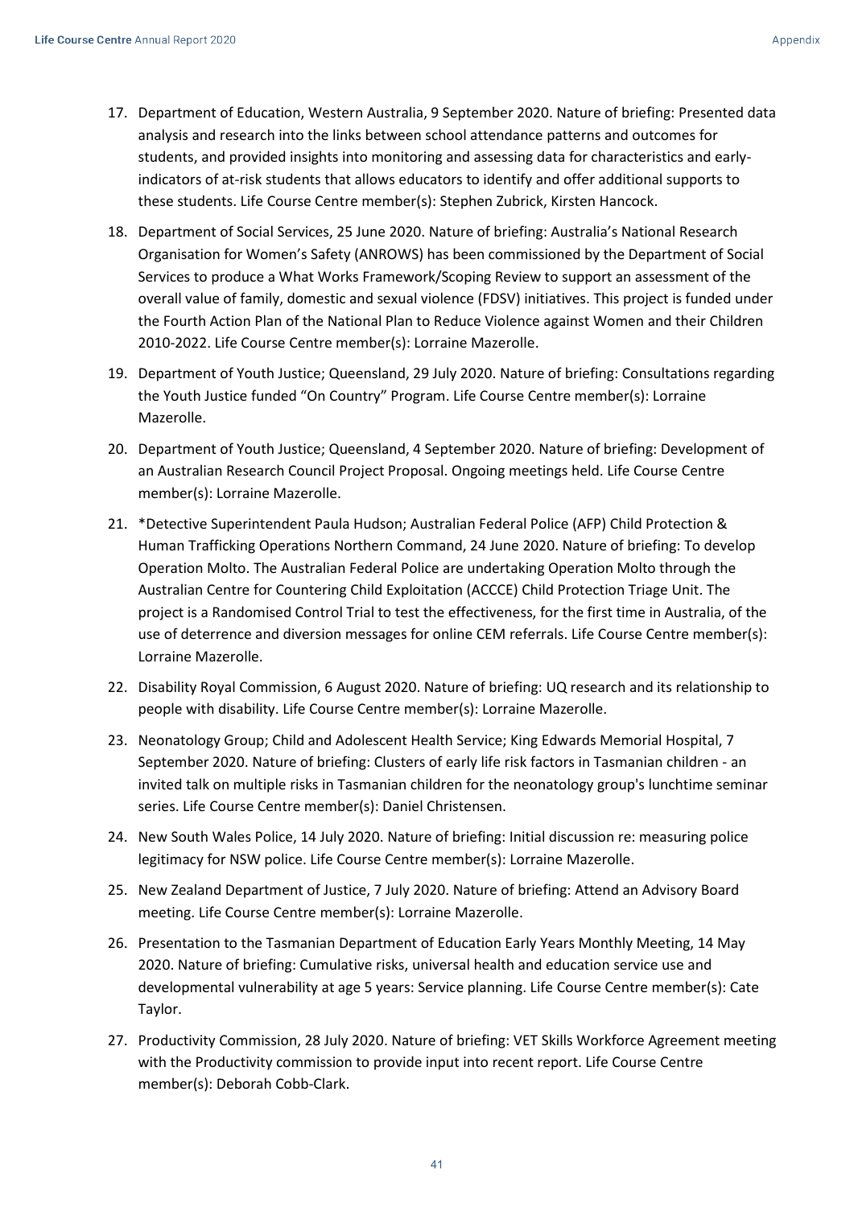17. Department of Education, Western Australia, 9 September 2020. Nature of briefing: Presented data analysis and research into the links between school attendance patterns and outcomes for students, and provided insights into monitoring and assessing data for characteristics and early-indicators of at-risk students that allows educators to identify and offer additional supports to these students. Life Course Centre member(s): Stephen Zubrick, Kirsten Hancock.
18. Department of Social Services, 25 June 2020. Nature of briefing: Australia's National Research Organisation for Women's Safety (ANROWS) has been commissioned by the Department of Social Services to produce a What Works Framework/Scoping Review to support an assessment of the overall value of family, domestic and sexual violence (FDSV) initiatives. This project is funded under the Fourth Action Plan of the National Plan to Reduce Violence against Women and their Children 2010-2022. Life Course Centre member(s): Lorraine Mazerolle.
19. Department of Youth Justice; Queensland, 29 July 2020. Nature of briefing: Consultations regarding the Youth Justice funded "On Country" Program. Life Course Centre member(s): Lorraine Mazerolle.
20. Department of Youth Justice; Queensland, 4 September 2020. Nature of briefing: Development of an Australian Research Council Project Proposal. Ongoing meetings held. Life Course Centre member(s): Lorraine Mazerolle.
21. *Detective Superintendent Paula Hudson; Australian Federal Police (AFP) Child Protection & Human Trafficking Operations Northern Command, 24 June 2020. Nature of briefing: To develop Operation Molto. The Australian Federal Police are undertaking Operation Molto through the Australian Centre for Countering Child Exploitation (ACCCE) Child Protection Triage Unit. The project is a Randomised Control Trial to test the effectiveness, for the first time in Australia, of the use of deterrence and diversion messages for online CEM referrals. Life Course Centre member(s): Lorraine Mazerolle.
22. Disability Royal Commission, 6 August 2020. Nature of briefing: UQ research and its relationship to people with disability. Life Course Centre member(s): Lorraine Mazerolle.
23. Neonatology Group; Child and Adolescent Health Service; King Edwards Memorial Hospital, 7 September 2020. Nature of briefing: Clusters of early life risk factors in Tasmanian children - an invited talk on multiple risks in Tasmanian children for the neonatology group's lunchtime seminar series. Life Course Centre member(s): Daniel Christensen.
24. New South Wales Police, 14 July 2020. Nature of briefing: Initial discussion re: measuring police legitimacy for NSW police. Life Course Centre member(s): Lorraine Mazerolle.
25. New Zealand Department of Justice, 7 July 2020. Nature of briefing: Attend an Advisory Board meeting. Life Course Centre member(s): Lorraine Mazerolle.
26. Presentation to the Tasmanian Department of Education Early Years Monthly Meeting, 14 May 2020. Nature of briefing: Cumulative risks, universal health and education service use and developmental vulnerability at age 5 years: Service planning. Life Course Centre member(s): Cate Taylor.
27. Productivity Commission, 28 July 2020. Nature of briefing: VET Skills Workforce Agreement meeting with the Productivity commission to provide input into recent report. Life Course Centre member(s): Deborah Cobb-Clark.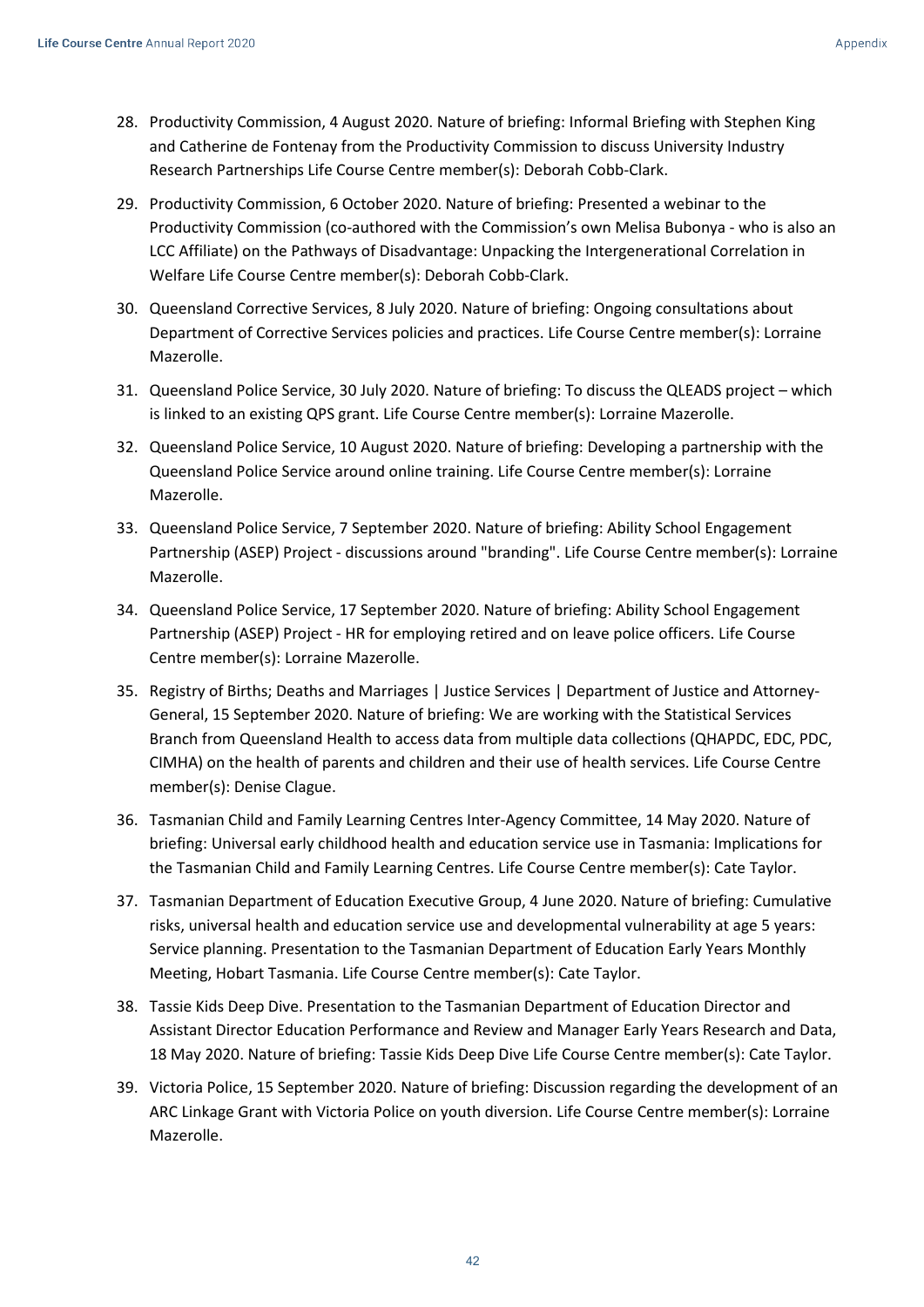28. Productivity Commission, 4 August 2020. Nature of briefing: Informal Briefing with Stephen King and Catherine de Fontenay from the Productivity Commission to discuss University Industry Research Partnerships Life Course Centre member(s): Deborah Cobb-Clark.
29. Productivity Commission, 6 October 2020. Nature of briefing: Presented a webinar to the Productivity Commission (co-authored with the Commission's own Melisa Bubonya - who is also an LCC Affiliate) on the Pathways of Disadvantage: Unpacking the Intergenerational Correlation in Welfare Life Course Centre member(s): Deborah Cobb-Clark.
30. Queensland Corrective Services, 8 July 2020. Nature of briefing: Ongoing consultations about Department of Corrective Services policies and practices. Life Course Centre member(s): Lorraine Mazerolle.
31. Queensland Police Service, 30 July 2020. Nature of briefing: To discuss the QLEADS project – which is linked to an existing QPS grant. Life Course Centre member(s): Lorraine Mazerolle.
32. Queensland Police Service, 10 August 2020. Nature of briefing: Developing a partnership with the Queensland Police Service around online training. Life Course Centre member(s): Lorraine Mazerolle.
33. Queensland Police Service, 7 September 2020. Nature of briefing: Ability School Engagement Partnership (ASEP) Project - discussions around "branding". Life Course Centre member(s): Lorraine Mazerolle.
34. Queensland Police Service, 17 September 2020. Nature of briefing: Ability School Engagement Partnership (ASEP) Project - HR for employing retired and on leave police officers. Life Course Centre member(s): Lorraine Mazerolle.
35. Registry of Births; Deaths and Marriages | Justice Services | Department of Justice and Attorney-General, 15 September 2020. Nature of briefing: We are working with the Statistical Services Branch from Queensland Health to access data from multiple data collections (QHAPDC, EDC, PDC, CIMHA) on the health of parents and children and their use of health services. Life Course Centre member(s): Denise Clague.
36. Tasmanian Child and Family Learning Centres Inter-Agency Committee, 14 May 2020. Nature of briefing: Universal early childhood health and education service use in Tasmania: Implications for the Tasmanian Child and Family Learning Centres. Life Course Centre member(s): Cate Taylor.
37. Tasmanian Department of Education Executive Group, 4 June 2020. Nature of briefing: Cumulative risks, universal health and education service use and developmental vulnerability at age 5 years: Service planning. Presentation to the Tasmanian Department of Education Early Years Monthly Meeting, Hobart Tasmania. Life Course Centre member(s): Cate Taylor.
38. Tassie Kids Deep Dive. Presentation to the Tasmanian Department of Education Director and Assistant Director Education Performance and Review and Manager Early Years Research and Data, 18 May 2020. Nature of briefing: Tassie Kids Deep Dive Life Course Centre member(s): Cate Taylor.
39. Victoria Police, 15 September 2020. Nature of briefing: Discussion regarding the development of an ARC Linkage Grant with Victoria Police on youth diversion. Life Course Centre member(s): Lorraine Mazerolle.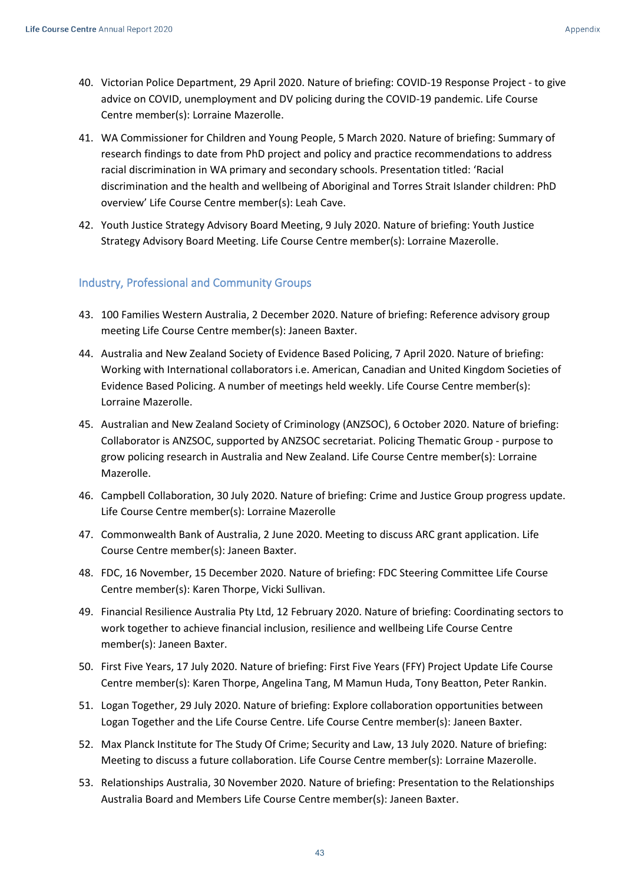40. Victorian Police Department, 29 April 2020. Nature of briefing: COVID-19 Response Project - to give advice on COVID, unemployment and DV policing during the COVID-19 pandemic. Life Course Centre member(s): Lorraine Mazerolle.
41. WA Commissioner for Children and Young People, 5 March 2020. Nature of briefing: Summary of research findings to date from PhD project and policy and practice recommendations to address racial discrimination in WA primary and secondary schools. Presentation titled: 'Racial discrimination and the health and wellbeing of Aboriginal and Torres Strait Islander children: PhD overview' Life Course Centre member(s): Leah Cave.
42. Youth Justice Strategy Advisory Board Meeting, 9 July 2020. Nature of briefing: Youth Justice Strategy Advisory Board Meeting. Life Course Centre member(s): Lorraine Mazerolle.

## Industry, Professional and Community Groups

43. 100 Families Western Australia, 2 December 2020. Nature of briefing: Reference advisory group meeting Life Course Centre member(s): Janeen Baxter.
44. Australia and New Zealand Society of Evidence Based Policing, 7 April 2020. Nature of briefing: Working with International collaborators i.e. American, Canadian and United Kingdom Societies of Evidence Based Policing. A number of meetings held weekly. Life Course Centre member(s): Lorraine Mazerolle.
45. Australian and New Zealand Society of Criminology (ANZSOC), 6 October 2020. Nature of briefing: Collaborator is ANZSOC, supported by ANZSOC secretariat. Policing Thematic Group - purpose to grow policing research in Australia and New Zealand. Life Course Centre member(s): Lorraine Mazerolle.
46. Campbell Collaboration, 30 July 2020. Nature of briefing: Crime and Justice Group progress update. Life Course Centre member(s): Lorraine Mazerolle
47. Commonwealth Bank of Australia, 2 June 2020. Meeting to discuss ARC grant application. Life Course Centre member(s): Janeen Baxter.
48. FDC, 16 November, 15 December 2020. Nature of briefing: FDC Steering Committee Life Course Centre member(s): Karen Thorpe, Vicki Sullivan.
49. Financial Resilience Australia Pty Ltd, 12 February 2020. Nature of briefing: Coordinating sectors to work together to achieve financial inclusion, resilience and wellbeing Life Course Centre member(s): Janeen Baxter.
50. First Five Years, 17 July 2020. Nature of briefing: First Five Years (FFY) Project Update Life Course Centre member(s): Karen Thorpe, Angelina Tang, M Mamun Huda, Tony Beatton, Peter Rankin.
51. Logan Together, 29 July 2020. Nature of briefing: Explore collaboration opportunities between Logan Together and the Life Course Centre. Life Course Centre member(s): Janeen Baxter.
52. Max Planck Institute for The Study Of Crime; Security and Law, 13 July 2020. Nature of briefing: Meeting to discuss a future collaboration. Life Course Centre member(s): Lorraine Mazerolle.
53. Relationships Australia, 30 November 2020. Nature of briefing: Presentation to the Relationships Australia Board and Members Life Course Centre member(s): Janeen Baxter.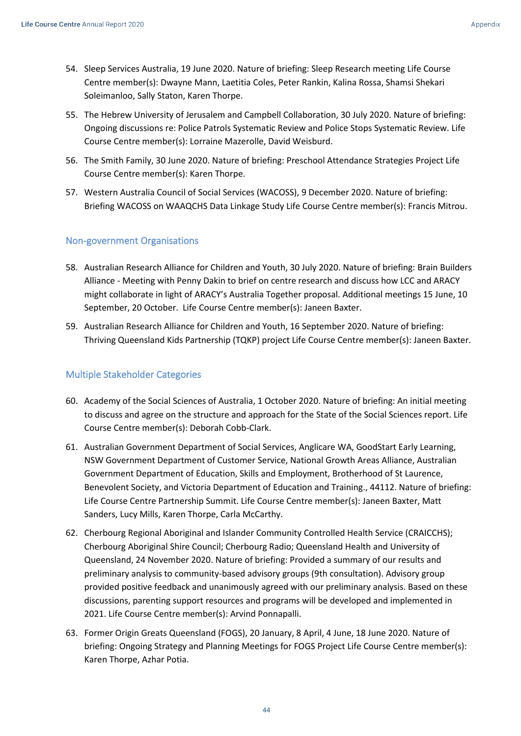54. Sleep Services Australia, 19 June 2020. Nature of briefing: Sleep Research meeting Life Course Centre member(s): Dwayne Mann, Laetitia Coles, Peter Rankin, Kalina Rossa, Shamsi Shekari Soleimanloo, Sally Staton, Karen Thorpe.
55. The Hebrew University of Jerusalem and Campbell Collaboration, 30 July 2020. Nature of briefing: Ongoing discussions re: Police Patrols Systematic Review and Police Stops Systematic Review. Life Course Centre member(s): Lorraine Mazerolle, David Weisburd.
56. The Smith Family, 30 June 2020. Nature of briefing: Preschool Attendance Strategies Project Life Course Centre member(s): Karen Thorpe.
57. Western Australia Council of Social Services (WACOSS), 9 December 2020. Nature of briefing: Briefing WACOSS on WAAQCHS Data Linkage Study Life Course Centre member(s): Francis Mitrou.

## Non-government Organisations

58. Australian Research Alliance for Children and Youth, 30 July 2020. Nature of briefing: Brain Builders Alliance - Meeting with Penny Dakin to brief on centre research and discuss how LCC and ARACY might collaborate in light of ARACY's Australia Together proposal. Additional meetings 15 June, 10 September, 20 October. Life Course Centre member(s): Janeen Baxter.
59. Australian Research Alliance for Children and Youth, 16 September 2020. Nature of briefing: Thriving Queensland Kids Partnership (TQKP) project Life Course Centre member(s): Janeen Baxter.

## Multiple Stakeholder Categories

60. Academy of the Social Sciences of Australia, 1 October 2020. Nature of briefing: An initial meeting to discuss and agree on the structure and approach for the State of the Social Sciences report. Life Course Centre member(s): Deborah Cobb-Clark.
61. Australian Government Department of Social Services, Anglicare WA, GoodStart Early Learning, NSW Government Department of Customer Service, National Growth Areas Alliance, Australian Government Department of Education, Skills and Employment, Brotherhood of St Laurence, Benevolent Society, and Victoria Department of Education and Training., 44112. Nature of briefing: Life Course Centre Partnership Summit. Life Course Centre member(s): Janeen Baxter, Matt Sanders, Lucy Mills, Karen Thorpe, Carla McCarthy.
62. Cherbourg Regional Aboriginal and Islander Community Controlled Health Service (CRAICCHS); Cherbourg Aboriginal Shire Council; Cherbourg Radio; Queensland Health and University of Queensland, 24 November 2020. Nature of briefing: Provided a summary of our results and preliminary analysis to community-based advisory groups (9th consultation). Advisory group provided positive feedback and unanimously agreed with our preliminary analysis. Based on these discussions, parenting support resources and programs will be developed and implemented in 2021. Life Course Centre member(s): Arvind Ponnapalli.
63. Former Origin Greats Queensland (FOGS), 20 January, 8 April, 4 June, 18 June 2020. Nature of briefing: Ongoing Strategy and Planning Meetings for FOGS Project Life Course Centre member(s): Karen Thorpe, Azhar Potia.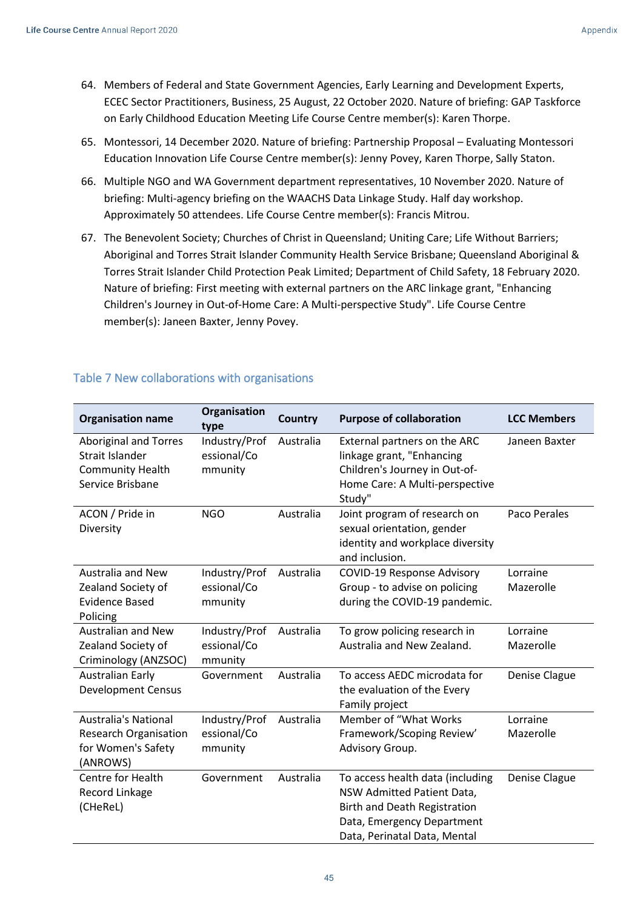64. Members of Federal and State Government Agencies, Early Learning and Development Experts, ECEC Sector Practitioners, Business, 25 August, 22 October 2020. Nature of briefing: GAP Taskforce on Early Childhood Education Meeting Life Course Centre member(s): Karen Thorpe.

65. Montessori, 14 December 2020. Nature of briefing: Partnership Proposal – Evaluating Montessori Education Innovation Life Course Centre member(s): Jenny Povey, Karen Thorpe, Sally Staton.

66. Multiple NGO and WA Government department representatives, 10 November 2020. Nature of briefing: Multi-agency briefing on the WAACHS Data Linkage Study. Half day workshop. Approximately 50 attendees. Life Course Centre member(s): Francis Mitrou.

67. The Benevolent Society; Churches of Christ in Queensland; Uniting Care; Life Without Barriers; Aboriginal and Torres Strait Islander Community Health Service Brisbane; Queensland Aboriginal & Torres Strait Islander Child Protection Peak Limited; Department of Child Safety, 18 February 2020. Nature of briefing: First meeting with external partners on the ARC linkage grant, "Enhancing Children's Journey in Out-of-Home Care: A Multi-perspective Study". Life Course Centre member(s): Janeen Baxter, Jenny Povey.

## Table 7 New collaborations with organisations

| Organisation name | Organisation type | Country | Purpose of collaboration | LCC Members |
|---|---|---|---|---|
| Aboriginal and Torres Strait Islander Community Health Service Brisbane | Industry/Professional/Community | Australia | External partners on the ARC linkage grant, "Enhancing Children's Journey in Out-of-Home Care: A Multi-perspective Study" | Janeen Baxter |
| ACON / Pride in Diversity | NGO | Australia | Joint program of research on sexual orientation, gender identity and workplace diversity and inclusion. | Paco Perales |
| Australia and New Zealand Society of Evidence Based Policing | Industry/Professional/Community | Australia | COVID-19 Response Advisory Group - to advise on policing during the COVID-19 pandemic. | Lorraine Mazerolle |
| Australian and New Zealand Society of Criminology (ANZSOC) | Industry/Professional/Community | Australia | To grow policing research in Australia and New Zealand. | Lorraine Mazerolle |
| Australian Early Development Census | Government | Australia | To access AEDC microdata for the evaluation of the Every Family project | Denise Clague |
| Australia's National Research Organisation for Women's Safety (ANROWS) | Industry/Professional/Community | Australia | Member of "What Works Framework/Scoping Review' Advisory Group. | Lorraine Mazerolle |
| Centre for Health Record Linkage (CHeReL) | Government | Australia | To access health data (including NSW Admitted Patient Data, Birth and Death Registration Data, Emergency Department Data, Perinatal Data, Mental | Denise Clague |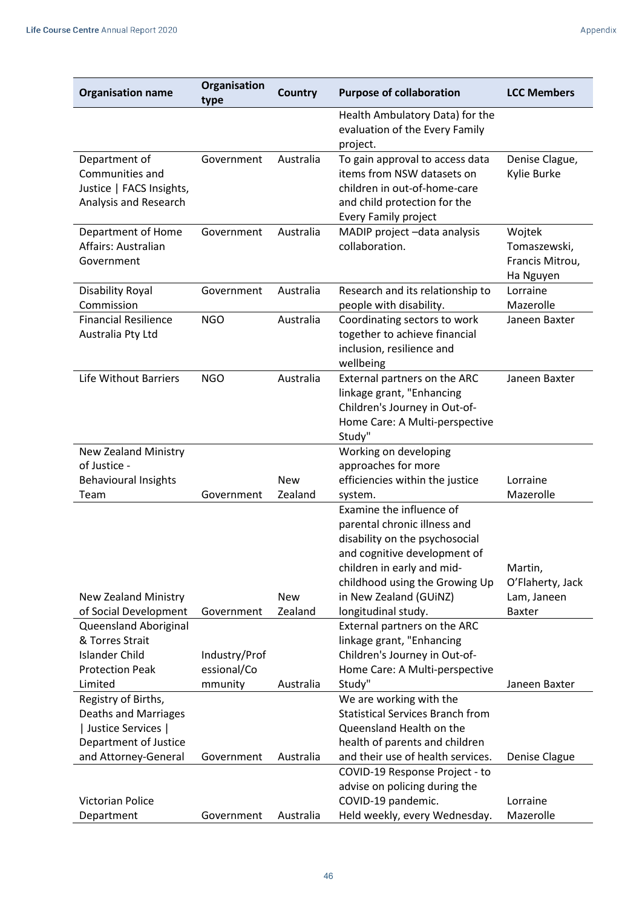| Organisation name | Organisation type | Country | Purpose of collaboration | LCC Members |
|---|---|---|---|---|
| | | | Health Ambulatory Data) for the evaluation of the Every Family project. | |
| Department of Communities and Justice \| FACS Insights, Analysis and Research | Government | Australia | To gain approval to access data items from NSW datasets on children in out-of-home-care and child protection for the Every Family project | Denise Clague, Kylie Burke |
| Department of Home Affairs: Australian Government | Government | Australia | MADIP project –data analysis collaboration. | Wojtek Tomaszewski, Francis Mitrou, Ha Nguyen |
| Disability Royal Commission | Government | Australia | Research and its relationship to people with disability. | Lorraine Mazerolle |
| Financial Resilience Australia Pty Ltd | NGO | Australia | Coordinating sectors to work together to achieve financial inclusion, resilience and wellbeing | Janeen Baxter |
| Life Without Barriers | NGO | Australia | External partners on the ARC linkage grant, "Enhancing Children's Journey in Out-of-Home Care: A Multi-perspective Study" | Janeen Baxter |
| New Zealand Ministry of Justice - Behavioural Insights Team | Government | New Zealand | Working on developing approaches for more efficiencies within the justice system. | Lorraine Mazerolle |
| New Zealand Ministry of Social Development | Government | New Zealand | Examine the influence of parental chronic illness and disability on the psychosocial and cognitive development of children in early and mid-childhood using the Growing Up in New Zealand (GUiNZ) longitudinal study. | Martin, O'Flaherty, Jack Lam, Janeen Baxter |
| Queensland Aboriginal & Torres Strait Islander Child Protection Peak Limited | Industry/Professional/Community | Australia | External partners on the ARC linkage grant, "Enhancing Children's Journey in Out-of-Home Care: A Multi-perspective Study" | Janeen Baxter |
| Registry of Births, Deaths and Marriages \| Justice Services \| Department of Justice and Attorney-General | Government | Australia | We are working with the Statistical Services Branch from Queensland Health on the health of parents and children and their use of health services. | Denise Clague |
| Victorian Police Department | Government | Australia | COVID-19 Response Project - to advise on policing during the COVID-19 pandemic. Held weekly, every Wednesday. | Lorraine Mazerolle |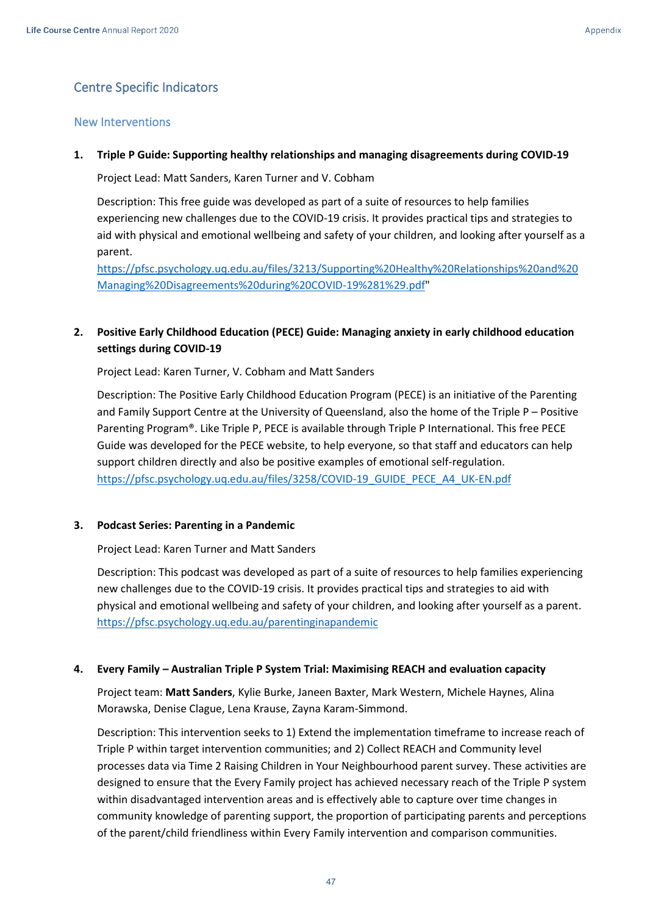## Centre Specific Indicators

### New Interventions

1. **Triple P Guide: Supporting healthy relationships and managing disagreements during COVID-19**

   Project Lead: Matt Sanders, Karen Turner and V. Cobham

   Description: This free guide was developed as part of a suite of resources to help families experiencing new challenges due to the COVID-19 crisis. It provides practical tips and strategies to aid with physical and emotional wellbeing and safety of your children, and looking after yourself as a parent.
   https://pfsc.psychology.uq.edu.au/files/3213/Supporting%20Healthy%20Relationships%20and%20Managing%20Disagreements%20during%20COVID-19%281%29.pdf"

2. **Positive Early Childhood Education (PECE) Guide: Managing anxiety in early childhood education settings during COVID-19**

   Project Lead: Karen Turner, V. Cobham and Matt Sanders

   Description: The Positive Early Childhood Education Program (PECE) is an initiative of the Parenting and Family Support Centre at the University of Queensland, also the home of the Triple P – Positive Parenting Program®. Like Triple P, PECE is available through Triple P International. This free PECE Guide was developed for the PECE website, to help everyone, so that staff and educators can help support children directly and also be positive examples of emotional self-regulation.
   https://pfsc.psychology.uq.edu.au/files/3258/COVID-19_GUIDE_PECE_A4_UK-EN.pdf

3. **Podcast Series: Parenting in a Pandemic**

   Project Lead: Karen Turner and Matt Sanders

   Description: This podcast was developed as part of a suite of resources to help families experiencing new challenges due to the COVID-19 crisis. It provides practical tips and strategies to aid with physical and emotional wellbeing and safety of your children, and looking after yourself as a parent.
   https://pfsc.psychology.uq.edu.au/parentinginapandemic

4. **Every Family – Australian Triple P System Trial: Maximising REACH and evaluation capacity**

   Project team: **Matt Sanders**, Kylie Burke, Janeen Baxter, Mark Western, Michele Haynes, Alina Morawska, Denise Clague, Lena Krause, Zayna Karam-Simmond.

   Description: This intervention seeks to 1) Extend the implementation timeframe to increase reach of Triple P within target intervention communities; and 2) Collect REACH and Community level processes data via Time 2 Raising Children in Your Neighbourhood parent survey. These activities are designed to ensure that the Every Family project has achieved necessary reach of the Triple P system within disadvantaged intervention areas and is effectively able to capture over time changes in community knowledge of parenting support, the proportion of participating parents and perceptions of the parent/child friendliness within Every Family intervention and comparison communities.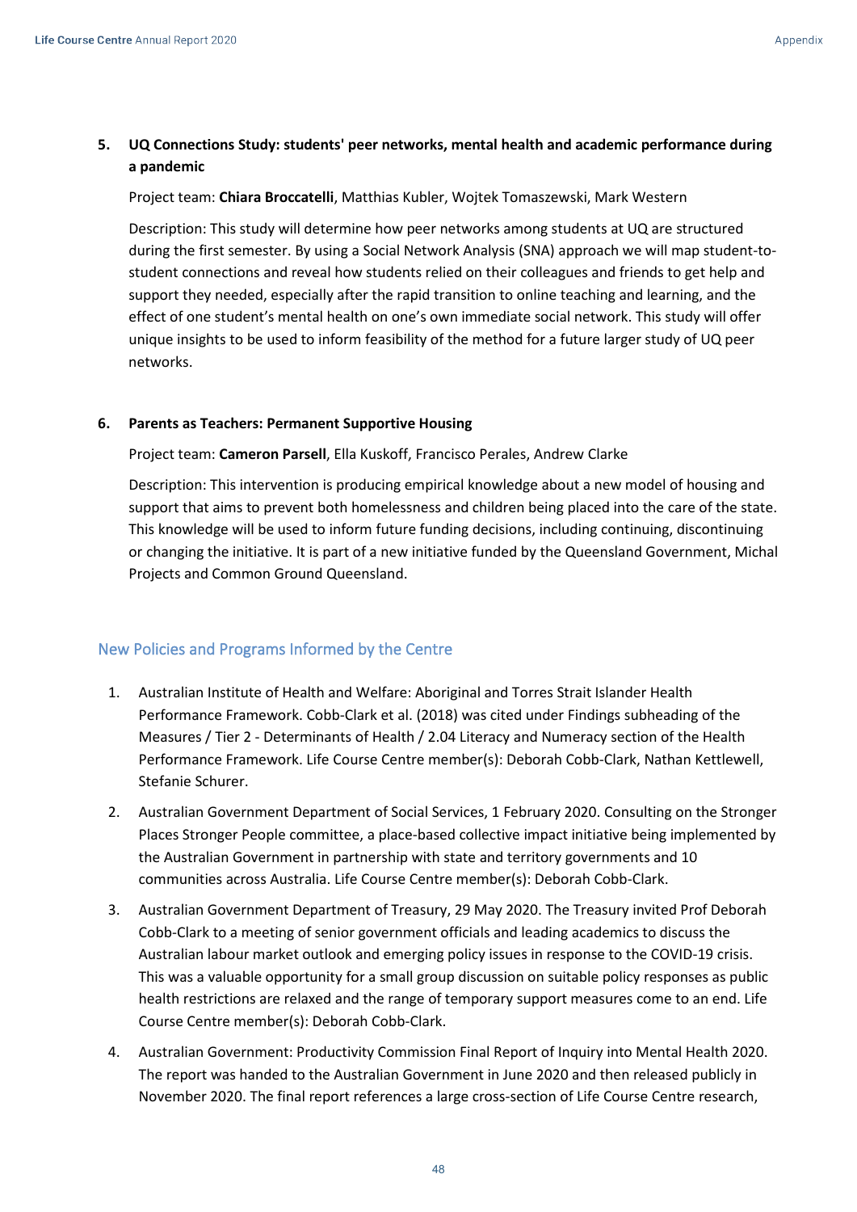5. **UQ Connections Study: students' peer networks, mental health and academic performance during a pandemic**

   Project team: **Chiara Broccatelli**, Matthias Kubler, Wojtek Tomaszewski, Mark Western

   Description: This study will determine how peer networks among students at UQ are structured during the first semester. By using a Social Network Analysis (SNA) approach we will map student-to-student connections and reveal how students relied on their colleagues and friends to get help and support they needed, especially after the rapid transition to online teaching and learning, and the effect of one student's mental health on one's own immediate social network. This study will offer unique insights to be used to inform feasibility of the method for a future larger study of UQ peer networks.

6. **Parents as Teachers: Permanent Supportive Housing**

   Project team: **Cameron Parsell**, Ella Kuskoff, Francisco Perales, Andrew Clarke

   Description: This intervention is producing empirical knowledge about a new model of housing and support that aims to prevent both homelessness and children being placed into the care of the state. This knowledge will be used to inform future funding decisions, including continuing, discontinuing or changing the initiative. It is part of a new initiative funded by the Queensland Government, Michal Projects and Common Ground Queensland.

## New Policies and Programs Informed by the Centre

1. Australian Institute of Health and Welfare: Aboriginal and Torres Strait Islander Health Performance Framework. Cobb-Clark et al. (2018) was cited under Findings subheading of the Measures / Tier 2 - Determinants of Health / 2.04 Literacy and Numeracy section of the Health Performance Framework. Life Course Centre member(s): Deborah Cobb-Clark, Nathan Kettlewell, Stefanie Schurer.
2. Australian Government Department of Social Services, 1 February 2020. Consulting on the Stronger Places Stronger People committee, a place-based collective impact initiative being implemented by the Australian Government in partnership with state and territory governments and 10 communities across Australia. Life Course Centre member(s): Deborah Cobb-Clark.
3. Australian Government Department of Treasury, 29 May 2020. The Treasury invited Prof Deborah Cobb-Clark to a meeting of senior government officials and leading academics to discuss the Australian labour market outlook and emerging policy issues in response to the COVID-19 crisis. This was a valuable opportunity for a small group discussion on suitable policy responses as public health restrictions are relaxed and the range of temporary support measures come to an end. Life Course Centre member(s): Deborah Cobb-Clark.
4. Australian Government: Productivity Commission Final Report of Inquiry into Mental Health 2020. The report was handed to the Australian Government in June 2020 and then released publicly in November 2020. The final report references a large cross-section of Life Course Centre research,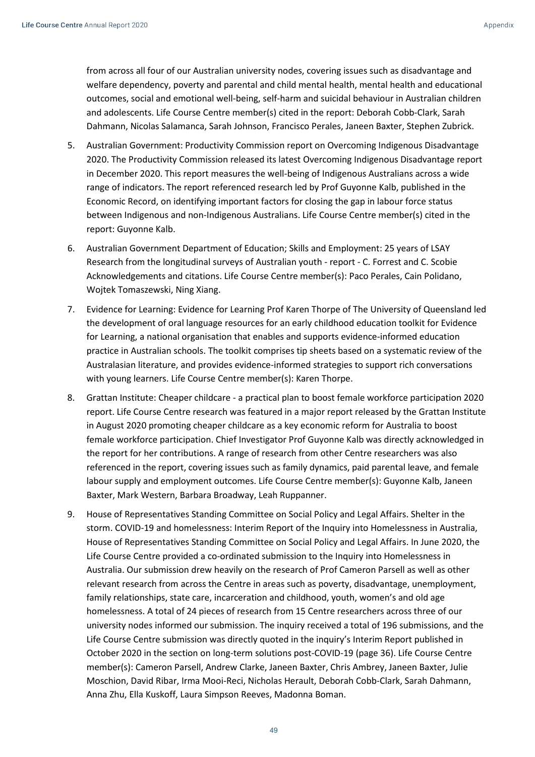from across all four of our Australian university nodes, covering issues such as disadvantage and welfare dependency, poverty and parental and child mental health, mental health and educational outcomes, social and emotional well-being, self-harm and suicidal behaviour in Australian children and adolescents. Life Course Centre member(s) cited in the report: Deborah Cobb-Clark, Sarah Dahmann, Nicolas Salamanca, Sarah Johnson, Francisco Perales, Janeen Baxter, Stephen Zubrick.

5. Australian Government: Productivity Commission report on Overcoming Indigenous Disadvantage 2020. The Productivity Commission released its latest Overcoming Indigenous Disadvantage report in December 2020. This report measures the well-being of Indigenous Australians across a wide range of indicators. The report referenced research led by Prof Guyonne Kalb, published in the Economic Record, on identifying important factors for closing the gap in labour force status between Indigenous and non-Indigenous Australians. Life Course Centre member(s) cited in the report: Guyonne Kalb.

6. Australian Government Department of Education; Skills and Employment: 25 years of LSAY Research from the longitudinal surveys of Australian youth - report - C. Forrest and C. Scobie Acknowledgements and citations. Life Course Centre member(s): Paco Perales, Cain Polidano, Wojtek Tomaszewski, Ning Xiang.

7. Evidence for Learning: Evidence for Learning Prof Karen Thorpe of The University of Queensland led the development of oral language resources for an early childhood education toolkit for Evidence for Learning, a national organisation that enables and supports evidence-informed education practice in Australian schools. The toolkit comprises tip sheets based on a systematic review of the Australasian literature, and provides evidence-informed strategies to support rich conversations with young learners. Life Course Centre member(s): Karen Thorpe.

8. Grattan Institute: Cheaper childcare - a practical plan to boost female workforce participation 2020 report. Life Course Centre research was featured in a major report released by the Grattan Institute in August 2020 promoting cheaper childcare as a key economic reform for Australia to boost female workforce participation. Chief Investigator Prof Guyonne Kalb was directly acknowledged in the report for her contributions. A range of research from other Centre researchers was also referenced in the report, covering issues such as family dynamics, paid parental leave, and female labour supply and employment outcomes. Life Course Centre member(s): Guyonne Kalb, Janeen Baxter, Mark Western, Barbara Broadway, Leah Ruppanner.

9. House of Representatives Standing Committee on Social Policy and Legal Affairs. Shelter in the storm. COVID-19 and homelessness: Interim Report of the Inquiry into Homelessness in Australia, House of Representatives Standing Committee on Social Policy and Legal Affairs. In June 2020, the Life Course Centre provided a co-ordinated submission to the Inquiry into Homelessness in Australia. Our submission drew heavily on the research of Prof Cameron Parsell as well as other relevant research from across the Centre in areas such as poverty, disadvantage, unemployment, family relationships, state care, incarceration and childhood, youth, women's and old age homelessness. A total of 24 pieces of research from 15 Centre researchers across three of our university nodes informed our submission. The inquiry received a total of 196 submissions, and the Life Course Centre submission was directly quoted in the inquiry's Interim Report published in October 2020 in the section on long-term solutions post-COVID-19 (page 36). Life Course Centre member(s): Cameron Parsell, Andrew Clarke, Janeen Baxter, Chris Ambrey, Janeen Baxter, Julie Moschion, David Ribar, Irma Mooi-Reci, Nicholas Herault, Deborah Cobb-Clark, Sarah Dahmann, Anna Zhu, Ella Kuskoff, Laura Simpson Reeves, Madonna Boman.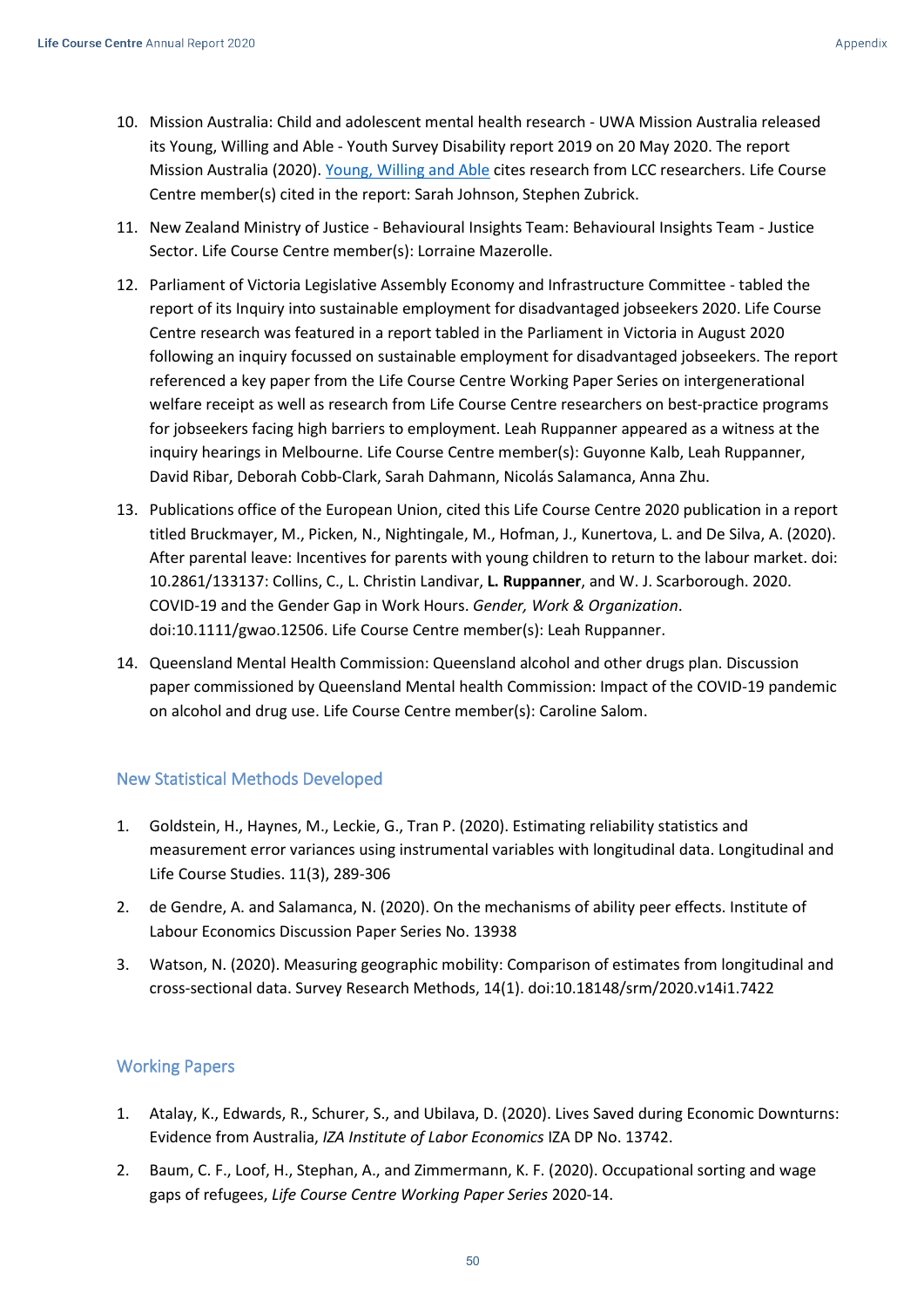10. Mission Australia: Child and adolescent mental health research - UWA Mission Australia released its Young, Willing and Able - Youth Survey Disability report 2019 on 20 May 2020. The report Mission Australia (2020). [Young, Willing and Able]() cites research from LCC researchers. Life Course Centre member(s) cited in the report: Sarah Johnson, Stephen Zubrick.

11. New Zealand Ministry of Justice - Behavioural Insights Team: Behavioural Insights Team - Justice Sector. Life Course Centre member(s): Lorraine Mazerolle.

12. Parliament of Victoria Legislative Assembly Economy and Infrastructure Committee - tabled the report of its Inquiry into sustainable employment for disadvantaged jobseekers 2020. Life Course Centre research was featured in a report tabled in the Parliament in Victoria in August 2020 following an inquiry focussed on sustainable employment for disadvantaged jobseekers. The report referenced a key paper from the Life Course Centre Working Paper Series on intergenerational welfare receipt as well as research from Life Course Centre researchers on best-practice programs for jobseekers facing high barriers to employment. Leah Ruppanner appeared as a witness at the inquiry hearings in Melbourne. Life Course Centre member(s): Guyonne Kalb, Leah Ruppanner, David Ribar, Deborah Cobb-Clark, Sarah Dahmann, Nicolás Salamanca, Anna Zhu.

13. Publications office of the European Union, cited this Life Course Centre 2020 publication in a report titled Bruckmayer, M., Picken, N., Nightingale, M., Hofman, J., Kunertova, L. and De Silva, A. (2020). After parental leave: Incentives for parents with young children to return to the labour market. doi: 10.2861/133137: Collins, C., L. Christin Landivar, **L. Ruppanner**, and W. J. Scarborough. 2020. COVID-19 and the Gender Gap in Work Hours. *Gender, Work & Organization*. doi:10.1111/gwao.12506. Life Course Centre member(s): Leah Ruppanner.

14. Queensland Mental Health Commission: Queensland alcohol and other drugs plan. Discussion paper commissioned by Queensland Mental health Commission: Impact of the COVID-19 pandemic on alcohol and drug use. Life Course Centre member(s): Caroline Salom.

## New Statistical Methods Developed

1. Goldstein, H., Haynes, M., Leckie, G., Tran P. (2020). Estimating reliability statistics and measurement error variances using instrumental variables with longitudinal data. Longitudinal and Life Course Studies. 11(3), 289-306

2. de Gendre, A. and Salamanca, N. (2020). On the mechanisms of ability peer effects. Institute of Labour Economics Discussion Paper Series No. 13938

3. Watson, N. (2020). Measuring geographic mobility: Comparison of estimates from longitudinal and cross-sectional data. Survey Research Methods, 14(1). doi:10.18148/srm/2020.v14i1.7422

## Working Papers

1. Atalay, K., Edwards, R., Schurer, S., and Ubilava, D. (2020). Lives Saved during Economic Downturns: Evidence from Australia, *IZA Institute of Labor Economics* IZA DP No. 13742.

2. Baum, C. F., Loof, H., Stephan, A., and Zimmermann, K. F. (2020). Occupational sorting and wage gaps of refugees, *Life Course Centre Working Paper Series* 2020-14.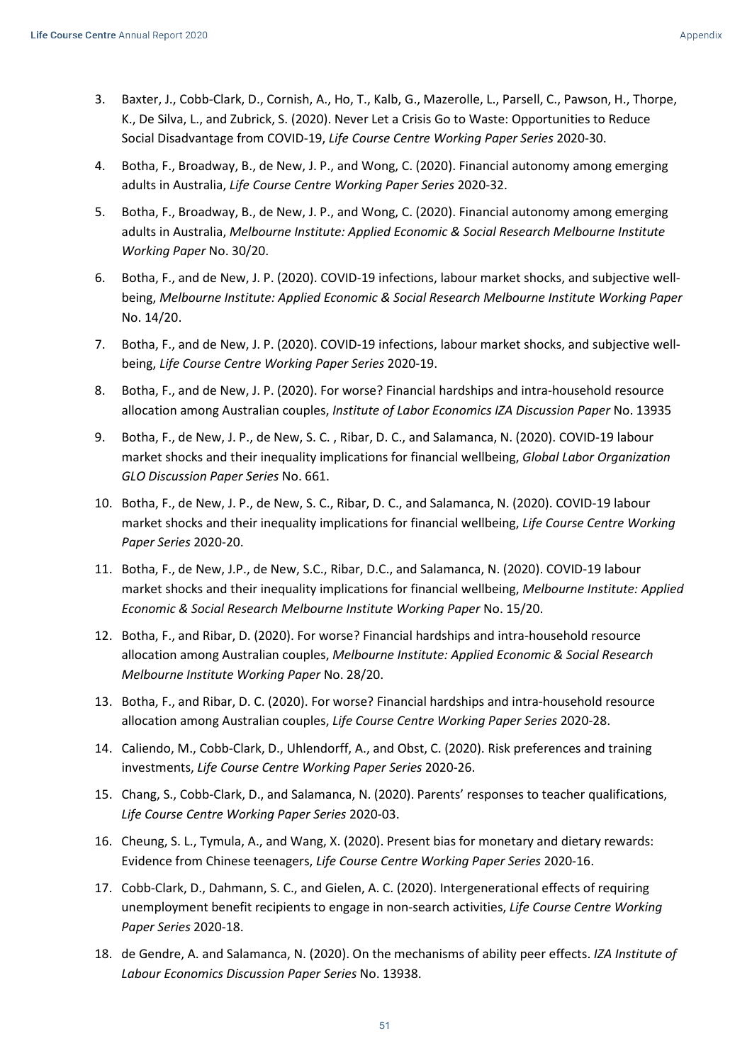3. Baxter, J., Cobb-Clark, D., Cornish, A., Ho, T., Kalb, G., Mazerolle, L., Parsell, C., Pawson, H., Thorpe, K., De Silva, L., and Zubrick, S. (2020). Never Let a Crisis Go to Waste: Opportunities to Reduce Social Disadvantage from COVID-19, *Life Course Centre Working Paper Series* 2020-30.
4. Botha, F., Broadway, B., de New, J. P., and Wong, C. (2020). Financial autonomy among emerging adults in Australia, *Life Course Centre Working Paper Series* 2020-32.
5. Botha, F., Broadway, B., de New, J. P., and Wong, C. (2020). Financial autonomy among emerging adults in Australia, *Melbourne Institute: Applied Economic & Social Research Melbourne Institute Working Paper* No. 30/20.
6. Botha, F., and de New, J. P. (2020). COVID-19 infections, labour market shocks, and subjective well-being, *Melbourne Institute: Applied Economic & Social Research Melbourne Institute Working Paper* No. 14/20.
7. Botha, F., and de New, J. P. (2020). COVID-19 infections, labour market shocks, and subjective well-being, *Life Course Centre Working Paper Series* 2020-19.
8. Botha, F., and de New, J. P. (2020). For worse? Financial hardships and intra-household resource allocation among Australian couples, *Institute of Labor Economics IZA Discussion Paper* No. 13935
9. Botha, F., de New, J. P., de New, S. C. , Ribar, D. C., and Salamanca, N. (2020). COVID-19 labour market shocks and their inequality implications for financial wellbeing, *Global Labor Organization GLO Discussion Paper Series* No. 661.
10. Botha, F., de New, J. P., de New, S. C., Ribar, D. C., and Salamanca, N. (2020). COVID-19 labour market shocks and their inequality implications for financial wellbeing, *Life Course Centre Working Paper Series* 2020-20.
11. Botha, F., de New, J.P., de New, S.C., Ribar, D.C., and Salamanca, N. (2020). COVID-19 labour market shocks and their inequality implications for financial wellbeing, *Melbourne Institute: Applied Economic & Social Research Melbourne Institute Working Paper* No. 15/20.
12. Botha, F., and Ribar, D. (2020). For worse? Financial hardships and intra-household resource allocation among Australian couples, *Melbourne Institute: Applied Economic & Social Research Melbourne Institute Working Paper* No. 28/20.
13. Botha, F., and Ribar, D. C. (2020). For worse? Financial hardships and intra-household resource allocation among Australian couples, *Life Course Centre Working Paper Series* 2020-28.
14. Caliendo, M., Cobb-Clark, D., Uhlendorff, A., and Obst, C. (2020). Risk preferences and training investments, *Life Course Centre Working Paper Series* 2020-26.
15. Chang, S., Cobb-Clark, D., and Salamanca, N. (2020). Parents' responses to teacher qualifications, *Life Course Centre Working Paper Series* 2020-03.
16. Cheung, S. L., Tymula, A., and Wang, X. (2020). Present bias for monetary and dietary rewards: Evidence from Chinese teenagers, *Life Course Centre Working Paper Series* 2020-16.
17. Cobb-Clark, D., Dahmann, S. C., and Gielen, A. C. (2020). Intergenerational effects of requiring unemployment benefit recipients to engage in non-search activities, *Life Course Centre Working Paper Series* 2020-18.
18. de Gendre, A. and Salamanca, N. (2020). On the mechanisms of ability peer effects. *IZA Institute of Labour Economics Discussion Paper Series* No. 13938.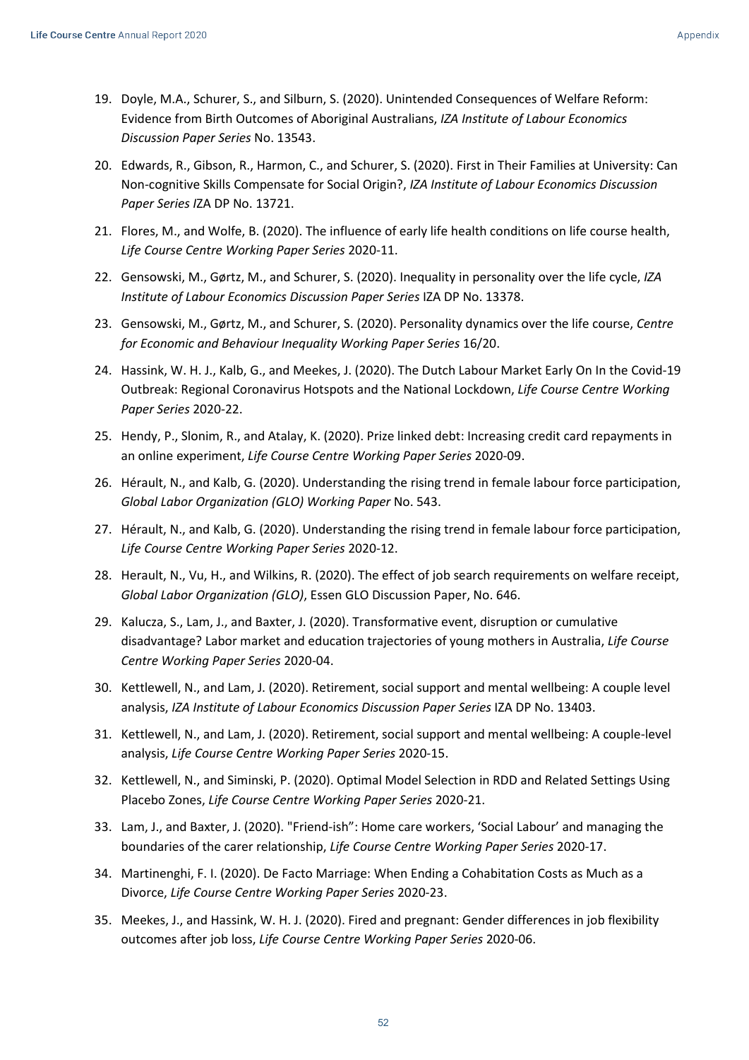19. Doyle, M.A., Schurer, S., and Silburn, S. (2020). Unintended Consequences of Welfare Reform: Evidence from Birth Outcomes of Aboriginal Australians, *IZA Institute of Labour Economics Discussion Paper Series* No. 13543.
20. Edwards, R., Gibson, R., Harmon, C., and Schurer, S. (2020). First in Their Families at University: Can Non-cognitive Skills Compensate for Social Origin?, *IZA Institute of Labour Economics Discussion Paper Series I*ZA DP No. 13721.
21. Flores, M., and Wolfe, B. (2020). The influence of early life health conditions on life course health, *Life Course Centre Working Paper Series* 2020-11.
22. Gensowski, M., Gørtz, M., and Schurer, S. (2020). Inequality in personality over the life cycle, *IZA Institute of Labour Economics Discussion Paper Series* IZA DP No. 13378.
23. Gensowski, M., Gørtz, M., and Schurer, S. (2020). Personality dynamics over the life course, *Centre for Economic and Behaviour Inequality Working Paper Series* 16/20.
24. Hassink, W. H. J., Kalb, G., and Meekes, J. (2020). The Dutch Labour Market Early On In the Covid-19 Outbreak: Regional Coronavirus Hotspots and the National Lockdown, *Life Course Centre Working Paper Series* 2020-22.
25. Hendy, P., Slonim, R., and Atalay, K. (2020). Prize linked debt: Increasing credit card repayments in an online experiment, *Life Course Centre Working Paper Series* 2020-09.
26. Hérault, N., and Kalb, G. (2020). Understanding the rising trend in female labour force participation, *Global Labor Organization (GLO) Working Paper* No. 543.
27. Hérault, N., and Kalb, G. (2020). Understanding the rising trend in female labour force participation, *Life Course Centre Working Paper Series* 2020-12.
28. Herault, N., Vu, H., and Wilkins, R. (2020). The effect of job search requirements on welfare receipt, *Global Labor Organization (GLO)*, Essen GLO Discussion Paper, No. 646.
29. Kalucza, S., Lam, J., and Baxter, J. (2020). Transformative event, disruption or cumulative disadvantage? Labor market and education trajectories of young mothers in Australia, *Life Course Centre Working Paper Series* 2020-04.
30. Kettlewell, N., and Lam, J. (2020). Retirement, social support and mental wellbeing: A couple level analysis, *IZA Institute of Labour Economics Discussion Paper Series* IZA DP No. 13403.
31. Kettlewell, N., and Lam, J. (2020). Retirement, social support and mental wellbeing: A couple-level analysis, *Life Course Centre Working Paper Series* 2020-15.
32. Kettlewell, N., and Siminski, P. (2020). Optimal Model Selection in RDD and Related Settings Using Placebo Zones, *Life Course Centre Working Paper Series* 2020-21.
33. Lam, J., and Baxter, J. (2020). "Friend-ish": Home care workers, 'Social Labour' and managing the boundaries of the carer relationship, *Life Course Centre Working Paper Series* 2020-17.
34. Martinenghi, F. I. (2020). De Facto Marriage: When Ending a Cohabitation Costs as Much as a Divorce, *Life Course Centre Working Paper Series* 2020-23.
35. Meekes, J., and Hassink, W. H. J. (2020). Fired and pregnant: Gender differences in job flexibility outcomes after job loss, *Life Course Centre Working Paper Series* 2020-06.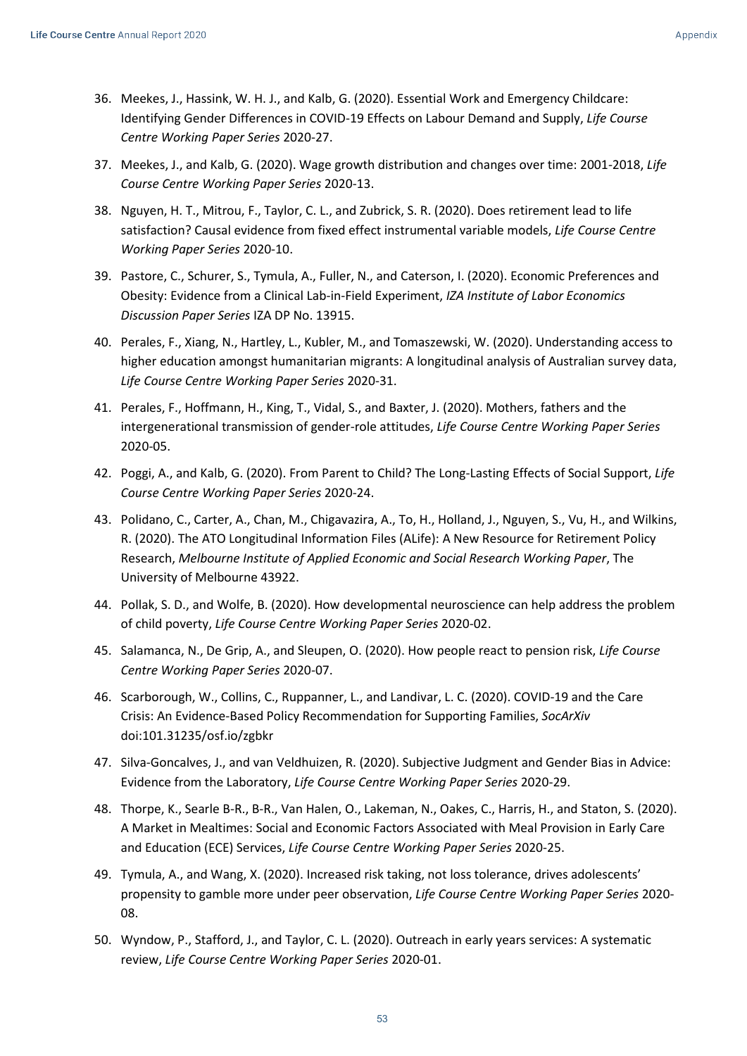36. Meekes, J., Hassink, W. H. J., and Kalb, G. (2020). Essential Work and Emergency Childcare: Identifying Gender Differences in COVID-19 Effects on Labour Demand and Supply, *Life Course Centre Working Paper Series* 2020-27.

37. Meekes, J., and Kalb, G. (2020). Wage growth distribution and changes over time: 2001-2018, *Life Course Centre Working Paper Series* 2020-13.

38. Nguyen, H. T., Mitrou, F., Taylor, C. L., and Zubrick, S. R. (2020). Does retirement lead to life satisfaction? Causal evidence from fixed effect instrumental variable models, *Life Course Centre Working Paper Series* 2020-10.

39. Pastore, C., Schurer, S., Tymula, A., Fuller, N., and Caterson, I. (2020). Economic Preferences and Obesity: Evidence from a Clinical Lab-in-Field Experiment, *IZA Institute of Labor Economics Discussion Paper Series* IZA DP No. 13915.

40. Perales, F., Xiang, N., Hartley, L., Kubler, M., and Tomaszewski, W. (2020). Understanding access to higher education amongst humanitarian migrants: A longitudinal analysis of Australian survey data, *Life Course Centre Working Paper Series* 2020-31.

41. Perales, F., Hoffmann, H., King, T., Vidal, S., and Baxter, J. (2020). Mothers, fathers and the intergenerational transmission of gender-role attitudes, *Life Course Centre Working Paper Series* 2020-05.

42. Poggi, A., and Kalb, G. (2020). From Parent to Child? The Long-Lasting Effects of Social Support, *Life Course Centre Working Paper Series* 2020-24.

43. Polidano, C., Carter, A., Chan, M., Chigavazira, A., To, H., Holland, J., Nguyen, S., Vu, H., and Wilkins, R. (2020). The ATO Longitudinal Information Files (ALife): A New Resource for Retirement Policy Research, *Melbourne Institute of Applied Economic and Social Research Working Paper*, The University of Melbourne 43922.

44. Pollak, S. D., and Wolfe, B. (2020). How developmental neuroscience can help address the problem of child poverty, *Life Course Centre Working Paper Series* 2020-02.

45. Salamanca, N., De Grip, A., and Sleupen, O. (2020). How people react to pension risk, *Life Course Centre Working Paper Series* 2020-07.

46. Scarborough, W., Collins, C., Ruppanner, L., and Landivar, L. C. (2020). COVID-19 and the Care Crisis: An Evidence-Based Policy Recommendation for Supporting Families, *SocArXiv* doi:101.31235/osf.io/zgbkr

47. Silva-Goncalves, J., and van Veldhuizen, R. (2020). Subjective Judgment and Gender Bias in Advice: Evidence from the Laboratory, *Life Course Centre Working Paper Series* 2020-29.

48. Thorpe, K., Searle B-R., B-R., Van Halen, O., Lakeman, N., Oakes, C., Harris, H., and Staton, S. (2020). A Market in Mealtimes: Social and Economic Factors Associated with Meal Provision in Early Care and Education (ECE) Services, *Life Course Centre Working Paper Series* 2020-25.

49. Tymula, A., and Wang, X. (2020). Increased risk taking, not loss tolerance, drives adolescents' propensity to gamble more under peer observation, *Life Course Centre Working Paper Series* 2020-08.

50. Wyndow, P., Stafford, J., and Taylor, C. L. (2020). Outreach in early years services: A systematic review, *Life Course Centre Working Paper Series* 2020-01.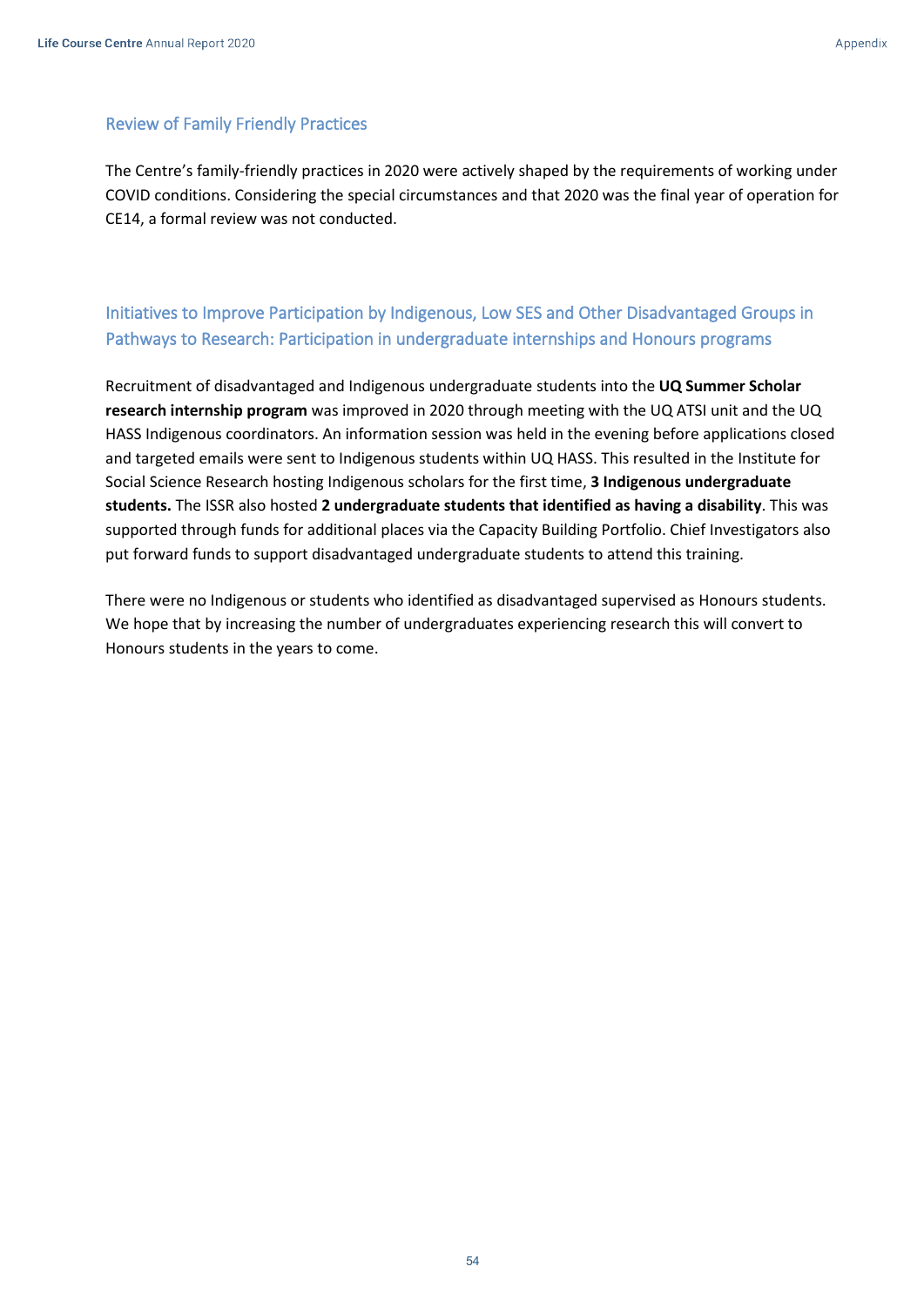## Review of Family Friendly Practices

The Centre's family-friendly practices in 2020 were actively shaped by the requirements of working under COVID conditions. Considering the special circumstances and that 2020 was the final year of operation for CE14, a formal review was not conducted.

## Initiatives to Improve Participation by Indigenous, Low SES and Other Disadvantaged Groups in Pathways to Research: Participation in undergraduate internships and Honours programs

Recruitment of disadvantaged and Indigenous undergraduate students into the **UQ Summer Scholar research internship program** was improved in 2020 through meeting with the UQ ATSI unit and the UQ HASS Indigenous coordinators. An information session was held in the evening before applications closed and targeted emails were sent to Indigenous students within UQ HASS. This resulted in the Institute for Social Science Research hosting Indigenous scholars for the first time, **3 Indigenous undergraduate students.** The ISSR also hosted **2 undergraduate students that identified as having a disability**. This was supported through funds for additional places via the Capacity Building Portfolio. Chief Investigators also put forward funds to support disadvantaged undergraduate students to attend this training.

There were no Indigenous or students who identified as disadvantaged supervised as Honours students. We hope that by increasing the number of undergraduates experiencing research this will convert to Honours students in the years to come.